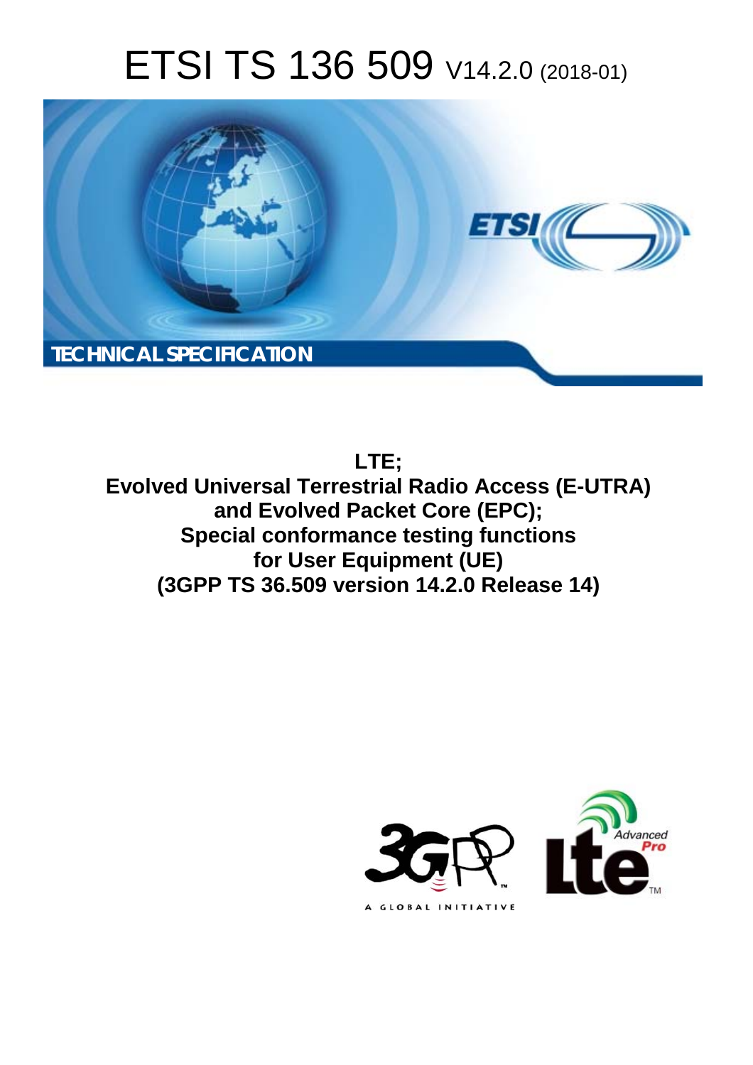# ETSI TS 136 509 V14.2.0 (2018-01)

**TECHNICAL SPECIFICATION**

**LTE;**
**Evolved Universal Terrestrial Radio Access (E-UTRA) and Evolved Packet Core (EPC);**
**Special conformance testing functions for User Equipment (UE)**
**(3GPP TS 36.509 version 14.2.0 Release 14)**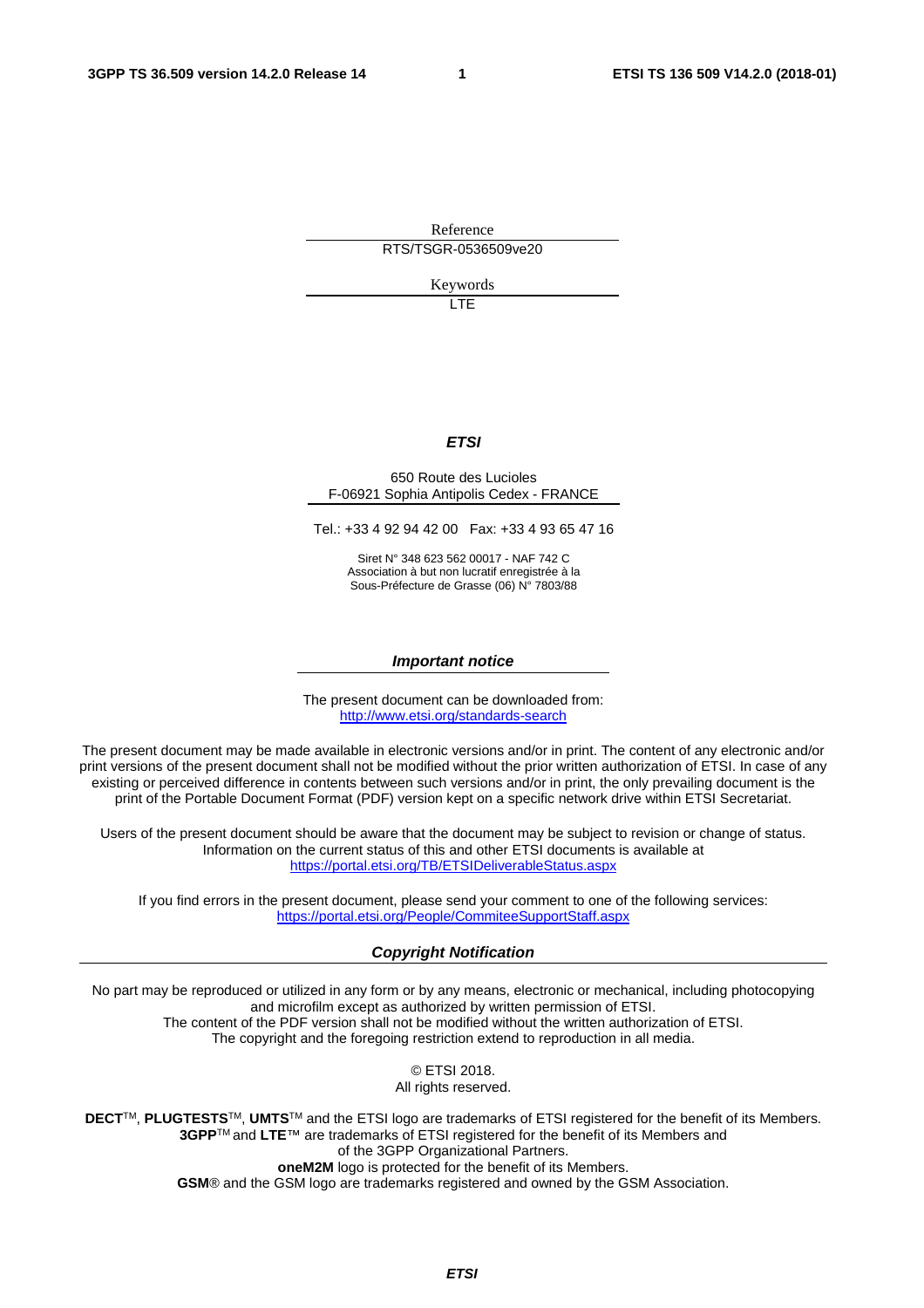Reference

RTS/TSGR-0536509ve20

Keywords

LTE

***ETSI***

650 Route des Lucioles
F-06921 Sophia Antipolis Cedex - FRANCE

Tel.: +33 4 92 94 42 00   Fax: +33 4 93 65 47 16

Siret N° 348 623 562 00017 - NAF 742 C
Association à but non lucratif enregistrée à la
Sous-Préfecture de Grasse (06) N° 7803/88

***Important notice***

The present document can be downloaded from:
http://www.etsi.org/standards-search

The present document may be made available in electronic versions and/or in print. The content of any electronic and/or print versions of the present document shall not be modified without the prior written authorization of ETSI. In case of any existing or perceived difference in contents between such versions and/or in print, the only prevailing document is the print of the Portable Document Format (PDF) version kept on a specific network drive within ETSI Secretariat.

Users of the present document should be aware that the document may be subject to revision or change of status. Information on the current status of this and other ETSI documents is available at
https://portal.etsi.org/TB/ETSIDeliverableStatus.aspx

If you find errors in the present document, please send your comment to one of the following services:
https://portal.etsi.org/People/CommiteeSupportStaff.aspx

***Copyright Notification***

No part may be reproduced or utilized in any form or by any means, electronic or mechanical, including photocopying and microfilm except as authorized by written permission of ETSI.
The content of the PDF version shall not be modified without the written authorization of ETSI.
The copyright and the foregoing restriction extend to reproduction in all media.

© ETSI 2018.
All rights reserved.

**DECT**™, **PLUGTESTS**™, **UMTS**™ and the ETSI logo are trademarks of ETSI registered for the benefit of its Members.
**3GPP**™ and **LTE**™ are trademarks of ETSI registered for the benefit of its Members and of the 3GPP Organizational Partners.
**oneM2M** logo is protected for the benefit of its Members.
**GSM**® and the GSM logo are trademarks registered and owned by the GSM Association.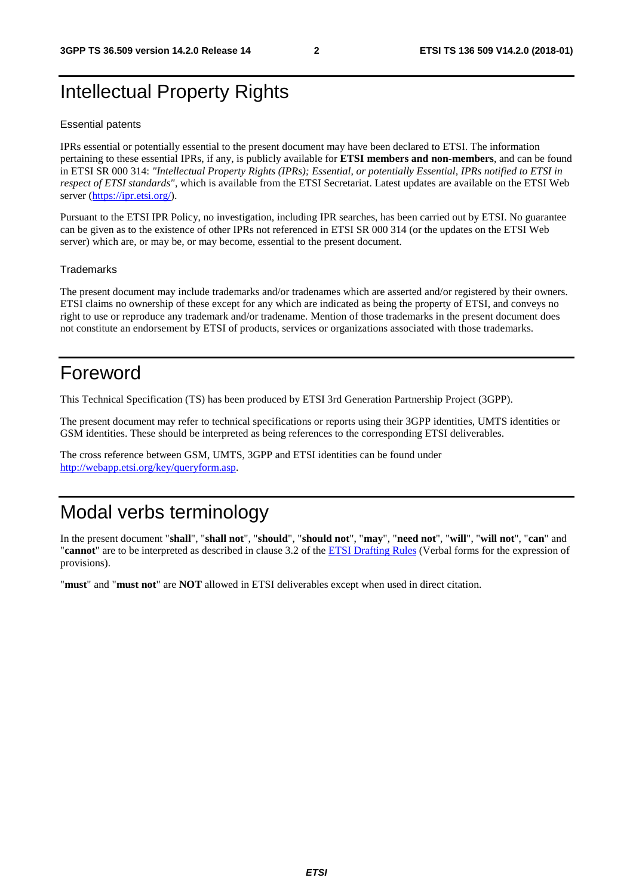# Intellectual Property Rights

## Essential patents

IPRs essential or potentially essential to the present document may have been declared to ETSI. The information pertaining to these essential IPRs, if any, is publicly available for **ETSI members and non-members**, and can be found in ETSI SR 000 314: *"Intellectual Property Rights (IPRs); Essential, or potentially Essential, IPRs notified to ETSI in respect of ETSI standards"*, which is available from the ETSI Secretariat. Latest updates are available on the ETSI Web server (https://ipr.etsi.org/).

Pursuant to the ETSI IPR Policy, no investigation, including IPR searches, has been carried out by ETSI. No guarantee can be given as to the existence of other IPRs not referenced in ETSI SR 000 314 (or the updates on the ETSI Web server) which are, or may be, or may become, essential to the present document.

## Trademarks

The present document may include trademarks and/or tradenames which are asserted and/or registered by their owners. ETSI claims no ownership of these except for any which are indicated as being the property of ETSI, and conveys no right to use or reproduce any trademark and/or tradename. Mention of those trademarks in the present document does not constitute an endorsement by ETSI of products, services or organizations associated with those trademarks.

# Foreword

This Technical Specification (TS) has been produced by ETSI 3rd Generation Partnership Project (3GPP).

The present document may refer to technical specifications or reports using their 3GPP identities, UMTS identities or GSM identities. These should be interpreted as being references to the corresponding ETSI deliverables.

The cross reference between GSM, UMTS, 3GPP and ETSI identities can be found under http://webapp.etsi.org/key/queryform.asp.

# Modal verbs terminology

In the present document "**shall**", "**shall not**", "**should**", "**should not**", "**may**", "**need not**", "**will**", "**will not**", "**can**" and "**cannot**" are to be interpreted as described in clause 3.2 of the ETSI Drafting Rules (Verbal forms for the expression of provisions).

"**must**" and "**must not**" are **NOT** allowed in ETSI deliverables except when used in direct citation.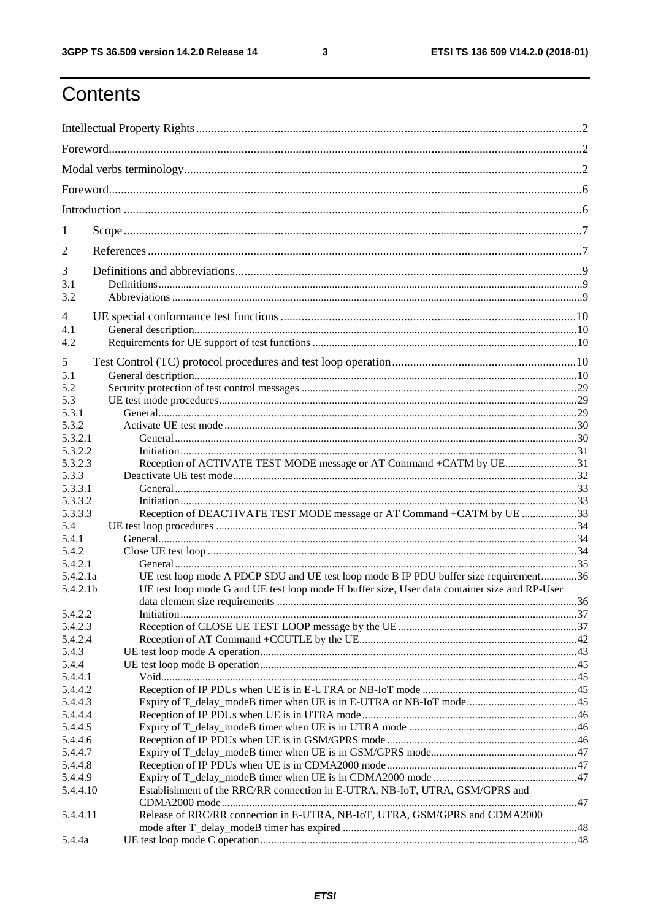# Contents

Intellectual Property Rights ........ 2

Foreword ........ 2

Modal verbs terminology ........ 2

Foreword ........ 6

Introduction ........ 6

1 Scope ........ 7

2 References ........ 7

3 Definitions and abbreviations ........ 9

3.1 Definitions ........ 9

3.2 Abbreviations ........ 9

4 UE special conformance test functions ........ 10

4.1 General description ........ 10

4.2 Requirements for UE support of test functions ........ 10

5 Test Control (TC) protocol procedures and test loop operation ........ 10

5.1 General description ........ 10

5.2 Security protection of test control messages ........ 29

5.3 UE test mode procedures ........ 29

5.3.1 General ........ 29

5.3.2 Activate UE test mode ........ 30

5.3.2.1 General ........ 30

5.3.2.2 Initiation ........ 31

5.3.2.3 Reception of ACTIVATE TEST MODE message or AT Command +CATM by UE ........ 31

5.3.3 Deactivate UE test mode ........ 32

5.3.3.1 General ........ 33

5.3.3.2 Initiation ........ 33

5.3.3.3 Reception of DEACTIVATE TEST MODE message or AT Command +CATM by UE ........ 33

5.4 UE test loop procedures ........ 34

5.4.1 General ........ 34

5.4.2 Close UE test loop ........ 34

5.4.2.1 General ........ 35

5.4.2.1a UE test loop mode A PDCP SDU and UE test loop mode B IP PDU buffer size requirement ........ 36

5.4.2.1b UE test loop mode G and UE test loop mode H buffer size, User data container size and RP-User data element size requirements ........ 36

5.4.2.2 Initiation ........ 37

5.4.2.3 Reception of CLOSE UE TEST LOOP message by the UE ........ 37

5.4.2.4 Reception of AT Command +CCUTLE by the UE ........ 42

5.4.3 UE test loop mode A operation ........ 43

5.4.4 UE test loop mode B operation ........ 45

5.4.4.1 Void ........ 45

5.4.4.2 Reception of IP PDUs when UE is in E-UTRA or NB-IoT mode ........ 45

5.4.4.3 Expiry of T_delay_modeB timer when UE is in E-UTRA or NB-IoT mode ........ 45

5.4.4.4 Reception of IP PDUs when UE is in UTRA mode ........ 46

5.4.4.5 Expiry of T_delay_modeB timer when UE is in UTRA mode ........ 46

5.4.4.6 Reception of IP PDUs when UE is in GSM/GPRS mode ........ 46

5.4.4.7 Expiry of T_delay_modeB timer when UE is in GSM/GPRS mode ........ 47

5.4.4.8 Reception of IP PDUs when UE is in CDMA2000 mode ........ 47

5.4.4.9 Expiry of T_delay_modeB timer when UE is in CDMA2000 mode ........ 47

5.4.4.10 Establishment of the RRC/RR connection in E-UTRA, NB-IoT, UTRA, GSM/GPRS and CDMA2000 mode ........ 47

5.4.4.11 Release of RRC/RR connection in E-UTRA, NB-IoT, UTRA, GSM/GPRS and CDMA2000 mode after T_delay_modeB timer has expired ........ 48

5.4.4a UE test loop mode C operation ........ 48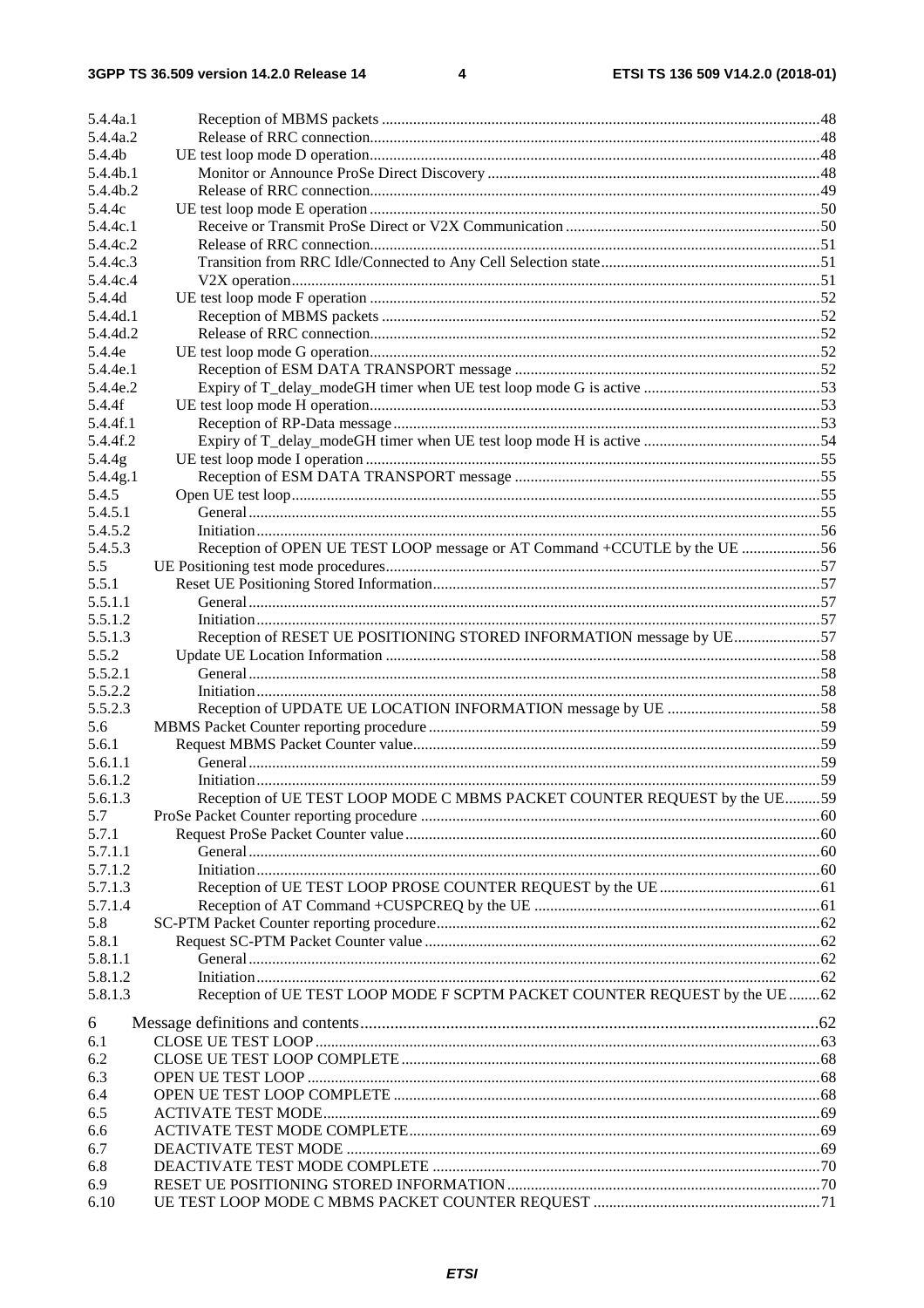| | | |
|---|---|---|
| 5.4.4a.1 | Reception of MBMS packets | 48 |
| 5.4.4a.2 | Release of RRC connection | 48 |
| 5.4.4b | UE test loop mode D operation | 48 |
| 5.4.4b.1 | Monitor or Announce ProSe Direct Discovery | 48 |
| 5.4.4b.2 | Release of RRC connection | 49 |
| 5.4.4c | UE test loop mode E operation | 50 |
| 5.4.4c.1 | Receive or Transmit ProSe Direct or V2X Communication | 50 |
| 5.4.4c.2 | Release of RRC connection | 51 |
| 5.4.4c.3 | Transition from RRC Idle/Connected to Any Cell Selection state | 51 |
| 5.4.4c.4 | V2X operation | 51 |
| 5.4.4d | UE test loop mode F operation | 52 |
| 5.4.4d.1 | Reception of MBMS packets | 52 |
| 5.4.4d.2 | Release of RRC connection | 52 |
| 5.4.4e | UE test loop mode G operation | 52 |
| 5.4.4e.1 | Reception of ESM DATA TRANSPORT message | 52 |
| 5.4.4e.2 | Expiry of T_delay_modeGH timer when UE test loop mode G is active | 53 |
| 5.4.4f | UE test loop mode H operation | 53 |
| 5.4.4f.1 | Reception of RP-Data message | 53 |
| 5.4.4f.2 | Expiry of T_delay_modeGH timer when UE test loop mode H is active | 54 |
| 5.4.4g | UE test loop mode I operation | 55 |
| 5.4.4g.1 | Reception of ESM DATA TRANSPORT message | 55 |
| 5.4.5 | Open UE test loop | 55 |
| 5.4.5.1 | General | 55 |
| 5.4.5.2 | Initiation | 56 |
| 5.4.5.3 | Reception of OPEN UE TEST LOOP message or AT Command +CCUTLE by the UE | 56 |
| 5.5 | UE Positioning test mode procedures | 57 |
| 5.5.1 | Reset UE Positioning Stored Information | 57 |
| 5.5.1.1 | General | 57 |
| 5.5.1.2 | Initiation | 57 |
| 5.5.1.3 | Reception of RESET UE POSITIONING STORED INFORMATION message by UE | 57 |
| 5.5.2 | Update UE Location Information | 58 |
| 5.5.2.1 | General | 58 |
| 5.5.2.2 | Initiation | 58 |
| 5.5.2.3 | Reception of UPDATE UE LOCATION INFORMATION message by UE | 58 |
| 5.6 | MBMS Packet Counter reporting procedure | 59 |
| 5.6.1 | Request MBMS Packet Counter value | 59 |
| 5.6.1.1 | General | 59 |
| 5.6.1.2 | Initiation | 59 |
| 5.6.1.3 | Reception of UE TEST LOOP MODE C MBMS PACKET COUNTER REQUEST by the UE | 59 |
| 5.7 | ProSe Packet Counter reporting procedure | 60 |
| 5.7.1 | Request ProSe Packet Counter value | 60 |
| 5.7.1.1 | General | 60 |
| 5.7.1.2 | Initiation | 60 |
| 5.7.1.3 | Reception of UE TEST LOOP PROSE COUNTER REQUEST by the UE | 61 |
| 5.7.1.4 | Reception of AT Command +CUSPCREQ by the UE | 61 |
| 5.8 | SC-PTM Packet Counter reporting procedure | 62 |
| 5.8.1 | Request SC-PTM Packet Counter value | 62 |
| 5.8.1.1 | General | 62 |
| 5.8.1.2 | Initiation | 62 |
| 5.8.1.3 | Reception of UE TEST LOOP MODE F SCPTM PACKET COUNTER REQUEST by the UE | 62 |
| 6 | Message definitions and contents | 62 |
| 6.1 | CLOSE UE TEST LOOP | 63 |
| 6.2 | CLOSE UE TEST LOOP COMPLETE | 68 |
| 6.3 | OPEN UE TEST LOOP | 68 |
| 6.4 | OPEN UE TEST LOOP COMPLETE | 68 |
| 6.5 | ACTIVATE TEST MODE | 69 |
| 6.6 | ACTIVATE TEST MODE COMPLETE | 69 |
| 6.7 | DEACTIVATE TEST MODE | 69 |
| 6.8 | DEACTIVATE TEST MODE COMPLETE | 70 |
| 6.9 | RESET UE POSITIONING STORED INFORMATION | 70 |
| 6.10 | UE TEST LOOP MODE C MBMS PACKET COUNTER REQUEST | 71 |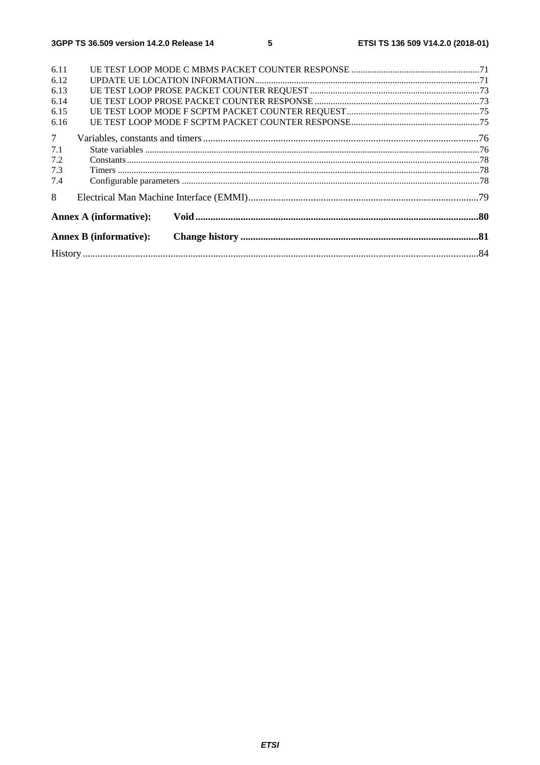6.11 UE TEST LOOP MODE C MBMS PACKET COUNTER RESPONSE .......................................................71
6.12 UPDATE UE LOCATION INFORMATION.................................................................................................71
6.13 UE TEST LOOP PROSE PACKET COUNTER REQUEST ..........................................................................73
6.14 UE TEST LOOP PROSE PACKET COUNTER RESPONSE .......................................................................73
6.15 UE TEST LOOP MODE F SCPTM PACKET COUNTER REQUEST..........................................................75
6.16 UE TEST LOOP MODE F SCPTM PACKET COUNTER RESPONSE.......................................................75

7 Variables, constants and timers .............................................................................................................76
7.1 State variables ................................................................................................................................................76
7.2 Constants........................................................................................................................................................78
7.3 Timers ............................................................................................................................................................78
7.4 Configurable parameters ................................................................................................................................78

8 Electrical Man Machine Interface (EMMI)............................................................................................79

**Annex A (informative): Void ...............................................................................................................80**

**Annex B (informative): Change history .............................................................................................81**

History ..............................................................................................................................................................84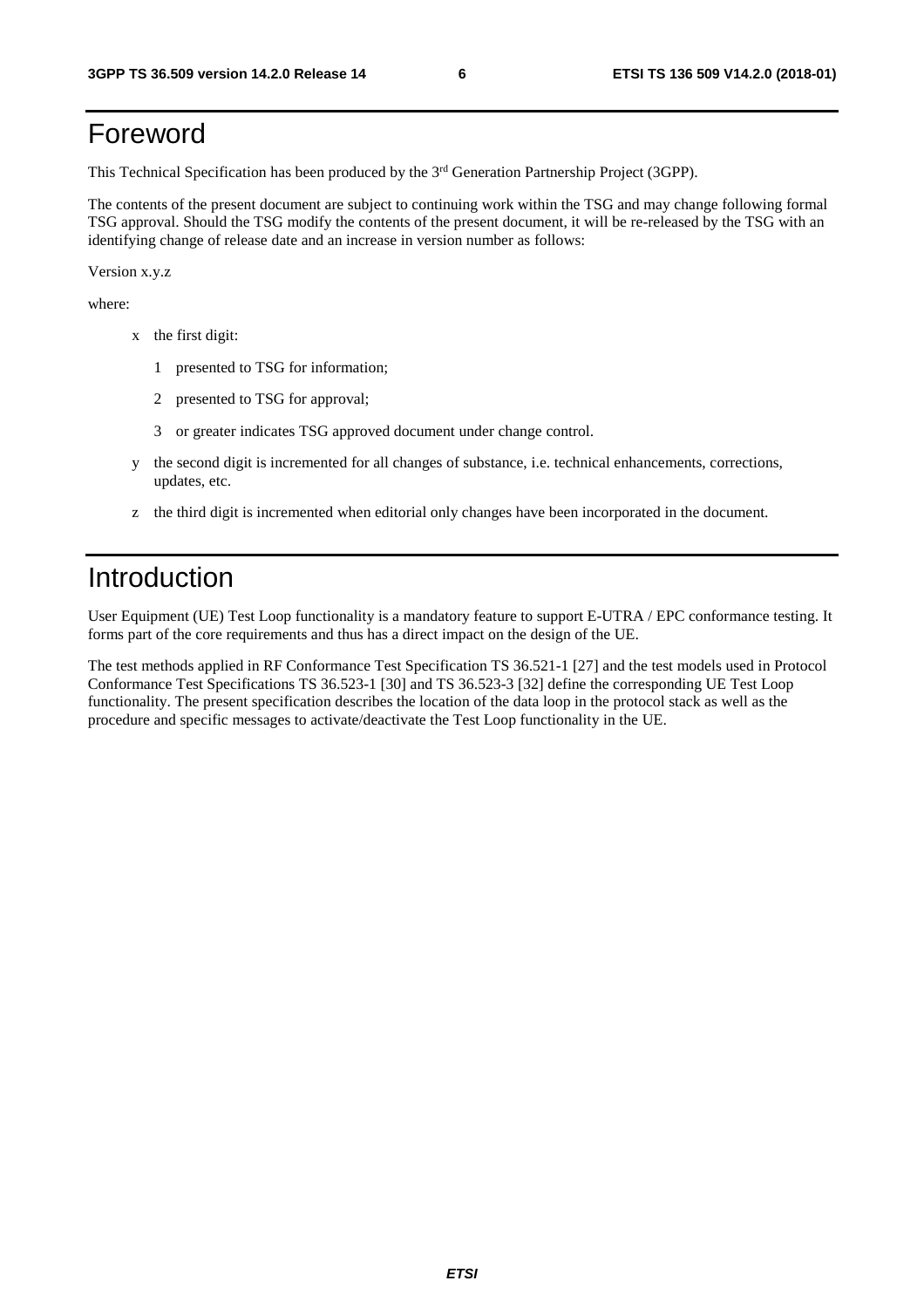# Foreword

This Technical Specification has been produced by the 3rd Generation Partnership Project (3GPP).

The contents of the present document are subject to continuing work within the TSG and may change following formal TSG approval. Should the TSG modify the contents of the present document, it will be re-released by the TSG with an identifying change of release date and an increase in version number as follows:

Version x.y.z

where:

- x the first digit:
  - 1 presented to TSG for information;
  - 2 presented to TSG for approval;
  - 3 or greater indicates TSG approved document under change control.
- y the second digit is incremented for all changes of substance, i.e. technical enhancements, corrections, updates, etc.
- z the third digit is incremented when editorial only changes have been incorporated in the document.

# Introduction

User Equipment (UE) Test Loop functionality is a mandatory feature to support E-UTRA / EPC conformance testing. It forms part of the core requirements and thus has a direct impact on the design of the UE.

The test methods applied in RF Conformance Test Specification TS 36.521-1 [27] and the test models used in Protocol Conformance Test Specifications TS 36.523-1 [30] and TS 36.523-3 [32] define the corresponding UE Test Loop functionality. The present specification describes the location of the data loop in the protocol stack as well as the procedure and specific messages to activate/deactivate the Test Loop functionality in the UE.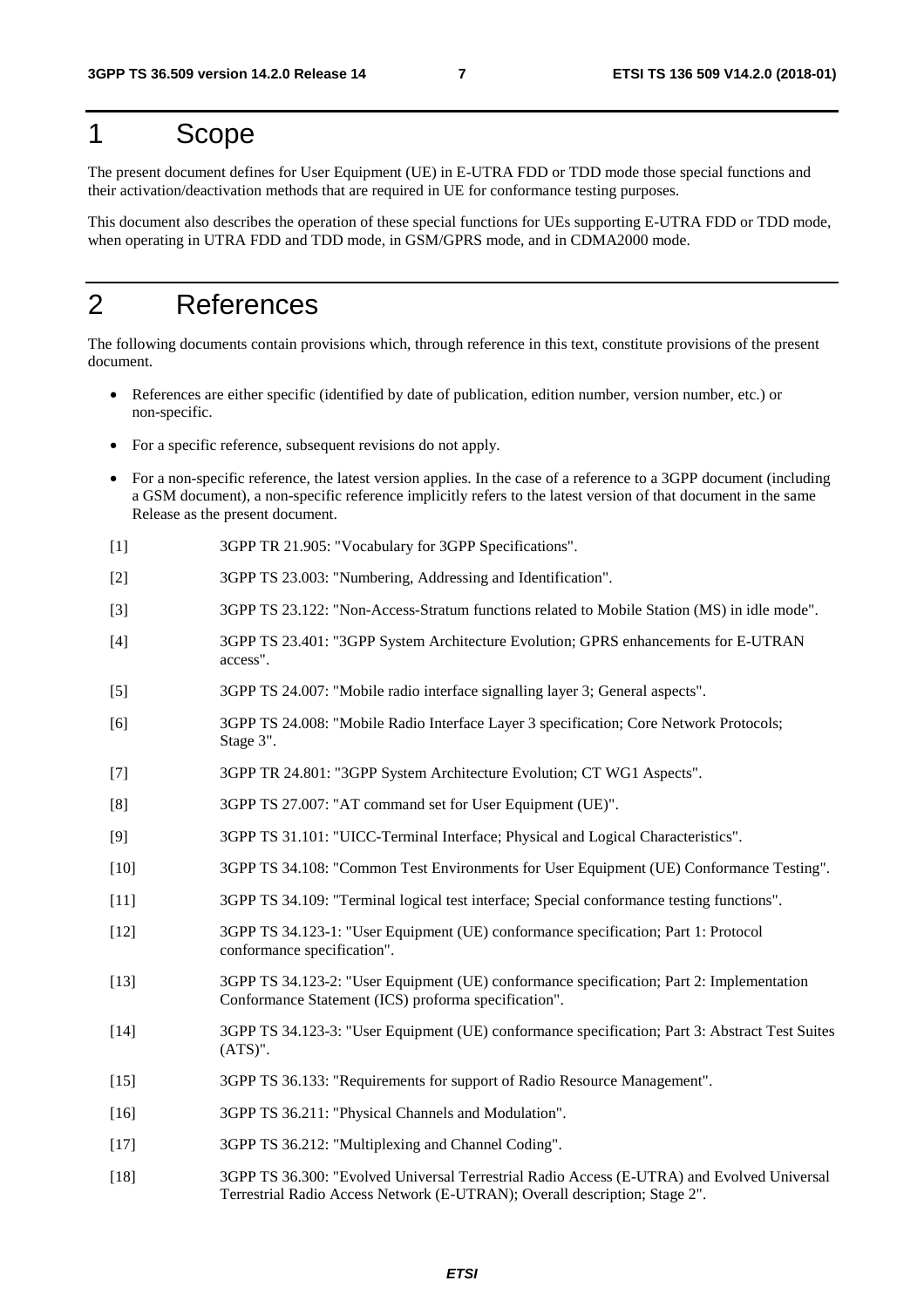# 1 Scope

The present document defines for User Equipment (UE) in E-UTRA FDD or TDD mode those special functions and their activation/deactivation methods that are required in UE for conformance testing purposes.

This document also describes the operation of these special functions for UEs supporting E-UTRA FDD or TDD mode, when operating in UTRA FDD and TDD mode, in GSM/GPRS mode, and in CDMA2000 mode.

# 2 References

The following documents contain provisions which, through reference in this text, constitute provisions of the present document.

- References are either specific (identified by date of publication, edition number, version number, etc.) or non-specific.
- For a specific reference, subsequent revisions do not apply.
- For a non-specific reference, the latest version applies. In the case of a reference to a 3GPP document (including a GSM document), a non-specific reference implicitly refers to the latest version of that document in the same Release as the present document.

[1] 3GPP TR 21.905: "Vocabulary for 3GPP Specifications".

[2] 3GPP TS 23.003: "Numbering, Addressing and Identification".

[3] 3GPP TS 23.122: "Non-Access-Stratum functions related to Mobile Station (MS) in idle mode".

[4] 3GPP TS 23.401: "3GPP System Architecture Evolution; GPRS enhancements for E-UTRAN access".

[5] 3GPP TS 24.007: "Mobile radio interface signalling layer 3; General aspects".

[6] 3GPP TS 24.008: "Mobile Radio Interface Layer 3 specification; Core Network Protocols; Stage 3".

[7] 3GPP TR 24.801: "3GPP System Architecture Evolution; CT WG1 Aspects".

[8] 3GPP TS 27.007: "AT command set for User Equipment (UE)".

[9] 3GPP TS 31.101: "UICC-Terminal Interface; Physical and Logical Characteristics".

[10] 3GPP TS 34.108: "Common Test Environments for User Equipment (UE) Conformance Testing".

[11] 3GPP TS 34.109: "Terminal logical test interface; Special conformance testing functions".

[12] 3GPP TS 34.123-1: "User Equipment (UE) conformance specification; Part 1: Protocol conformance specification".

[13] 3GPP TS 34.123-2: "User Equipment (UE) conformance specification; Part 2: Implementation Conformance Statement (ICS) proforma specification".

[14] 3GPP TS 34.123-3: "User Equipment (UE) conformance specification; Part 3: Abstract Test Suites (ATS)".

[15] 3GPP TS 36.133: "Requirements for support of Radio Resource Management".

[16] 3GPP TS 36.211: "Physical Channels and Modulation".

[17] 3GPP TS 36.212: "Multiplexing and Channel Coding".

[18] 3GPP TS 36.300: "Evolved Universal Terrestrial Radio Access (E-UTRA) and Evolved Universal Terrestrial Radio Access Network (E-UTRAN); Overall description; Stage 2".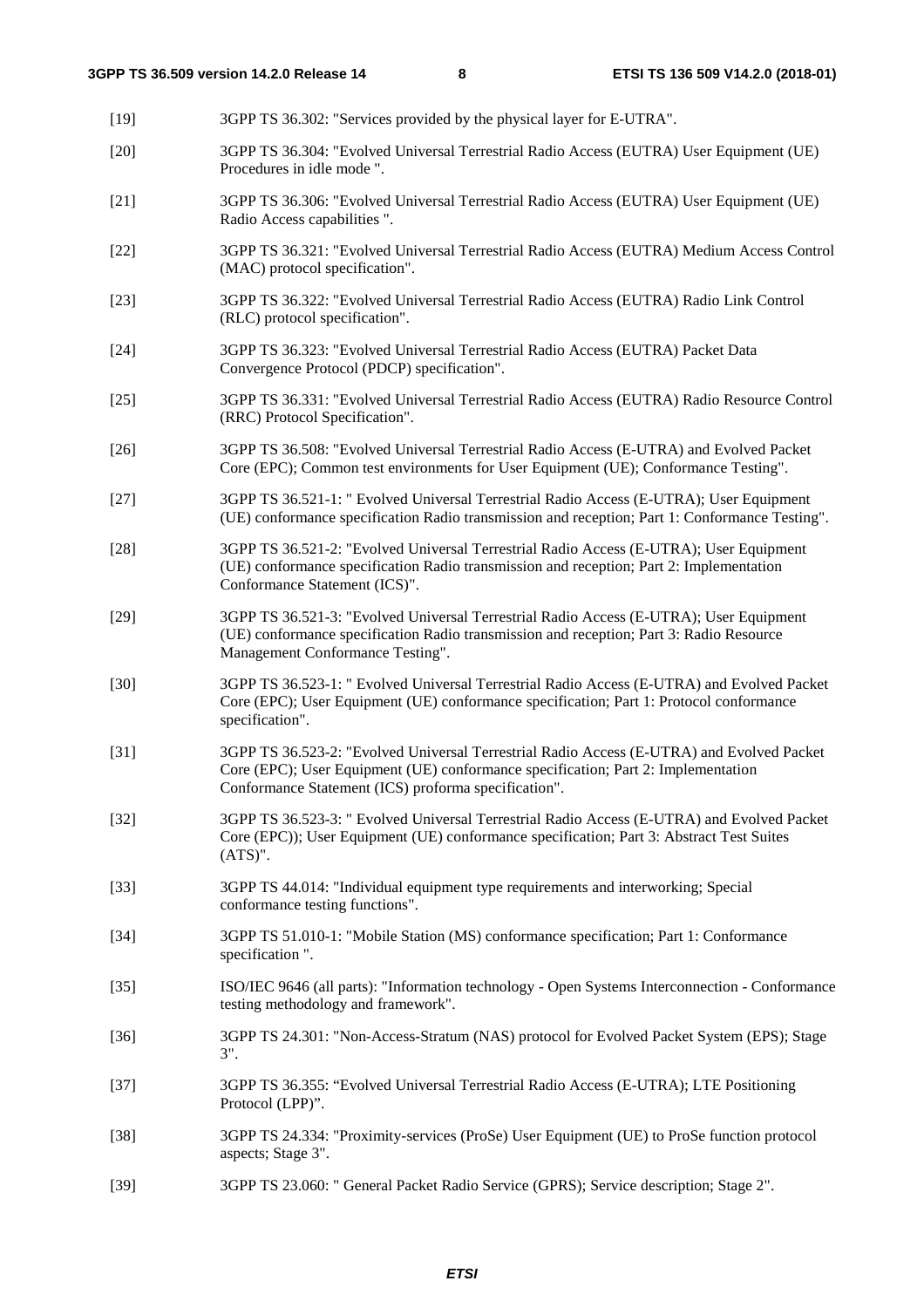[19] 3GPP TS 36.302: "Services provided by the physical layer for E-UTRA".

[20] 3GPP TS 36.304: "Evolved Universal Terrestrial Radio Access (EUTRA) User Equipment (UE) Procedures in idle mode ".

[21] 3GPP TS 36.306: "Evolved Universal Terrestrial Radio Access (EUTRA) User Equipment (UE) Radio Access capabilities ".

[22] 3GPP TS 36.321: "Evolved Universal Terrestrial Radio Access (EUTRA) Medium Access Control (MAC) protocol specification".

[23] 3GPP TS 36.322: "Evolved Universal Terrestrial Radio Access (EUTRA) Radio Link Control (RLC) protocol specification".

[24] 3GPP TS 36.323: "Evolved Universal Terrestrial Radio Access (EUTRA) Packet Data Convergence Protocol (PDCP) specification".

[25] 3GPP TS 36.331: "Evolved Universal Terrestrial Radio Access (EUTRA) Radio Resource Control (RRC) Protocol Specification".

[26] 3GPP TS 36.508: "Evolved Universal Terrestrial Radio Access (E-UTRA) and Evolved Packet Core (EPC); Common test environments for User Equipment (UE); Conformance Testing".

[27] 3GPP TS 36.521-1: " Evolved Universal Terrestrial Radio Access (E-UTRA); User Equipment (UE) conformance specification Radio transmission and reception; Part 1: Conformance Testing".

[28] 3GPP TS 36.521-2: "Evolved Universal Terrestrial Radio Access (E-UTRA); User Equipment (UE) conformance specification Radio transmission and reception; Part 2: Implementation Conformance Statement (ICS)".

[29] 3GPP TS 36.521-3: "Evolved Universal Terrestrial Radio Access (E-UTRA); User Equipment (UE) conformance specification Radio transmission and reception; Part 3: Radio Resource Management Conformance Testing".

[30] 3GPP TS 36.523-1: " Evolved Universal Terrestrial Radio Access (E-UTRA) and Evolved Packet Core (EPC); User Equipment (UE) conformance specification; Part 1: Protocol conformance specification".

[31] 3GPP TS 36.523-2: "Evolved Universal Terrestrial Radio Access (E-UTRA) and Evolved Packet Core (EPC); User Equipment (UE) conformance specification; Part 2: Implementation Conformance Statement (ICS) proforma specification".

[32] 3GPP TS 36.523-3: " Evolved Universal Terrestrial Radio Access (E-UTRA) and Evolved Packet Core (EPC)); User Equipment (UE) conformance specification; Part 3: Abstract Test Suites (ATS)".

[33] 3GPP TS 44.014: "Individual equipment type requirements and interworking; Special conformance testing functions".

[34] 3GPP TS 51.010-1: "Mobile Station (MS) conformance specification; Part 1: Conformance specification ".

[35] ISO/IEC 9646 (all parts): "Information technology - Open Systems Interconnection - Conformance testing methodology and framework".

[36] 3GPP TS 24.301: "Non-Access-Stratum (NAS) protocol for Evolved Packet System (EPS); Stage 3".

[37] 3GPP TS 36.355: “Evolved Universal Terrestrial Radio Access (E-UTRA); LTE Positioning Protocol (LPP)”.

[38] 3GPP TS 24.334: "Proximity-services (ProSe) User Equipment (UE) to ProSe function protocol aspects; Stage 3".

[39] 3GPP TS 23.060: " General Packet Radio Service (GPRS); Service description; Stage 2".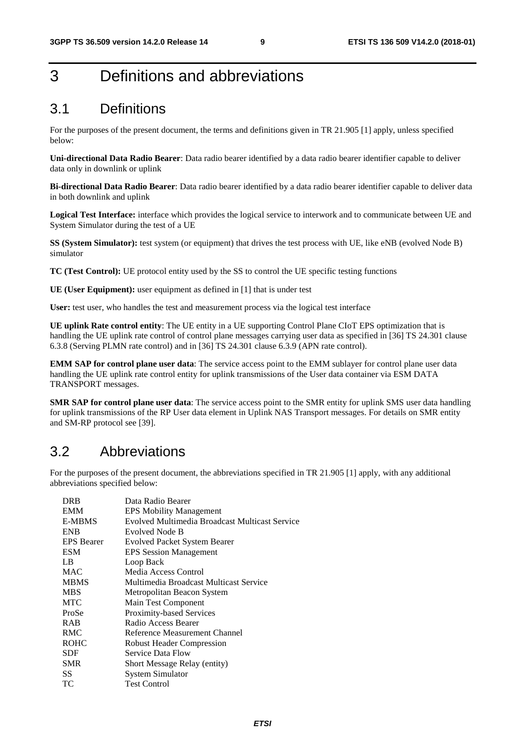# 3 Definitions and abbreviations

## 3.1 Definitions

For the purposes of the present document, the terms and definitions given in TR 21.905 [1] apply, unless specified below:

**Uni-directional Data Radio Bearer**: Data radio bearer identified by a data radio bearer identifier capable to deliver data only in downlink or uplink

**Bi-directional Data Radio Bearer**: Data radio bearer identified by a data radio bearer identifier capable to deliver data in both downlink and uplink

**Logical Test Interface:** interface which provides the logical service to interwork and to communicate between UE and System Simulator during the test of a UE

**SS (System Simulator):** test system (or equipment) that drives the test process with UE, like eNB (evolved Node B) simulator

**TC (Test Control):** UE protocol entity used by the SS to control the UE specific testing functions

**UE (User Equipment):** user equipment as defined in [1] that is under test

**User:** test user, who handles the test and measurement process via the logical test interface

**UE uplink Rate control entity**: The UE entity in a UE supporting Control Plane CIoT EPS optimization that is handling the UE uplink rate control of control plane messages carrying user data as specified in [36] TS 24.301 clause 6.3.8 (Serving PLMN rate control) and in [36] TS 24.301 clause 6.3.9 (APN rate control).

**EMM SAP for control plane user data**: The service access point to the EMM sublayer for control plane user data handling the UE uplink rate control entity for uplink transmissions of the User data container via ESM DATA TRANSPORT messages.

**SMR SAP for control plane user data**: The service access point to the SMR entity for uplink SMS user data handling for uplink transmissions of the RP User data element in Uplink NAS Transport messages. For details on SMR entity and SM-RP protocol see [39].

## 3.2 Abbreviations

For the purposes of the present document, the abbreviations specified in TR 21.905 [1] apply, with any additional abbreviations specified below:

| | |
|---|---|
| DRB | Data Radio Bearer |
| EMM | EPS Mobility Management |
| E-MBMS | Evolved Multimedia Broadcast Multicast Service |
| ENB | Evolved Node B |
| EPS Bearer | Evolved Packet System Bearer |
| ESM | EPS Session Management |
| LB | Loop Back |
| MAC | Media Access Control |
| MBMS | Multimedia Broadcast Multicast Service |
| MBS | Metropolitan Beacon System |
| MTC | Main Test Component |
| ProSe | Proximity-based Services |
| RAB | Radio Access Bearer |
| RMC | Reference Measurement Channel |
| ROHC | Robust Header Compression |
| SDF | Service Data Flow |
| SMR | Short Message Relay (entity) |
| SS | System Simulator |
| TC | Test Control |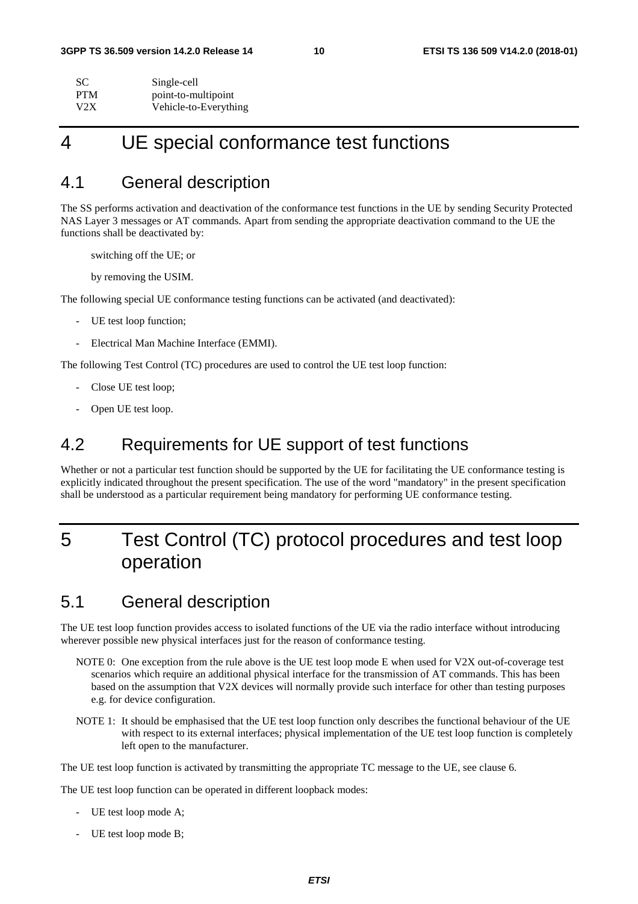| | |
|---|---|
| SC | Single-cell |
| PTM | point-to-multipoint |
| V2X | Vehicle-to-Everything |

# 4 UE special conformance test functions

## 4.1 General description

The SS performs activation and deactivation of the conformance test functions in the UE by sending Security Protected NAS Layer 3 messages or AT commands. Apart from sending the appropriate deactivation command to the UE the functions shall be deactivated by:

switching off the UE; or

by removing the USIM.

The following special UE conformance testing functions can be activated (and deactivated):

- UE test loop function;
- Electrical Man Machine Interface (EMMI).

The following Test Control (TC) procedures are used to control the UE test loop function:

- Close UE test loop;
- Open UE test loop.

## 4.2 Requirements for UE support of test functions

Whether or not a particular test function should be supported by the UE for facilitating the UE conformance testing is explicitly indicated throughout the present specification. The use of the word "mandatory" in the present specification shall be understood as a particular requirement being mandatory for performing UE conformance testing.

# 5 Test Control (TC) protocol procedures and test loop operation

## 5.1 General description

The UE test loop function provides access to isolated functions of the UE via the radio interface without introducing wherever possible new physical interfaces just for the reason of conformance testing.

NOTE 0: One exception from the rule above is the UE test loop mode E when used for V2X out-of-coverage test scenarios which require an additional physical interface for the transmission of AT commands. This has been based on the assumption that V2X devices will normally provide such interface for other than testing purposes e.g. for device configuration.

NOTE 1: It should be emphasised that the UE test loop function only describes the functional behaviour of the UE with respect to its external interfaces; physical implementation of the UE test loop function is completely left open to the manufacturer.

The UE test loop function is activated by transmitting the appropriate TC message to the UE, see clause 6.

The UE test loop function can be operated in different loopback modes:

- UE test loop mode A;
- UE test loop mode B;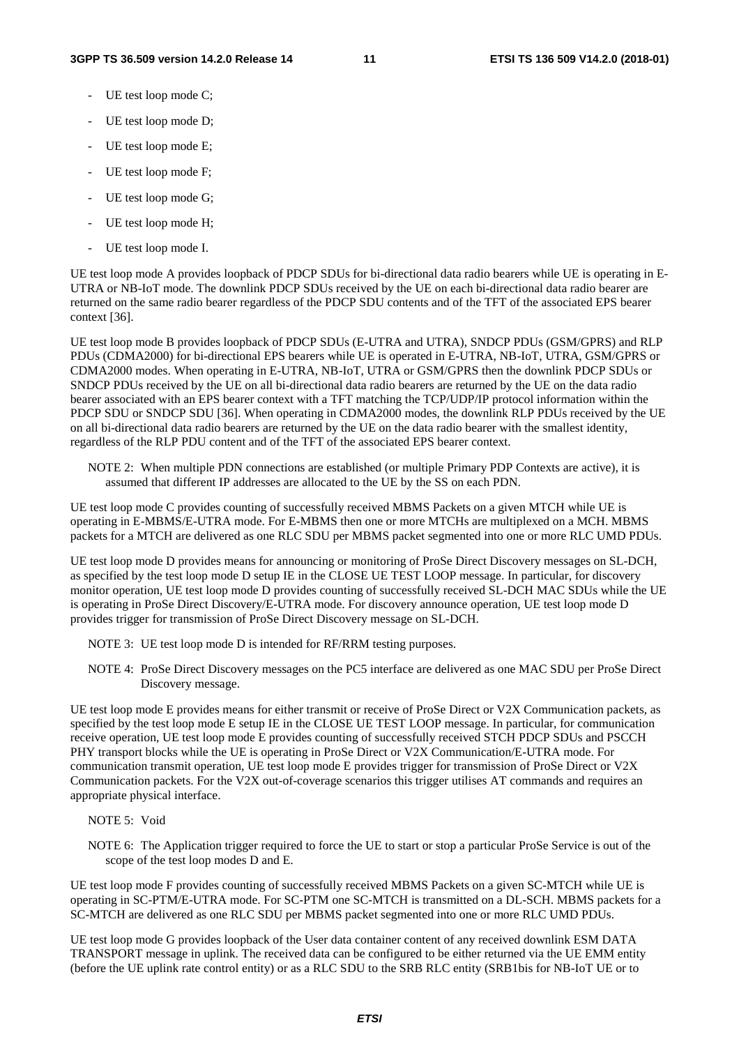- UE test loop mode C;
- UE test loop mode D;
- UE test loop mode E;
- UE test loop mode F;
- UE test loop mode G;
- UE test loop mode H;
- UE test loop mode I.

UE test loop mode A provides loopback of PDCP SDUs for bi-directional data radio bearers while UE is operating in E-UTRA or NB-IoT mode. The downlink PDCP SDUs received by the UE on each bi-directional data radio bearer are returned on the same radio bearer regardless of the PDCP SDU contents and of the TFT of the associated EPS bearer context [36].

UE test loop mode B provides loopback of PDCP SDUs (E-UTRA and UTRA), SNDCP PDUs (GSM/GPRS) and RLP PDUs (CDMA2000) for bi-directional EPS bearers while UE is operated in E-UTRA, NB-IoT, UTRA, GSM/GPRS or CDMA2000 modes. When operating in E-UTRA, NB-IoT, UTRA or GSM/GPRS then the downlink PDCP SDUs or SNDCP PDUs received by the UE on all bi-directional data radio bearers are returned by the UE on the data radio bearer associated with an EPS bearer context with a TFT matching the TCP/UDP/IP protocol information within the PDCP SDU or SNDCP SDU [36]. When operating in CDMA2000 modes, the downlink RLP PDUs received by the UE on all bi-directional data radio bearers are returned by the UE on the data radio bearer with the smallest identity, regardless of the RLP PDU content and of the TFT of the associated EPS bearer context.

NOTE 2: When multiple PDN connections are established (or multiple Primary PDP Contexts are active), it is assumed that different IP addresses are allocated to the UE by the SS on each PDN.

UE test loop mode C provides counting of successfully received MBMS Packets on a given MTCH while UE is operating in E-MBMS/E-UTRA mode. For E-MBMS then one or more MTCHs are multiplexed on a MCH. MBMS packets for a MTCH are delivered as one RLC SDU per MBMS packet segmented into one or more RLC UMD PDUs.

UE test loop mode D provides means for announcing or monitoring of ProSe Direct Discovery messages on SL-DCH, as specified by the test loop mode D setup IE in the CLOSE UE TEST LOOP message. In particular, for discovery monitor operation, UE test loop mode D provides counting of successfully received SL-DCH MAC SDUs while the UE is operating in ProSe Direct Discovery/E-UTRA mode. For discovery announce operation, UE test loop mode D provides trigger for transmission of ProSe Direct Discovery message on SL-DCH.

NOTE 3: UE test loop mode D is intended for RF/RRM testing purposes.

NOTE 4: ProSe Direct Discovery messages on the PC5 interface are delivered as one MAC SDU per ProSe Direct Discovery message.

UE test loop mode E provides means for either transmit or receive of ProSe Direct or V2X Communication packets, as specified by the test loop mode E setup IE in the CLOSE UE TEST LOOP message. In particular, for communication receive operation, UE test loop mode E provides counting of successfully received STCH PDCP SDUs and PSCCH PHY transport blocks while the UE is operating in ProSe Direct or V2X Communication/E-UTRA mode. For communication transmit operation, UE test loop mode E provides trigger for transmission of ProSe Direct or V2X Communication packets. For the V2X out-of-coverage scenarios this trigger utilises AT commands and requires an appropriate physical interface.

NOTE 5: Void

NOTE 6: The Application trigger required to force the UE to start or stop a particular ProSe Service is out of the scope of the test loop modes D and E.

UE test loop mode F provides counting of successfully received MBMS Packets on a given SC-MTCH while UE is operating in SC-PTM/E-UTRA mode. For SC-PTM one SC-MTCH is transmitted on a DL-SCH. MBMS packets for a SC-MTCH are delivered as one RLC SDU per MBMS packet segmented into one or more RLC UMD PDUs.

UE test loop mode G provides loopback of the User data container content of any received downlink ESM DATA TRANSPORT message in uplink. The received data can be configured to be either returned via the UE EMM entity (before the UE uplink rate control entity) or as a RLC SDU to the SRB RLC entity (SRB1bis for NB-IoT UE or to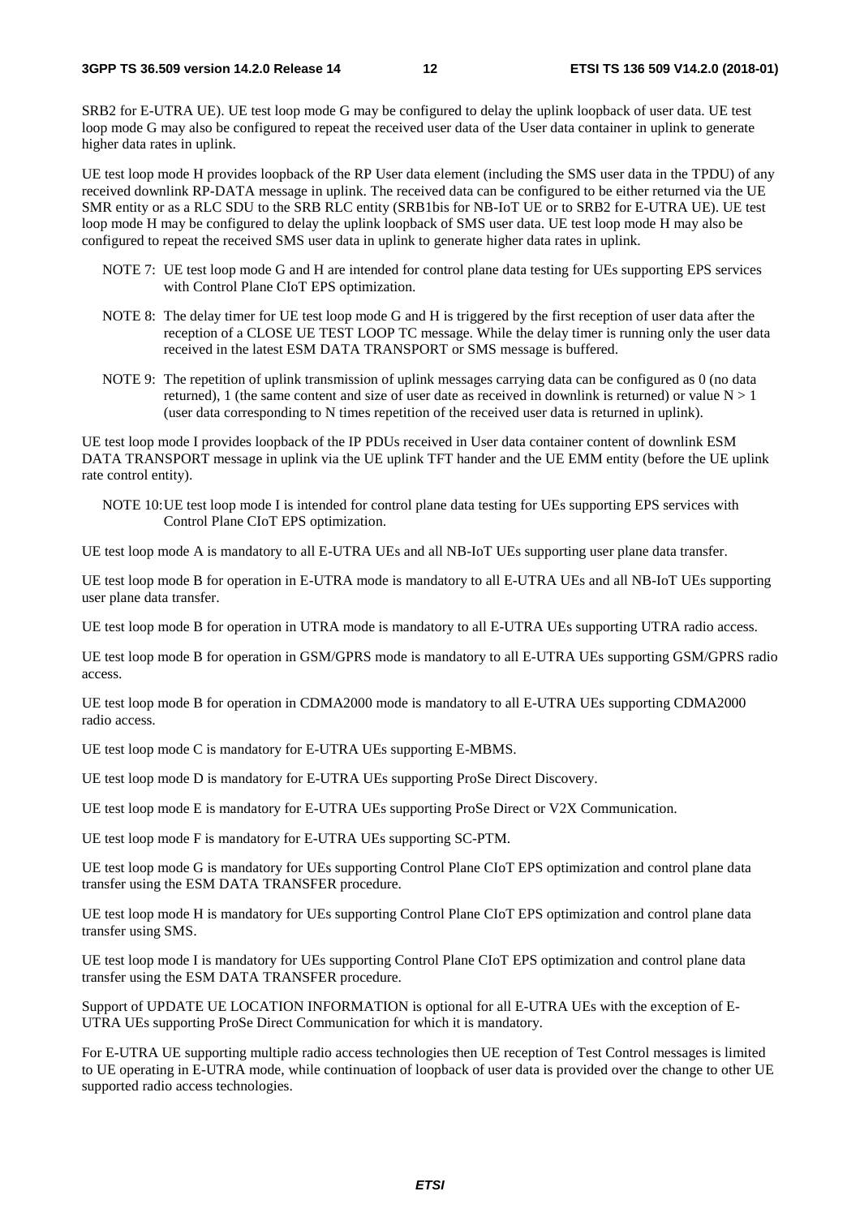SRB2 for E-UTRA UE). UE test loop mode G may be configured to delay the uplink loopback of user data. UE test loop mode G may also be configured to repeat the received user data of the User data container in uplink to generate higher data rates in uplink.

UE test loop mode H provides loopback of the RP User data element (including the SMS user data in the TPDU) of any received downlink RP-DATA message in uplink. The received data can be configured to be either returned via the UE SMR entity or as a RLC SDU to the SRB RLC entity (SRB1bis for NB-IoT UE or to SRB2 for E-UTRA UE). UE test loop mode H may be configured to delay the uplink loopback of SMS user data. UE test loop mode H may also be configured to repeat the received SMS user data in uplink to generate higher data rates in uplink.

NOTE 7: UE test loop mode G and H are intended for control plane data testing for UEs supporting EPS services with Control Plane CIoT EPS optimization.

NOTE 8: The delay timer for UE test loop mode G and H is triggered by the first reception of user data after the reception of a CLOSE UE TEST LOOP TC message. While the delay timer is running only the user data received in the latest ESM DATA TRANSPORT or SMS message is buffered.

NOTE 9: The repetition of uplink transmission of uplink messages carrying data can be configured as 0 (no data returned), 1 (the same content and size of user date as received in downlink is returned) or value N > 1 (user data corresponding to N times repetition of the received user data is returned in uplink).

UE test loop mode I provides loopback of the IP PDUs received in User data container content of downlink ESM DATA TRANSPORT message in uplink via the UE uplink TFT hander and the UE EMM entity (before the UE uplink rate control entity).

NOTE 10: UE test loop mode I is intended for control plane data testing for UEs supporting EPS services with Control Plane CIoT EPS optimization.

UE test loop mode A is mandatory to all E-UTRA UEs and all NB-IoT UEs supporting user plane data transfer.

UE test loop mode B for operation in E-UTRA mode is mandatory to all E-UTRA UEs and all NB-IoT UEs supporting user plane data transfer.

UE test loop mode B for operation in UTRA mode is mandatory to all E-UTRA UEs supporting UTRA radio access.

UE test loop mode B for operation in GSM/GPRS mode is mandatory to all E-UTRA UEs supporting GSM/GPRS radio access.

UE test loop mode B for operation in CDMA2000 mode is mandatory to all E-UTRA UEs supporting CDMA2000 radio access.

UE test loop mode C is mandatory for E-UTRA UEs supporting E-MBMS.

UE test loop mode D is mandatory for E-UTRA UEs supporting ProSe Direct Discovery.

UE test loop mode E is mandatory for E-UTRA UEs supporting ProSe Direct or V2X Communication.

UE test loop mode F is mandatory for E-UTRA UEs supporting SC-PTM.

UE test loop mode G is mandatory for UEs supporting Control Plane CIoT EPS optimization and control plane data transfer using the ESM DATA TRANSFER procedure.

UE test loop mode H is mandatory for UEs supporting Control Plane CIoT EPS optimization and control plane data transfer using SMS.

UE test loop mode I is mandatory for UEs supporting Control Plane CIoT EPS optimization and control plane data transfer using the ESM DATA TRANSFER procedure.

Support of UPDATE UE LOCATION INFORMATION is optional for all E-UTRA UEs with the exception of E-UTRA UEs supporting ProSe Direct Communication for which it is mandatory.

For E-UTRA UE supporting multiple radio access technologies then UE reception of Test Control messages is limited to UE operating in E-UTRA mode, while continuation of loopback of user data is provided over the change to other UE supported radio access technologies.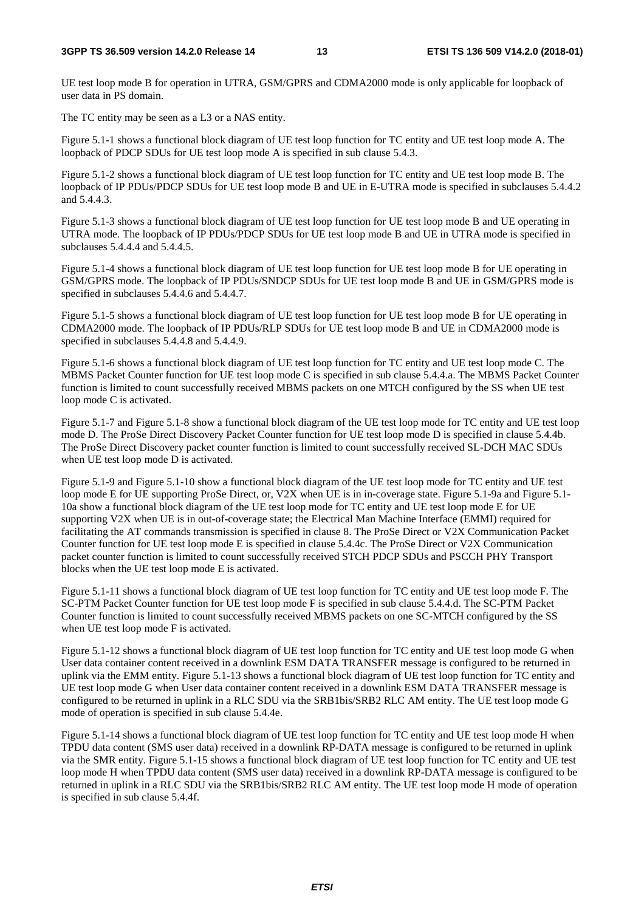UE test loop mode B for operation in UTRA, GSM/GPRS and CDMA2000 mode is only applicable for loopback of user data in PS domain.

The TC entity may be seen as a L3 or a NAS entity.

Figure 5.1-1 shows a functional block diagram of UE test loop function for TC entity and UE test loop mode A. The loopback of PDCP SDUs for UE test loop mode A is specified in sub clause 5.4.3.

Figure 5.1-2 shows a functional block diagram of UE test loop function for TC entity and UE test loop mode B. The loopback of IP PDUs/PDCP SDUs for UE test loop mode B and UE in E-UTRA mode is specified in subclauses 5.4.4.2 and 5.4.4.3.

Figure 5.1-3 shows a functional block diagram of UE test loop function for UE test loop mode B and UE operating in UTRA mode. The loopback of IP PDUs/PDCP SDUs for UE test loop mode B and UE in UTRA mode is specified in subclauses 5.4.4.4 and 5.4.4.5.

Figure 5.1-4 shows a functional block diagram of UE test loop function for UE test loop mode B for UE operating in GSM/GPRS mode. The loopback of IP PDUs/SNDCP SDUs for UE test loop mode B and UE in GSM/GPRS mode is specified in subclauses 5.4.4.6 and 5.4.4.7.

Figure 5.1-5 shows a functional block diagram of UE test loop function for UE test loop mode B for UE operating in CDMA2000 mode. The loopback of IP PDUs/RLP SDUs for UE test loop mode B and UE in CDMA2000 mode is specified in subclauses 5.4.4.8 and 5.4.4.9.

Figure 5.1-6 shows a functional block diagram of UE test loop function for TC entity and UE test loop mode C. The MBMS Packet Counter function for UE test loop mode C is specified in sub clause 5.4.4.a. The MBMS Packet Counter function is limited to count successfully received MBMS packets on one MTCH configured by the SS when UE test loop mode C is activated.

Figure 5.1-7 and Figure 5.1-8 show a functional block diagram of the UE test loop mode for TC entity and UE test loop mode D. The ProSe Direct Discovery Packet Counter function for UE test loop mode D is specified in clause 5.4.4b. The ProSe Direct Discovery packet counter function is limited to count successfully received SL-DCH MAC SDUs when UE test loop mode D is activated.

Figure 5.1-9 and Figure 5.1-10 show a functional block diagram of the UE test loop mode for TC entity and UE test loop mode E for UE supporting ProSe Direct, or, V2X when UE is in in-coverage state. Figure 5.1-9a and Figure 5.1-10a show a functional block diagram of the UE test loop mode for TC entity and UE test loop mode E for UE supporting V2X when UE is in out-of-coverage state; the Electrical Man Machine Interface (EMMI) required for facilitating the AT commands transmission is specified in clause 8. The ProSe Direct or V2X Communication Packet Counter function for UE test loop mode E is specified in clause 5.4.4c. The ProSe Direct or V2X Communication packet counter function is limited to count successfully received STCH PDCP SDUs and PSCCH PHY Transport blocks when the UE test loop mode E is activated.

Figure 5.1-11 shows a functional block diagram of UE test loop function for TC entity and UE test loop mode F. The SC-PTM Packet Counter function for UE test loop mode F is specified in sub clause 5.4.4.d. The SC-PTM Packet Counter function is limited to count successfully received MBMS packets on one SC-MTCH configured by the SS when UE test loop mode F is activated.

Figure 5.1-12 shows a functional block diagram of UE test loop function for TC entity and UE test loop mode G when User data container content received in a downlink ESM DATA TRANSFER message is configured to be returned in uplink via the EMM entity. Figure 5.1-13 shows a functional block diagram of UE test loop function for TC entity and UE test loop mode G when User data container content received in a downlink ESM DATA TRANSFER message is configured to be returned in uplink in a RLC SDU via the SRB1bis/SRB2 RLC AM entity. The UE test loop mode G mode of operation is specified in sub clause 5.4.4e.

Figure 5.1-14 shows a functional block diagram of UE test loop function for TC entity and UE test loop mode H when TPDU data content (SMS user data) received in a downlink RP-DATA message is configured to be returned in uplink via the SMR entity. Figure 5.1-15 shows a functional block diagram of UE test loop function for TC entity and UE test loop mode H when TPDU data content (SMS user data) received in a downlink RP-DATA message is configured to be returned in uplink in a RLC SDU via the SRB1bis/SRB2 RLC AM entity. The UE test loop mode H mode of operation is specified in sub clause 5.4.4f.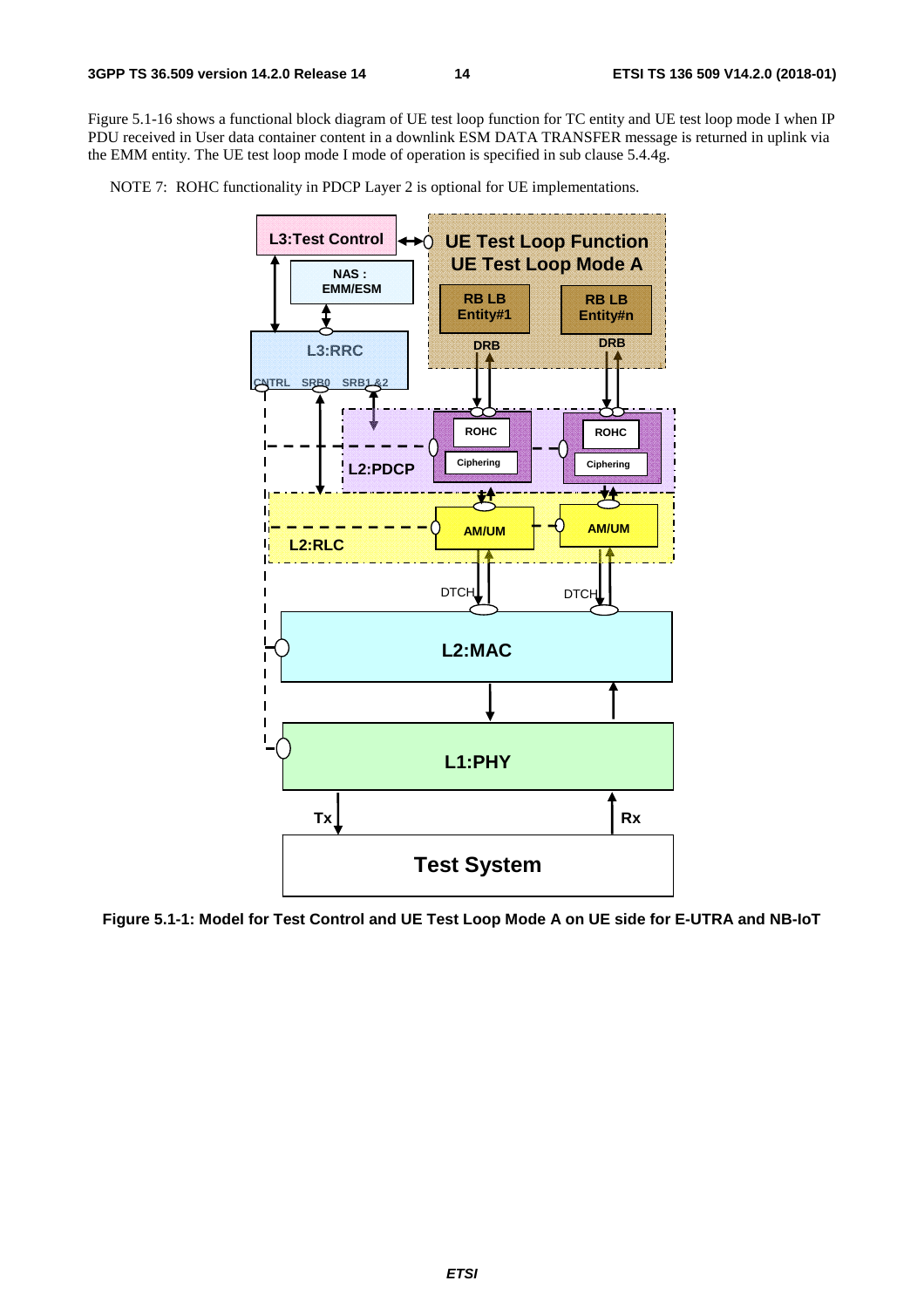Figure 5.1-16 shows a functional block diagram of UE test loop function for TC entity and UE test loop mode I when IP PDU received in User data container content in a downlink ESM DATA TRANSFER message is returned in uplink via the EMM entity. The UE test loop mode I mode of operation is specified in sub clause 5.4.4g.

NOTE 7: ROHC functionality in PDCP Layer 2 is optional for UE implementations.

**Figure 5.1-1: Model for Test Control and UE Test Loop Mode A on UE side for E-UTRA and NB-IoT**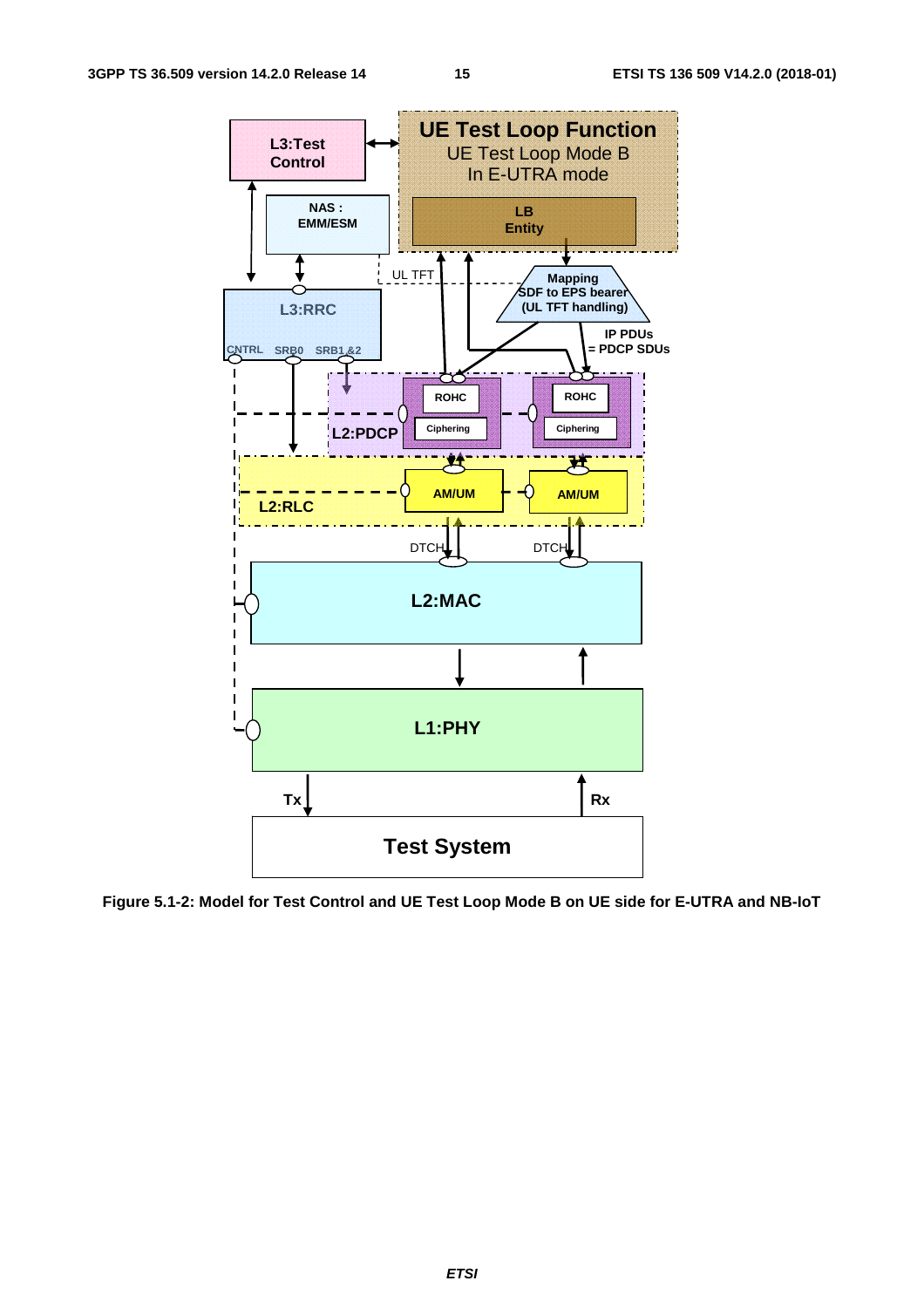Figure 5.1-2: Model for Test Control and UE Test Loop Mode B on UE side for E-UTRA and NB-IoT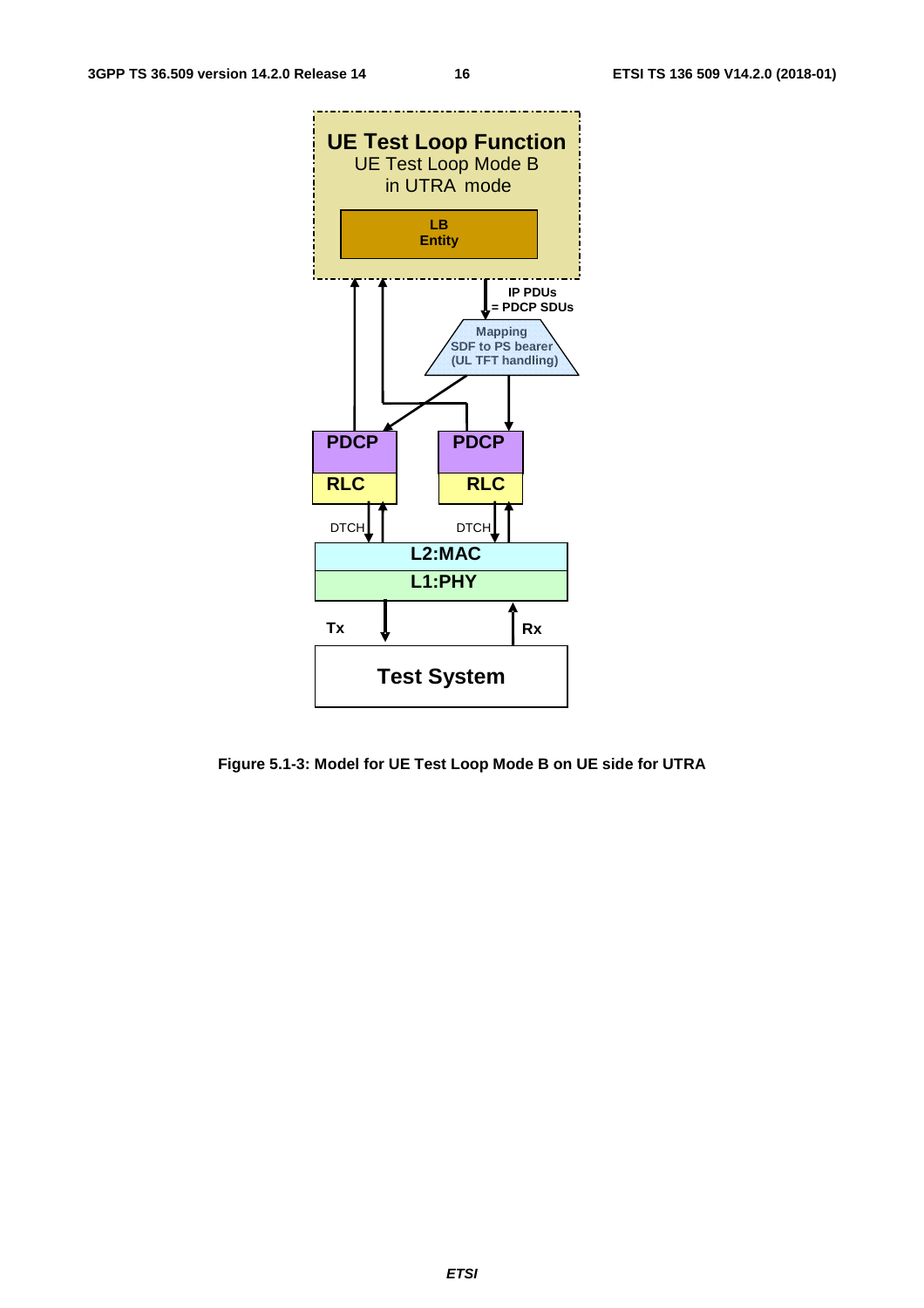**Figure 5.1-3: Model for UE Test Loop Mode B on UE side for UTRA**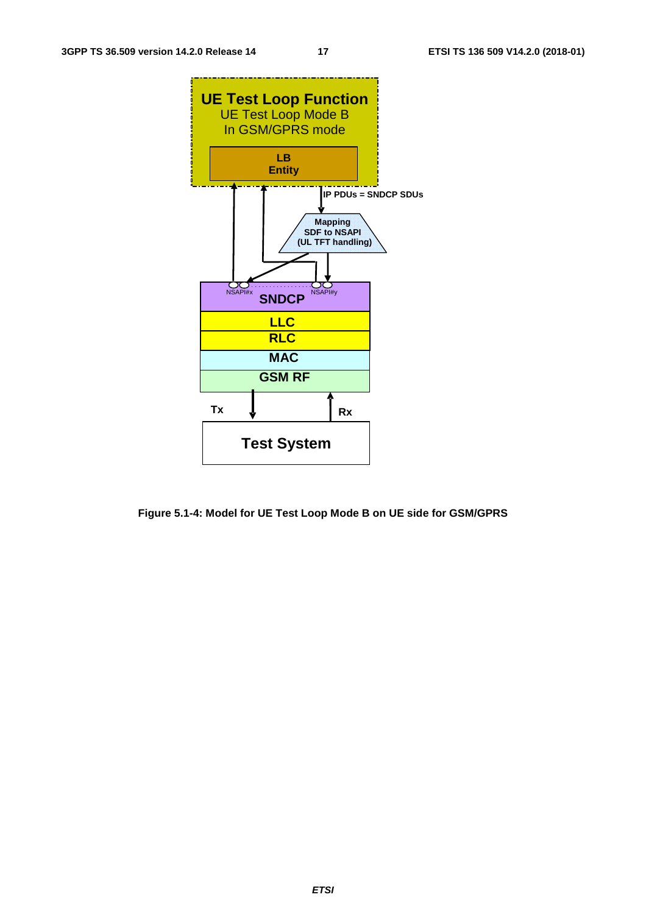Figure 5.1-4: Model for UE Test Loop Mode B on UE side for GSM/GPRS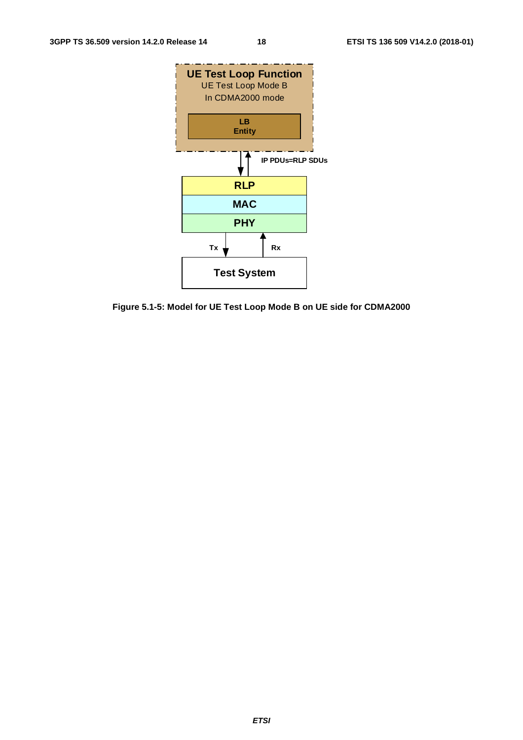UE Test Loop Function

UE Test Loop Mode B

In CDMA2000 mode

LB Entity

IP PDUs=RLP SDUs

RLP

MAC

PHY

Tx

Rx

Test System

**Figure 5.1-5: Model for UE Test Loop Mode B on UE side for CDMA2000**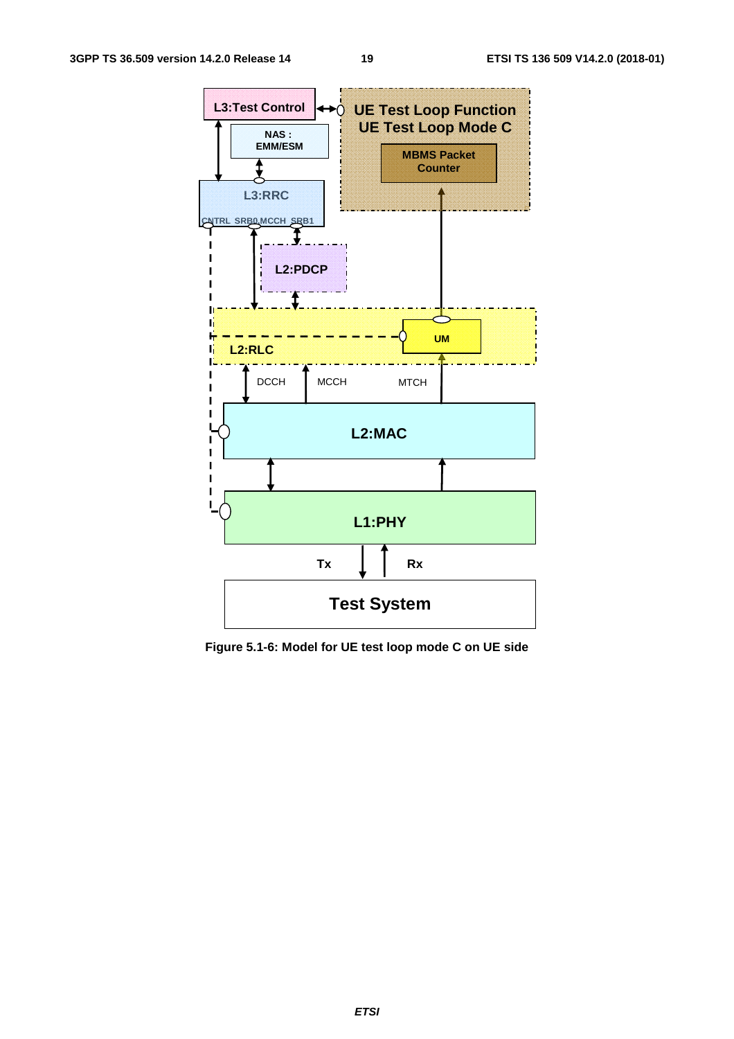**Figure 5.1-6: Model for UE test loop mode C on UE side**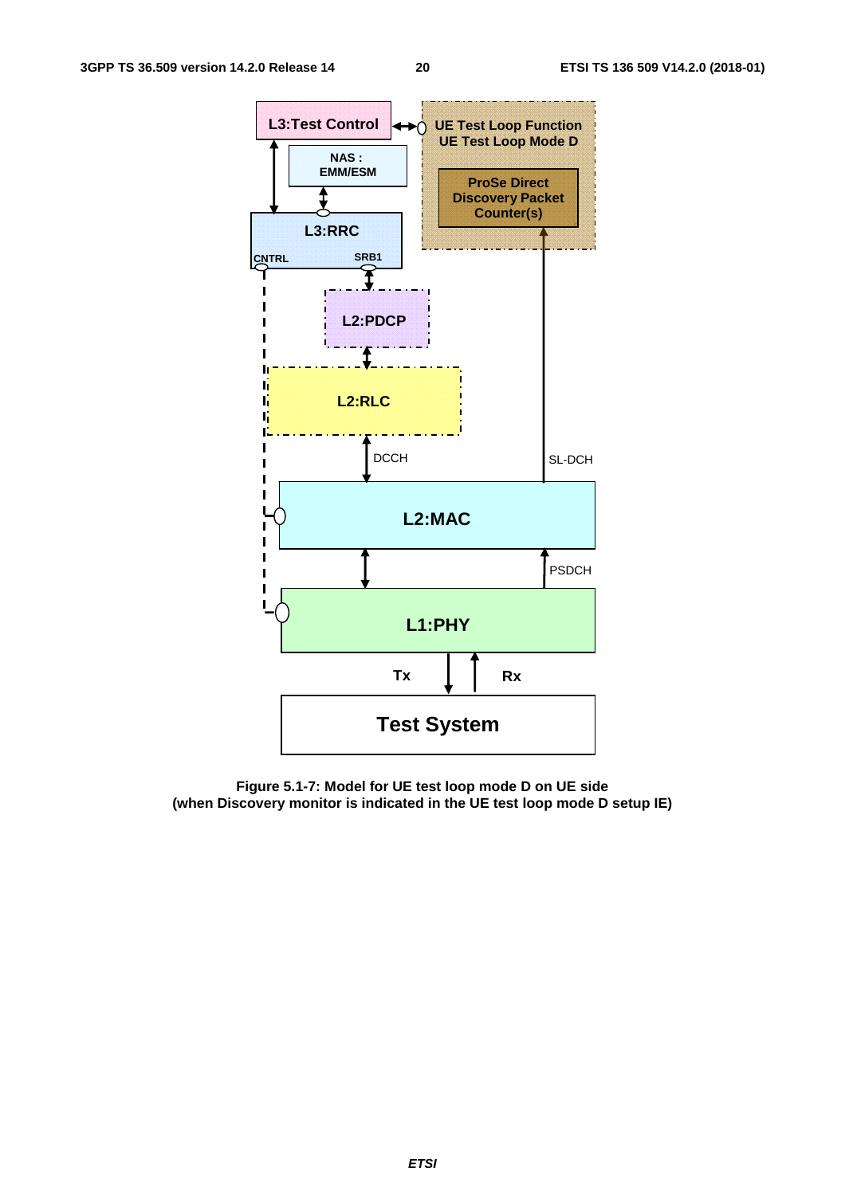**Figure 5.1-7: Model for UE test loop mode D on UE side (when Discovery monitor is indicated in the UE test loop mode D setup IE)**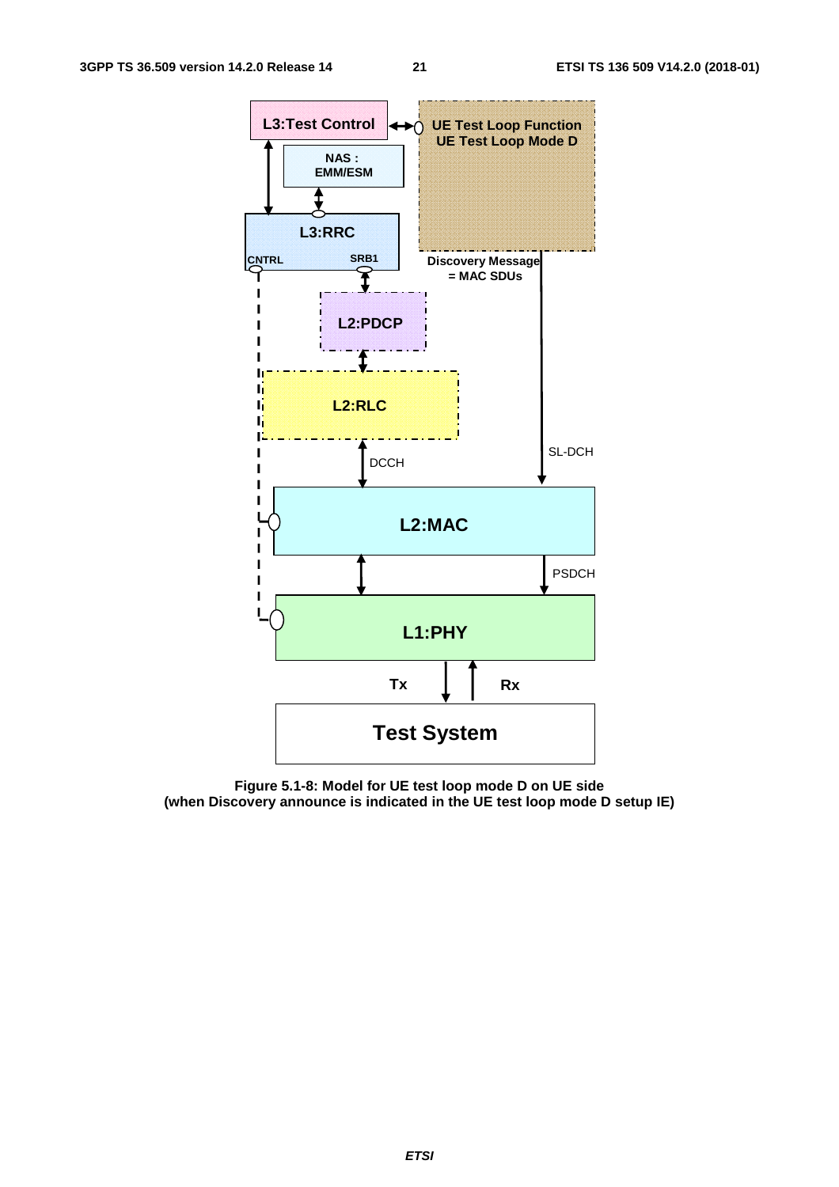Figure 5.1-8: Model for UE test loop mode D on UE side
(when Discovery announce is indicated in the UE test loop mode D setup IE)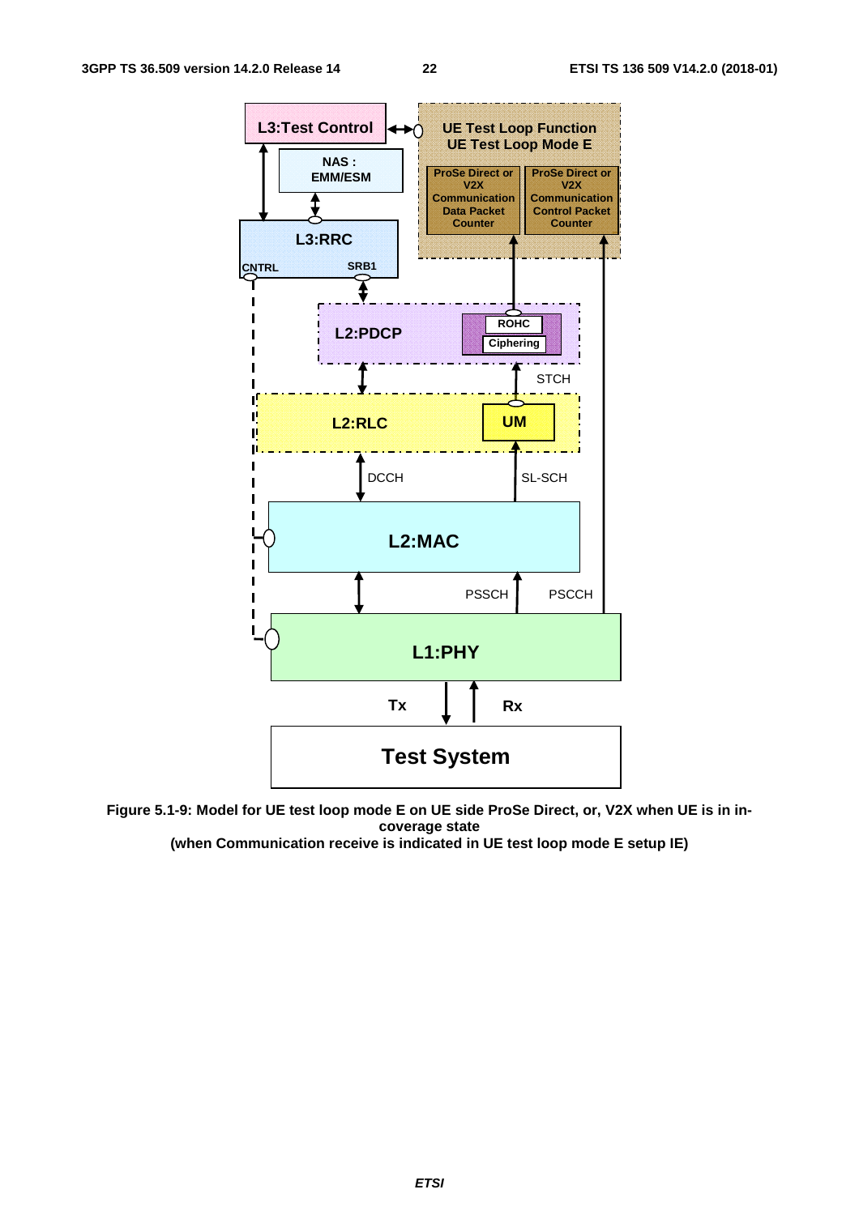**Figure 5.1-9: Model for UE test loop mode E on UE side ProSe Direct, or, V2X when UE is in in-coverage state (when Communication receive is indicated in UE test loop mode E setup IE)**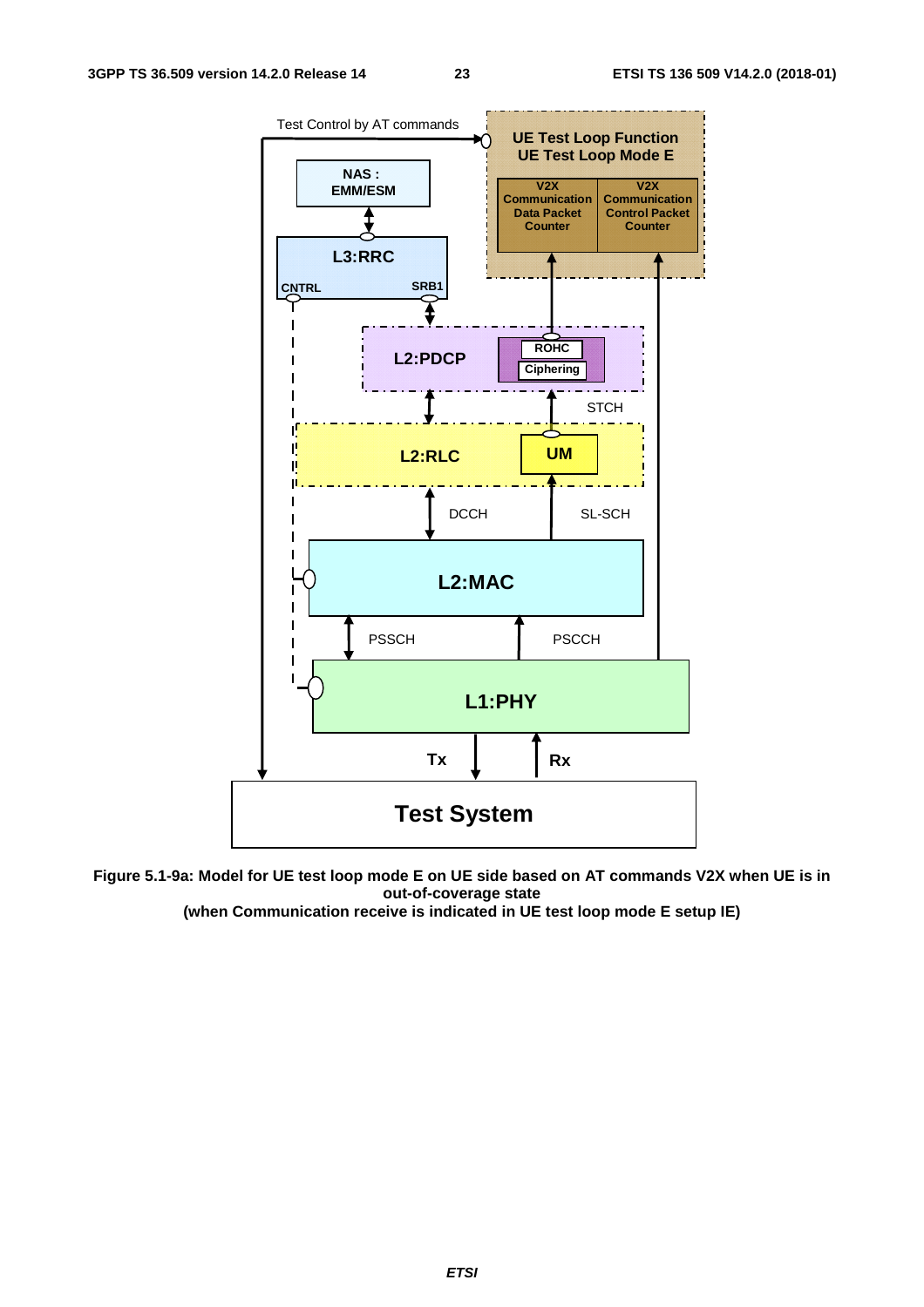**Figure 5.1-9a: Model for UE test loop mode E on UE side based on AT commands V2X when UE is in out-of-coverage state (when Communication receive is indicated in UE test loop mode E setup IE)**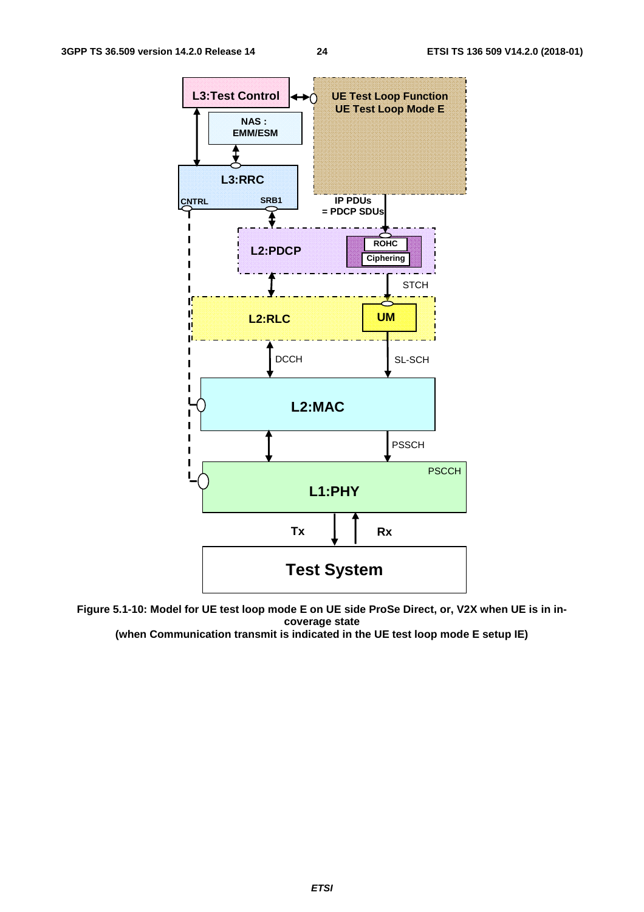Figure 5.1-10: Model for UE test loop mode E on UE side ProSe Direct, or, V2X when UE is in in-coverage state
(when Communication transmit is indicated in the UE test loop mode E setup IE)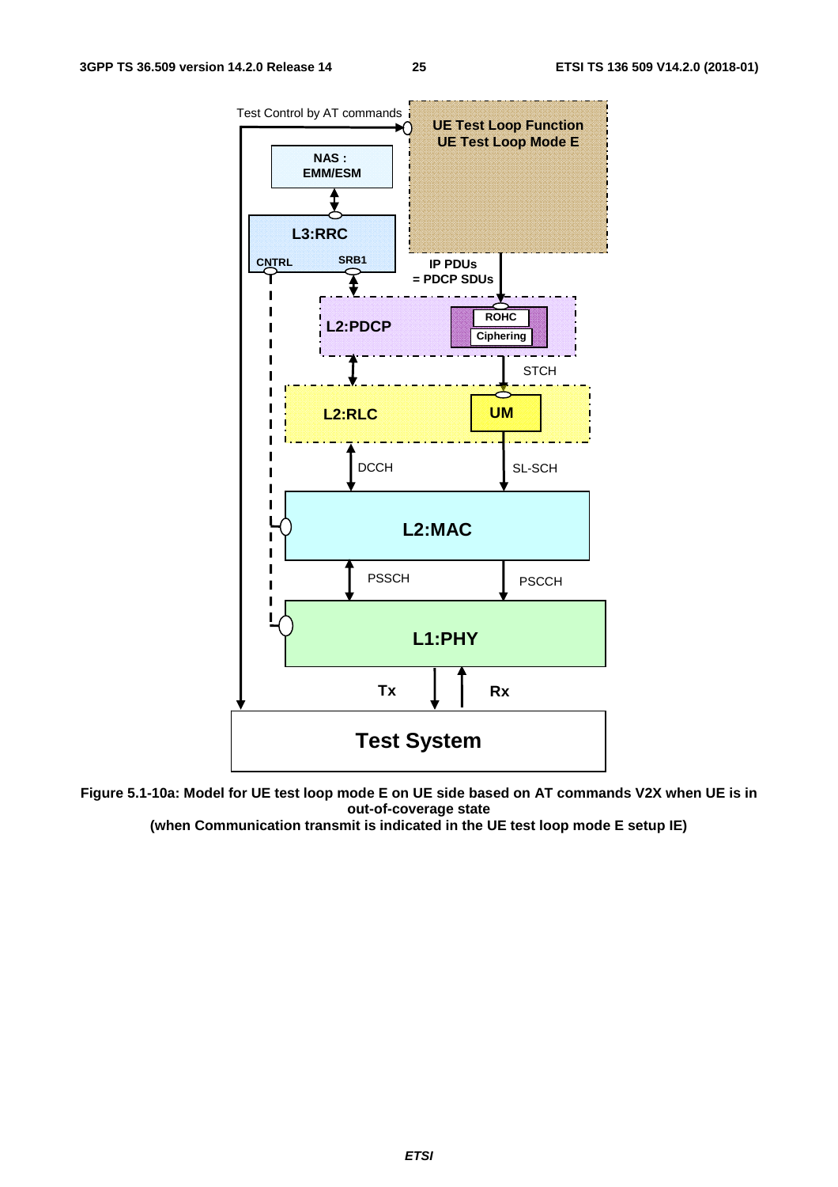**Figure 5.1-10a: Model for UE test loop mode E on UE side based on AT commands V2X when UE is in out-of-coverage state (when Communication transmit is indicated in the UE test loop mode E setup IE)**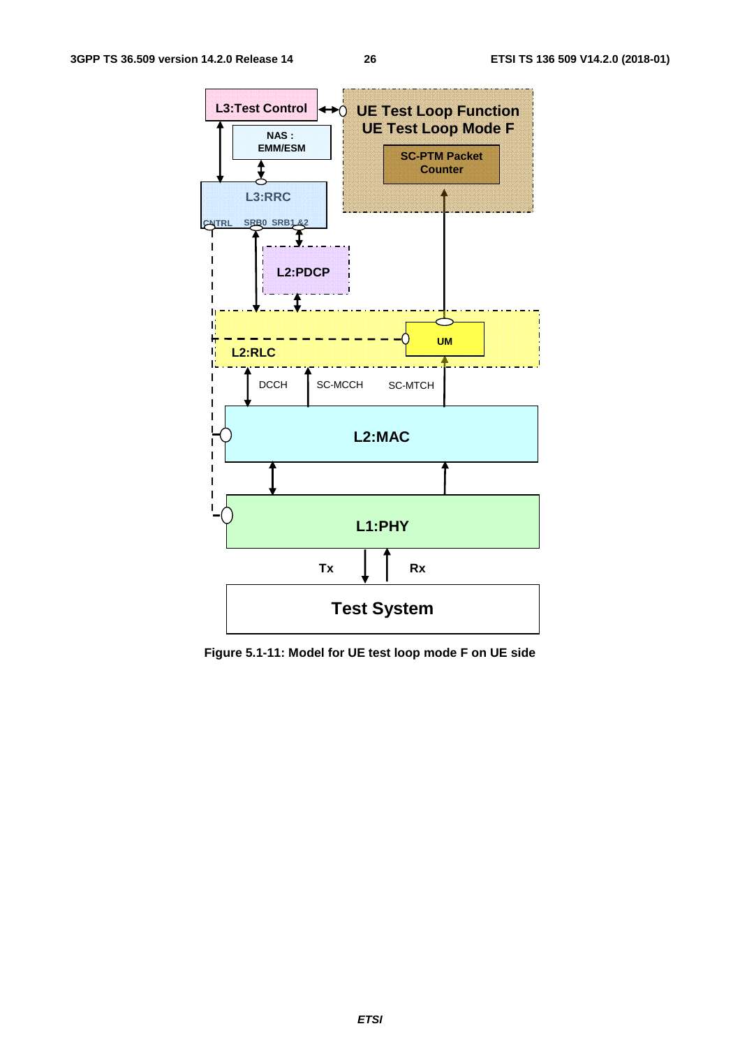Figure 5.1-11: Model for UE test loop mode F on UE side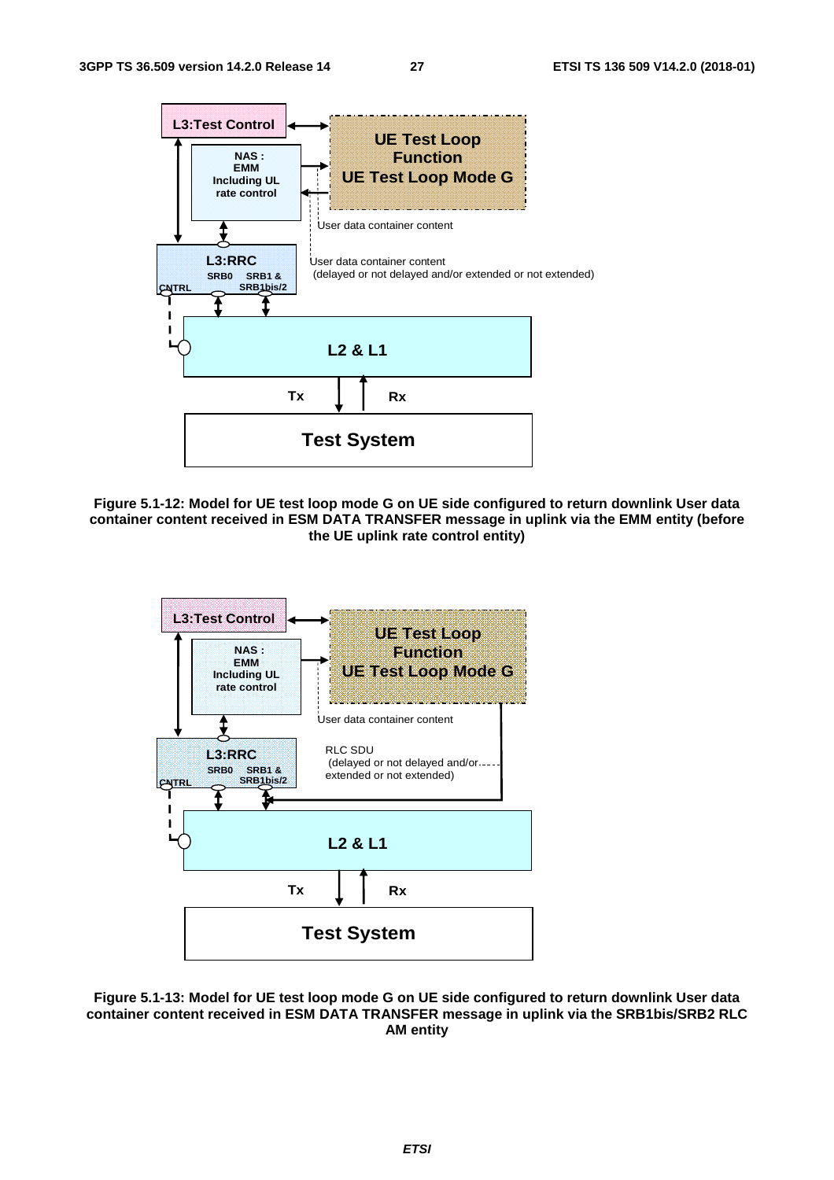**Figure 5.1-12: Model for UE test loop mode G on UE side configured to return downlink User data container content received in ESM DATA TRANSFER message in uplink via the EMM entity (before the UE uplink rate control entity)**

**Figure 5.1-13: Model for UE test loop mode G on UE side configured to return downlink User data container content received in ESM DATA TRANSFER message in uplink via the SRB1bis/SRB2 RLC AM entity**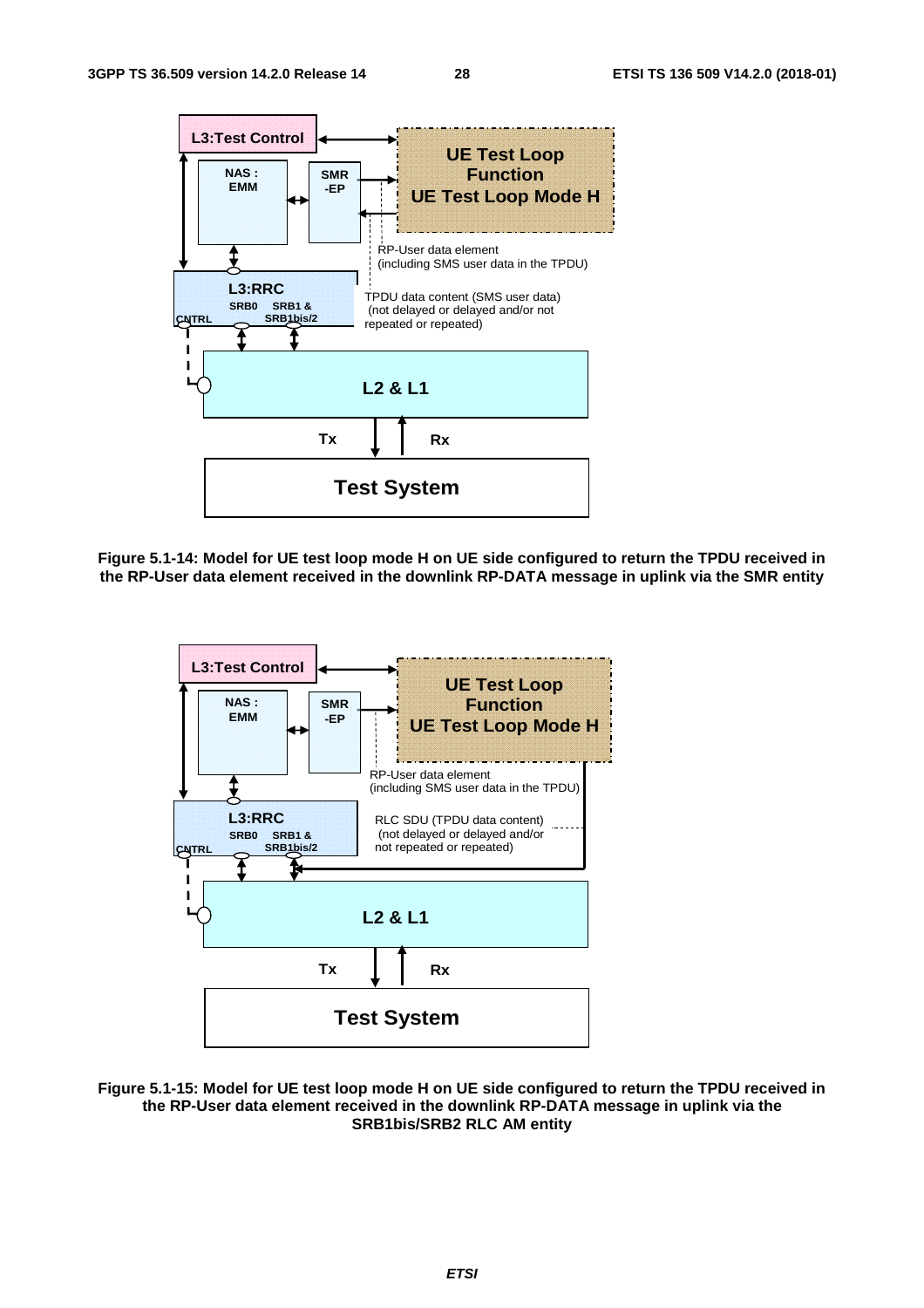**Figure 5.1-14: Model for UE test loop mode H on UE side configured to return the TPDU received in the RP-User data element received in the downlink RP-DATA message in uplink via the SMR entity**

**Figure 5.1-15: Model for UE test loop mode H on UE side configured to return the TPDU received in the RP-User data element received in the downlink RP-DATA message in uplink via the SRB1bis/SRB2 RLC AM entity**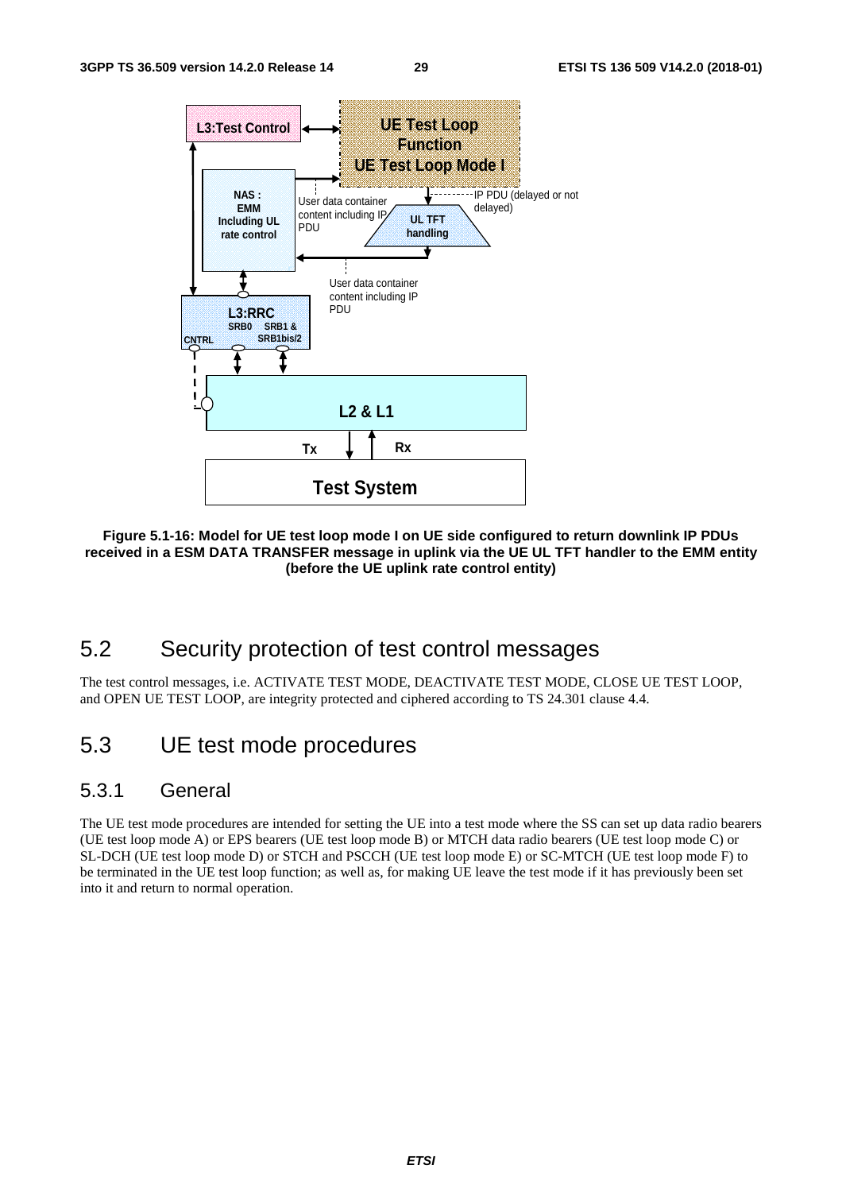**Figure 5.1-16: Model for UE test loop mode I on UE side configured to return downlink IP PDUs received in a ESM DATA TRANSFER message in uplink via the UE UL TFT handler to the EMM entity (before the UE uplink rate control entity)**

## 5.2 Security protection of test control messages

The test control messages, i.e. ACTIVATE TEST MODE, DEACTIVATE TEST MODE, CLOSE UE TEST LOOP, and OPEN UE TEST LOOP, are integrity protected and ciphered according to TS 24.301 clause 4.4.

## 5.3 UE test mode procedures

### 5.3.1 General

The UE test mode procedures are intended for setting the UE into a test mode where the SS can set up data radio bearers (UE test loop mode A) or EPS bearers (UE test loop mode B) or MTCH data radio bearers (UE test loop mode C) or SL-DCH (UE test loop mode D) or STCH and PSCCH (UE test loop mode E) or SC-MTCH (UE test loop mode F) to be terminated in the UE test loop function; as well as, for making UE leave the test mode if it has previously been set into it and return to normal operation.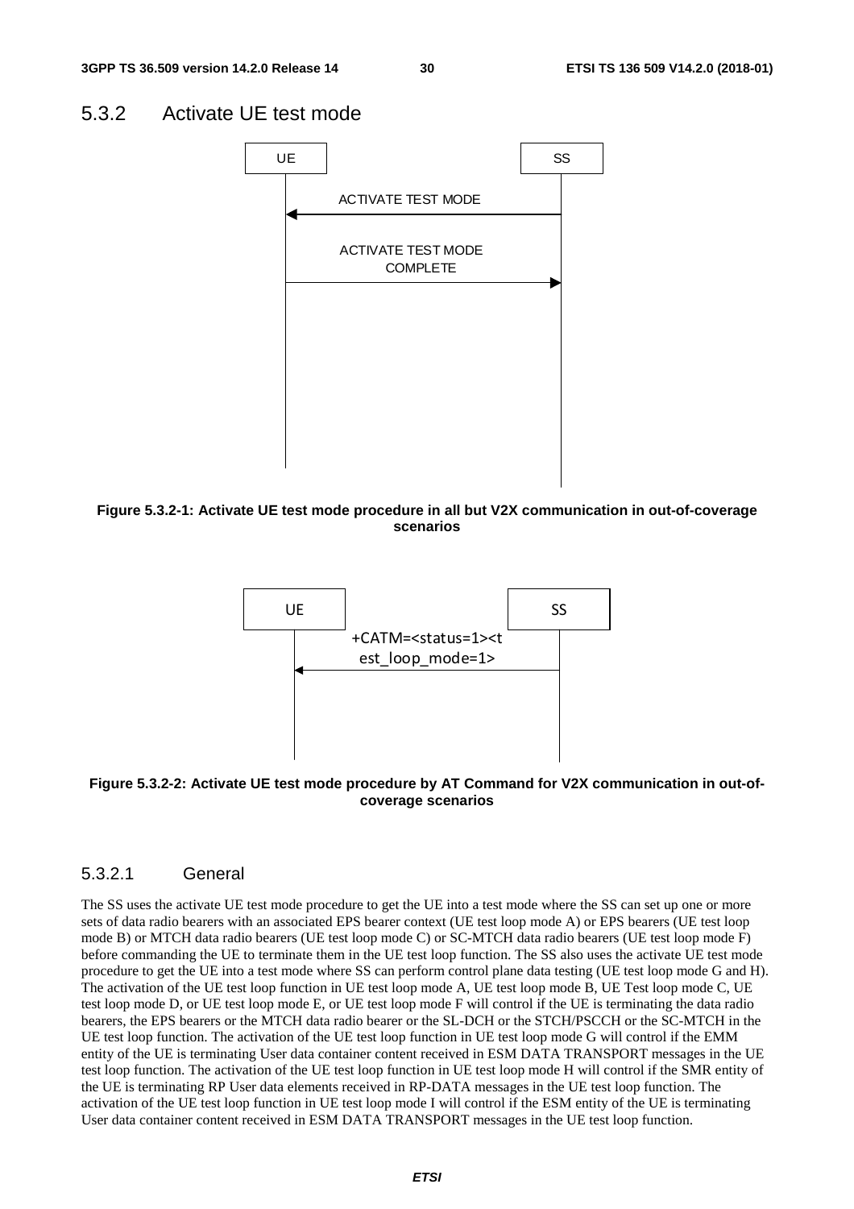## 5.3.2 Activate UE test mode

UE | SS

ACTIVATE TEST MODE

ACTIVATE TEST MODE COMPLETE

**Figure 5.3.2-1: Activate UE test mode procedure in all but V2X communication in out-of-coverage scenarios**

UE | SS

+CATM=<status=1><test_loop_mode=1>

**Figure 5.3.2-2: Activate UE test mode procedure by AT Command for V2X communication in out-of-coverage scenarios**

### 5.3.2.1 General

The SS uses the activate UE test mode procedure to get the UE into a test mode where the SS can set up one or more sets of data radio bearers with an associated EPS bearer context (UE test loop mode A) or EPS bearers (UE test loop mode B) or MTCH data radio bearers (UE test loop mode C) or SC-MTCH data radio bearers (UE test loop mode F) before commanding the UE to terminate them in the UE test loop function. The SS also uses the activate UE test mode procedure to get the UE into a test mode where SS can perform control plane data testing (UE test loop mode G and H). The activation of the UE test loop function in UE test loop mode A, UE test loop mode B, UE Test loop mode C, UE test loop mode D, or UE test loop mode E, or UE test loop mode F will control if the UE is terminating the data radio bearers, the EPS bearers or the MTCH data radio bearer or the SL-DCH or the STCH/PSCCH or the SC-MTCH in the UE test loop function. The activation of the UE test loop function in UE test loop mode G will control if the EMM entity of the UE is terminating User data container content received in ESM DATA TRANSPORT messages in the UE test loop function. The activation of the UE test loop function in UE test loop mode H will control if the SMR entity of the UE is terminating RP User data elements received in RP-DATA messages in the UE test loop function. The activation of the UE test loop function in UE test loop mode I will control if the ESM entity of the UE is terminating User data container content received in ESM DATA TRANSPORT messages in the UE test loop function.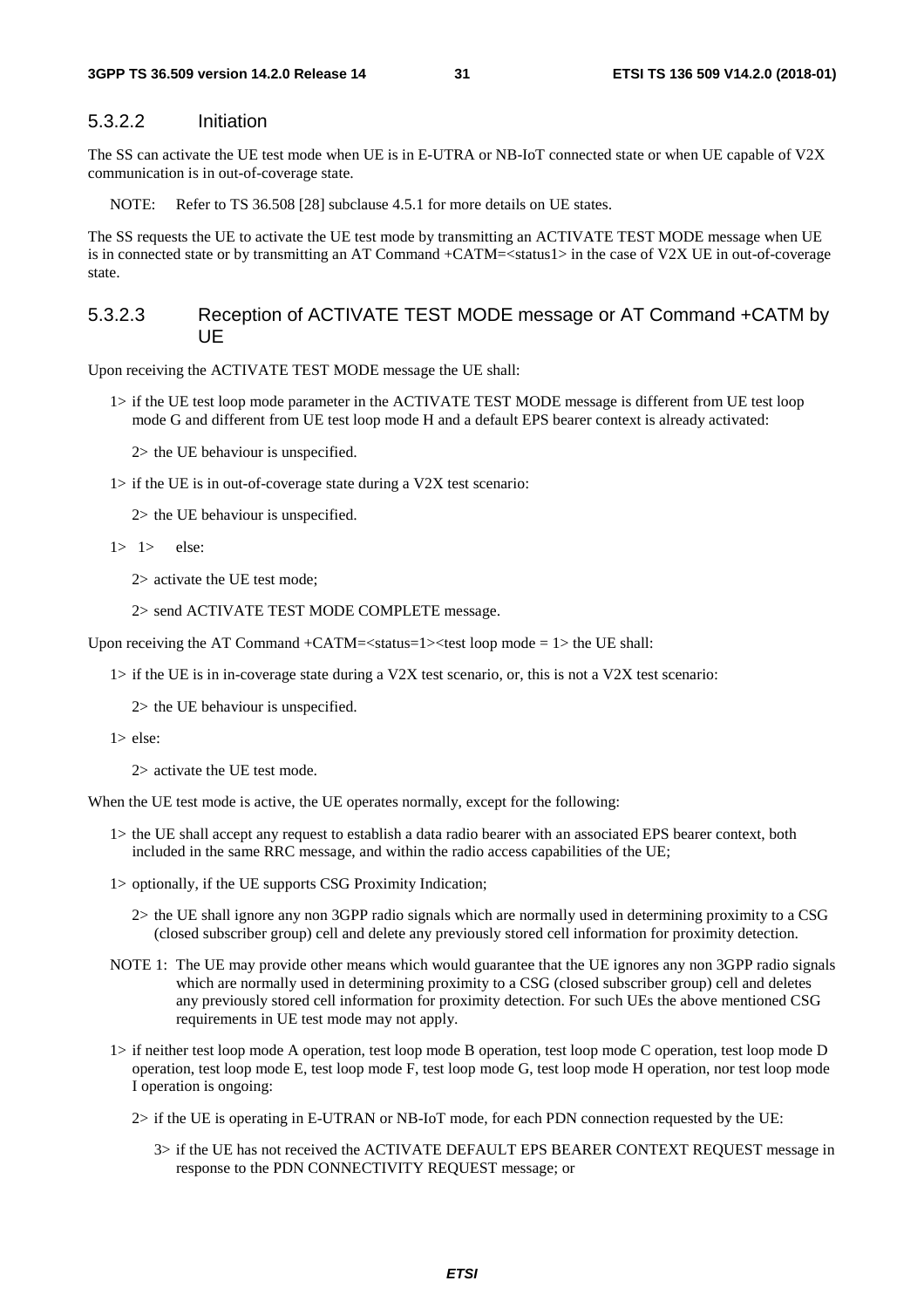#### 5.3.2.2 Initiation

The SS can activate the UE test mode when UE is in E-UTRA or NB-IoT connected state or when UE capable of V2X communication is in out-of-coverage state.

NOTE: Refer to TS 36.508 [28] subclause 4.5.1 for more details on UE states.

The SS requests the UE to activate the UE test mode by transmitting an ACTIVATE TEST MODE message when UE is in connected state or by transmitting an AT Command +CATM=<status1> in the case of V2X UE in out-of-coverage state.

#### 5.3.2.3 Reception of ACTIVATE TEST MODE message or AT Command +CATM by UE

Upon receiving the ACTIVATE TEST MODE message the UE shall:

- 1> if the UE test loop mode parameter in the ACTIVATE TEST MODE message is different from UE test loop mode G and different from UE test loop mode H and a default EPS bearer context is already activated:
  - 2> the UE behaviour is unspecified.
- 1> if the UE is in out-of-coverage state during a V2X test scenario:
  - 2> the UE behaviour is unspecified.
- 1> 1> else:
  - 2> activate the UE test mode;
  - 2> send ACTIVATE TEST MODE COMPLETE message.

Upon receiving the AT Command +CATM=<status=1><test loop mode = 1> the UE shall:

- 1> if the UE is in in-coverage state during a V2X test scenario, or, this is not a V2X test scenario:
  - 2> the UE behaviour is unspecified.
- 1> else:
  - 2> activate the UE test mode.

When the UE test mode is active, the UE operates normally, except for the following:

- 1> the UE shall accept any request to establish a data radio bearer with an associated EPS bearer context, both included in the same RRC message, and within the radio access capabilities of the UE;
- 1> optionally, if the UE supports CSG Proximity Indication;
  - 2> the UE shall ignore any non 3GPP radio signals which are normally used in determining proximity to a CSG (closed subscriber group) cell and delete any previously stored cell information for proximity detection.

NOTE 1: The UE may provide other means which would guarantee that the UE ignores any non 3GPP radio signals which are normally used in determining proximity to a CSG (closed subscriber group) cell and deletes any previously stored cell information for proximity detection. For such UEs the above mentioned CSG requirements in UE test mode may not apply.

- 1> if neither test loop mode A operation, test loop mode B operation, test loop mode C operation, test loop mode D operation, test loop mode E, test loop mode F, test loop mode G, test loop mode H operation, nor test loop mode I operation is ongoing:
  - 2> if the UE is operating in E-UTRAN or NB-IoT mode, for each PDN connection requested by the UE:
    - 3> if the UE has not received the ACTIVATE DEFAULT EPS BEARER CONTEXT REQUEST message in response to the PDN CONNECTIVITY REQUEST message; or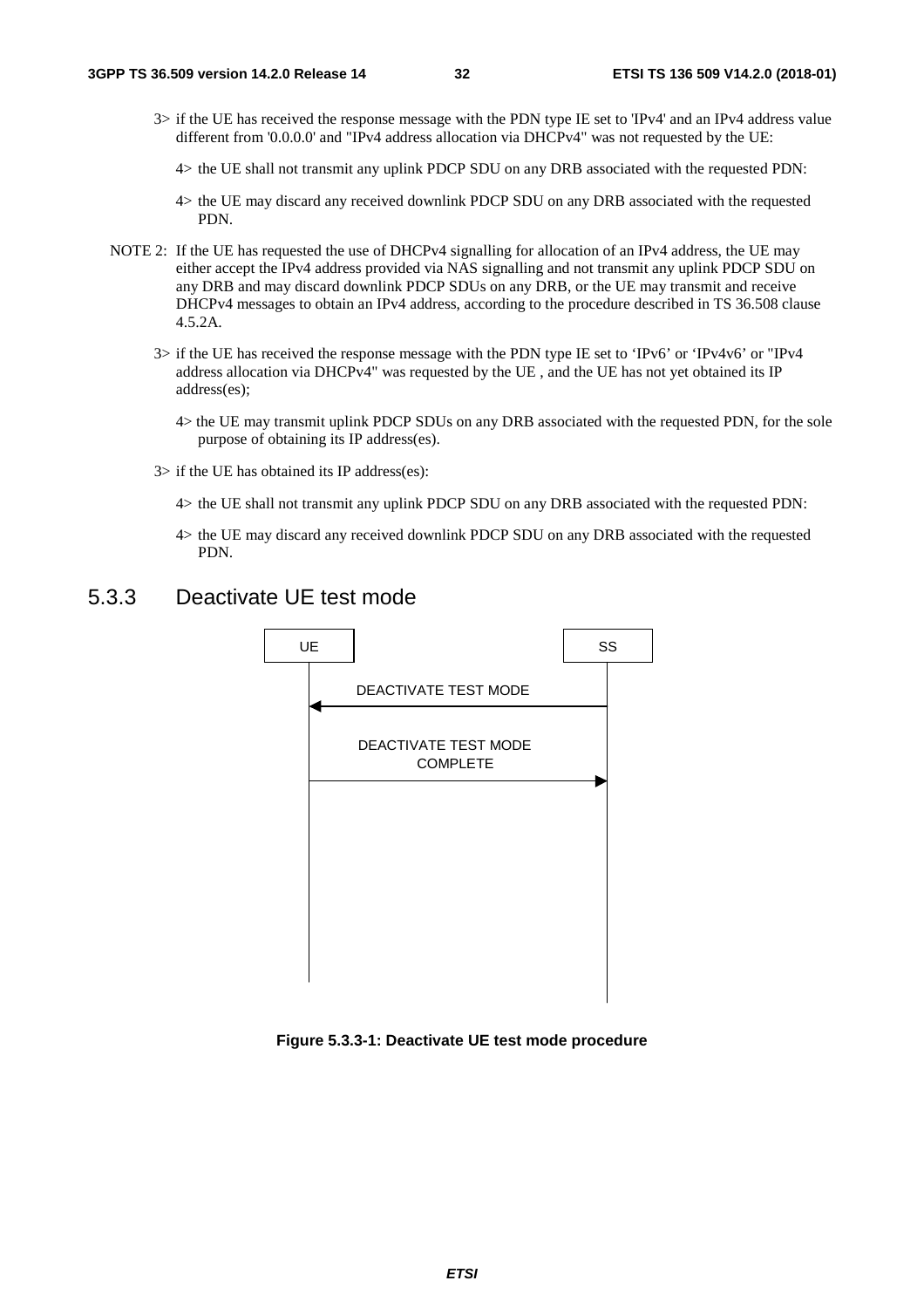3> if the UE has received the response message with the PDN type IE set to 'IPv4' and an IPv4 address value different from '0.0.0.0' and "IPv4 address allocation via DHCPv4" was not requested by the UE:

4> the UE shall not transmit any uplink PDCP SDU on any DRB associated with the requested PDN:

4> the UE may discard any received downlink PDCP SDU on any DRB associated with the requested PDN.

NOTE 2: If the UE has requested the use of DHCPv4 signalling for allocation of an IPv4 address, the UE may either accept the IPv4 address provided via NAS signalling and not transmit any uplink PDCP SDU on any DRB and may discard downlink PDCP SDUs on any DRB, or the UE may transmit and receive DHCPv4 messages to obtain an IPv4 address, according to the procedure described in TS 36.508 clause 4.5.2A.

3> if the UE has received the response message with the PDN type IE set to 'IPv6' or 'IPv4v6' or "IPv4 address allocation via DHCPv4" was requested by the UE , and the UE has not yet obtained its IP address(es);

4> the UE may transmit uplink PDCP SDUs on any DRB associated with the requested PDN, for the sole purpose of obtaining its IP address(es).

3> if the UE has obtained its IP address(es):

4> the UE shall not transmit any uplink PDCP SDU on any DRB associated with the requested PDN:

4> the UE may discard any received downlink PDCP SDU on any DRB associated with the requested PDN.

## 5.3.3 Deactivate UE test mode

UE | SS

DEACTIVATE TEST MODE (SS → UE)

DEACTIVATE TEST MODE COMPLETE (UE → SS)

**Figure 5.3.3-1: Deactivate UE test mode procedure**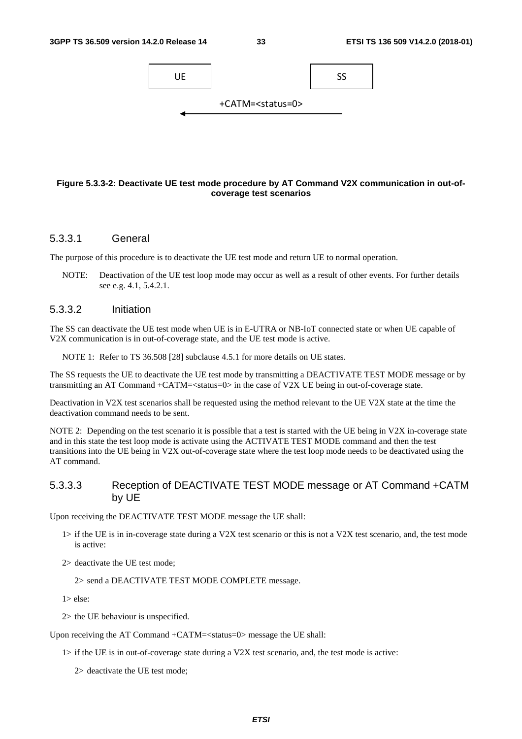UE | SS

+CATM=<status=0>

**Figure 5.3.3-2: Deactivate UE test mode procedure by AT Command V2X communication in out-of-coverage test scenarios**

### 5.3.3.1 General

The purpose of this procedure is to deactivate the UE test mode and return UE to normal operation.

NOTE: Deactivation of the UE test loop mode may occur as well as a result of other events. For further details see e.g. 4.1, 5.4.2.1.

### 5.3.3.2 Initiation

The SS can deactivate the UE test mode when UE is in E-UTRA or NB-IoT connected state or when UE capable of V2X communication is in out-of-coverage state, and the UE test mode is active.

NOTE 1: Refer to TS 36.508 [28] subclause 4.5.1 for more details on UE states.

The SS requests the UE to deactivate the UE test mode by transmitting a DEACTIVATE TEST MODE message or by transmitting an AT Command +CATM=<status=0> in the case of V2X UE being in out-of-coverage state.

Deactivation in V2X test scenarios shall be requested using the method relevant to the UE V2X state at the time the deactivation command needs to be sent.

NOTE 2: Depending on the test scenario it is possible that a test is started with the UE being in V2X in-coverage state and in this state the test loop mode is activate using the ACTIVATE TEST MODE command and then the test transitions into the UE being in V2X out-of-coverage state where the test loop mode needs to be deactivated using the AT command.

### 5.3.3.3 Reception of DEACTIVATE TEST MODE message or AT Command +CATM by UE

Upon receiving the DEACTIVATE TEST MODE message the UE shall:

1> if the UE is in in-coverage state during a V2X test scenario or this is not a V2X test scenario, and, the test mode is active:

2> deactivate the UE test mode;

2> send a DEACTIVATE TEST MODE COMPLETE message.

1> else:

2> the UE behaviour is unspecified.

Upon receiving the AT Command +CATM=<status=0> message the UE shall:

1> if the UE is in out-of-coverage state during a V2X test scenario, and, the test mode is active:

2> deactivate the UE test mode;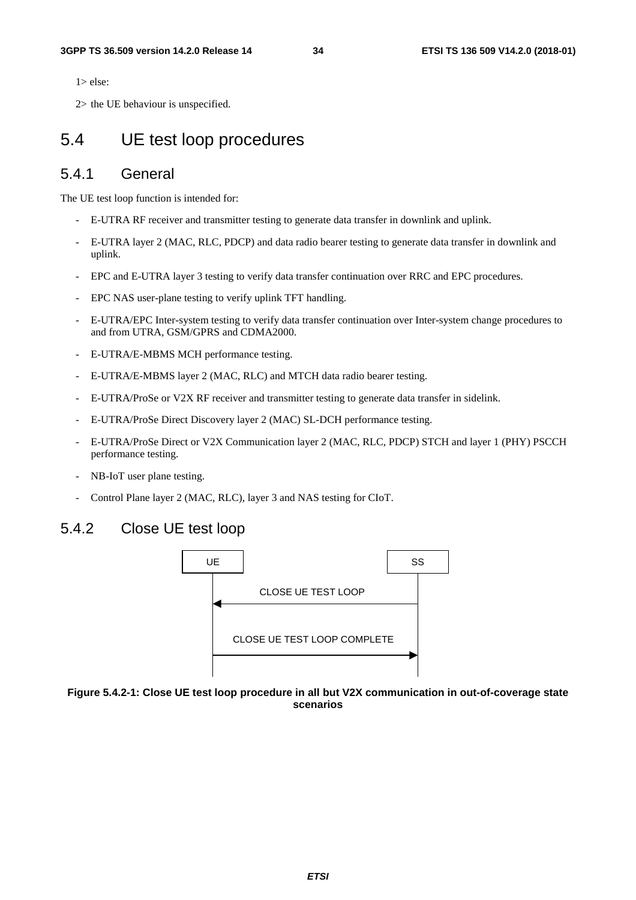1> else:

2> the UE behaviour is unspecified.

## 5.4 UE test loop procedures

### 5.4.1 General

The UE test loop function is intended for:

- E-UTRA RF receiver and transmitter testing to generate data transfer in downlink and uplink.
- E-UTRA layer 2 (MAC, RLC, PDCP) and data radio bearer testing to generate data transfer in downlink and uplink.
- EPC and E-UTRA layer 3 testing to verify data transfer continuation over RRC and EPC procedures.
- EPC NAS user-plane testing to verify uplink TFT handling.
- E-UTRA/EPC Inter-system testing to verify data transfer continuation over Inter-system change procedures to and from UTRA, GSM/GPRS and CDMA2000.
- E-UTRA/E-MBMS MCH performance testing.
- E-UTRA/E-MBMS layer 2 (MAC, RLC) and MTCH data radio bearer testing.
- E-UTRA/ProSe or V2X RF receiver and transmitter testing to generate data transfer in sidelink.
- E-UTRA/ProSe Direct Discovery layer 2 (MAC) SL-DCH performance testing.
- E-UTRA/ProSe Direct or V2X Communication layer 2 (MAC, RLC, PDCP) STCH and layer 1 (PHY) PSCCH performance testing.
- NB-IoT user plane testing.
- Control Plane layer 2 (MAC, RLC), layer 3 and NAS testing for CIoT.

### 5.4.2 Close UE test loop

```
UE                                   SS
 |                                    |
 |        CLOSE UE TEST LOOP          |
 |<-----------------------------------|
 |                                    |
 |    CLOSE UE TEST LOOP COMPLETE     |
 |----------------------------------->|
 |                                    |
```

**Figure 5.4.2-1: Close UE test loop procedure in all but V2X communication in out-of-coverage state scenarios**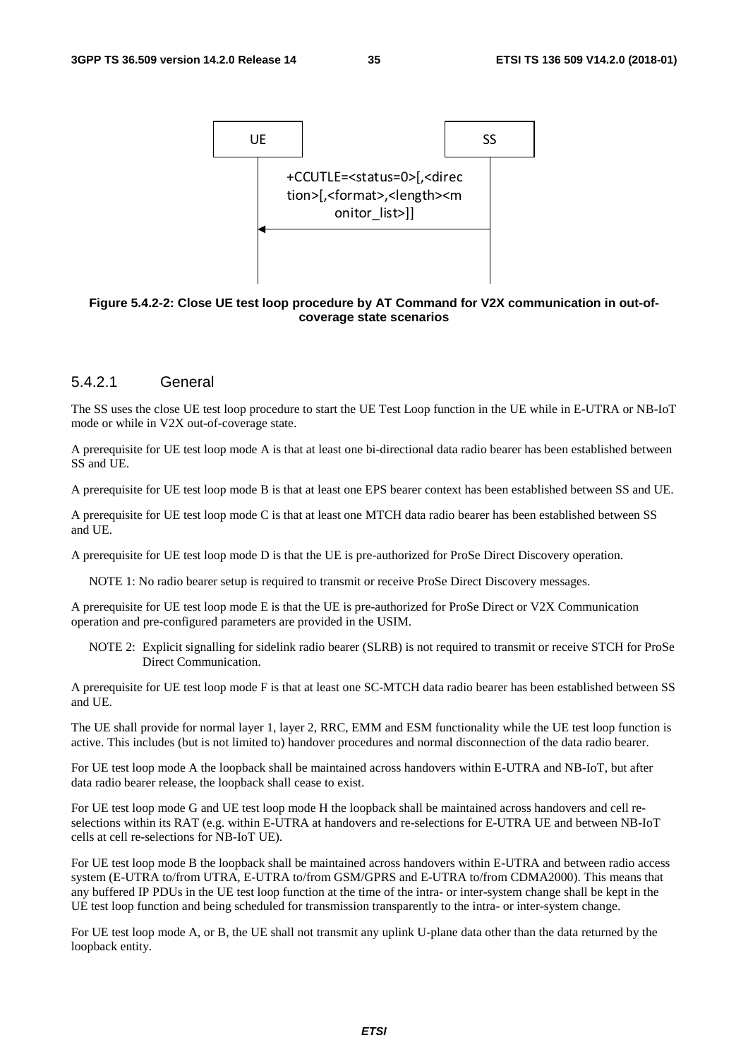UE SS

+CCUTLE=<status=0>[,<direction>[,<format>,<length><monitor_list>]]

**Figure 5.4.2-2: Close UE test loop procedure by AT Command for V2X communication in out-of-coverage state scenarios**

#### 5.4.2.1 General

The SS uses the close UE test loop procedure to start the UE Test Loop function in the UE while in E-UTRA or NB-IoT mode or while in V2X out-of-coverage state.

A prerequisite for UE test loop mode A is that at least one bi-directional data radio bearer has been established between SS and UE.

A prerequisite for UE test loop mode B is that at least one EPS bearer context has been established between SS and UE.

A prerequisite for UE test loop mode C is that at least one MTCH data radio bearer has been established between SS and UE.

A prerequisite for UE test loop mode D is that the UE is pre-authorized for ProSe Direct Discovery operation.

NOTE 1: No radio bearer setup is required to transmit or receive ProSe Direct Discovery messages.

A prerequisite for UE test loop mode E is that the UE is pre-authorized for ProSe Direct or V2X Communication operation and pre-configured parameters are provided in the USIM.

NOTE 2: Explicit signalling for sidelink radio bearer (SLRB) is not required to transmit or receive STCH for ProSe Direct Communication.

A prerequisite for UE test loop mode F is that at least one SC-MTCH data radio bearer has been established between SS and UE.

The UE shall provide for normal layer 1, layer 2, RRC, EMM and ESM functionality while the UE test loop function is active. This includes (but is not limited to) handover procedures and normal disconnection of the data radio bearer.

For UE test loop mode A the loopback shall be maintained across handovers within E-UTRA and NB-IoT, but after data radio bearer release, the loopback shall cease to exist.

For UE test loop mode G and UE test loop mode H the loopback shall be maintained across handovers and cell re-selections within its RAT (e.g. within E-UTRA at handovers and re-selections for E-UTRA UE and between NB-IoT cells at cell re-selections for NB-IoT UE).

For UE test loop mode B the loopback shall be maintained across handovers within E-UTRA and between radio access system (E-UTRA to/from UTRA, E-UTRA to/from GSM/GPRS and E-UTRA to/from CDMA2000). This means that any buffered IP PDUs in the UE test loop function at the time of the intra- or inter-system change shall be kept in the UE test loop function and being scheduled for transmission transparently to the intra- or inter-system change.

For UE test loop mode A, or B, the UE shall not transmit any uplink U-plane data other than the data returned by the loopback entity.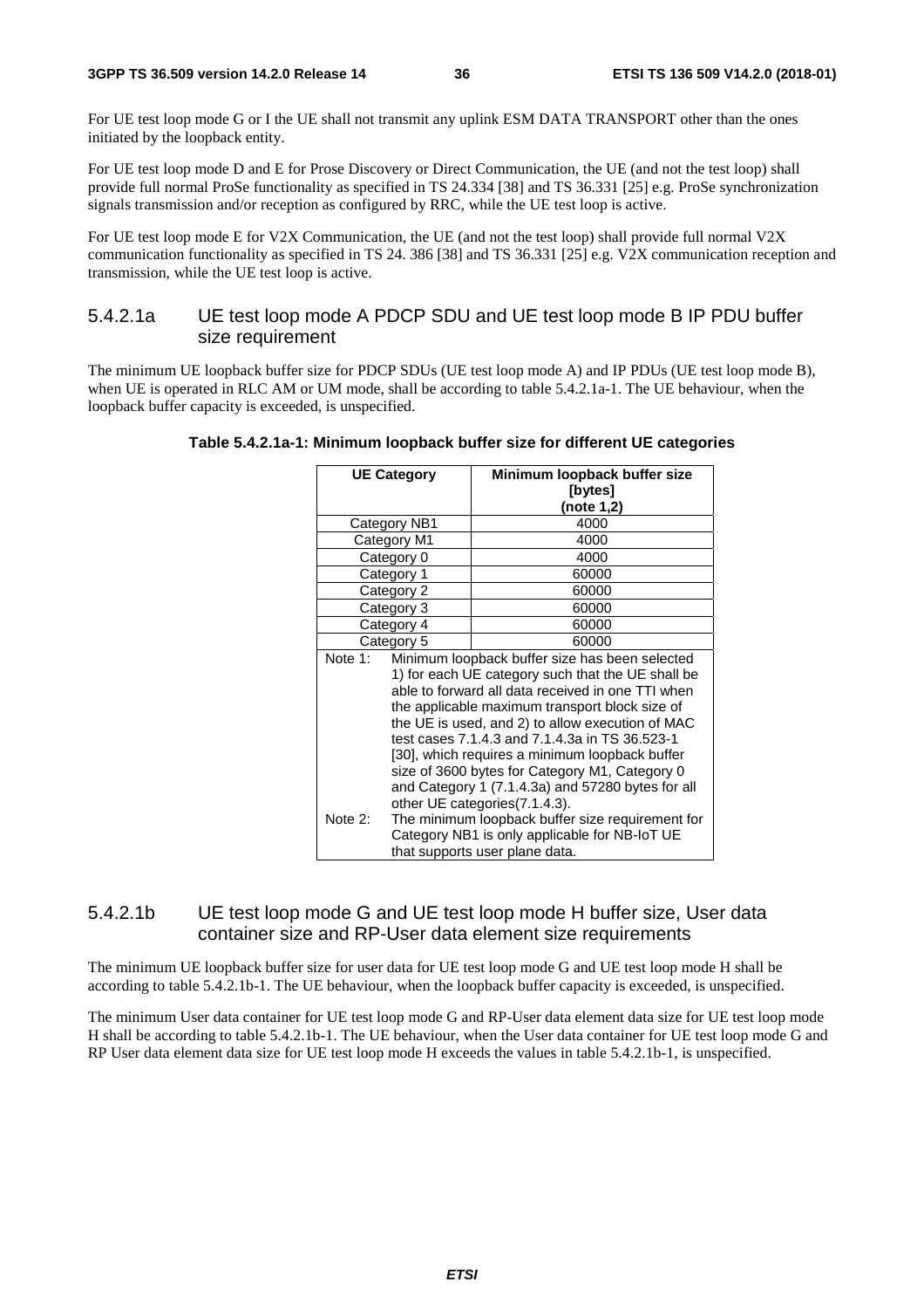For UE test loop mode G or I the UE shall not transmit any uplink ESM DATA TRANSPORT other than the ones initiated by the loopback entity.

For UE test loop mode D and E for Prose Discovery or Direct Communication, the UE (and not the test loop) shall provide full normal ProSe functionality as specified in TS 24.334 [38] and TS 36.331 [25] e.g. ProSe synchronization signals transmission and/or reception as configured by RRC, while the UE test loop is active.

For UE test loop mode E for V2X Communication, the UE (and not the test loop) shall provide full normal V2X communication functionality as specified in TS 24. 386 [38] and TS 36.331 [25] e.g. V2X communication reception and transmission, while the UE test loop is active.

### 5.4.2.1a UE test loop mode A PDCP SDU and UE test loop mode B IP PDU buffer size requirement

The minimum UE loopback buffer size for PDCP SDUs (UE test loop mode A) and IP PDUs (UE test loop mode B), when UE is operated in RLC AM or UM mode, shall be according to table 5.4.2.1a-1. The UE behaviour, when the loopback buffer capacity is exceeded, is unspecified.

**Table 5.4.2.1a-1: Minimum loopback buffer size for different UE categories**

| UE Category | Minimum loopback buffer size [bytes] (note 1,2) |
|---|---|
| Category NB1 | 4000 |
| Category M1 | 4000 |
| Category 0 | 4000 |
| Category 1 | 60000 |
| Category 2 | 60000 |
| Category 3 | 60000 |
| Category 4 | 60000 |
| Category 5 | 60000 |
| Note 1: Minimum loopback buffer size has been selected 1) for each UE category such that the UE shall be able to forward all data received in one TTI when the applicable maximum transport block size of the UE is used, and 2) to allow execution of MAC test cases 7.1.4.3 and 7.1.4.3a in TS 36.523-1 [30], which requires a minimum loopback buffer size of 3600 bytes for Category M1, Category 0 and Category 1 (7.1.4.3a) and 57280 bytes for all other UE categories(7.1.4.3).<br>Note 2: The minimum loopback buffer size requirement for Category NB1 is only applicable for NB-IoT UE that supports user plane data. | |

### 5.4.2.1b UE test loop mode G and UE test loop mode H buffer size, User data container size and RP-User data element size requirements

The minimum UE loopback buffer size for user data for UE test loop mode G and UE test loop mode H shall be according to table 5.4.2.1b-1. The UE behaviour, when the loopback buffer capacity is exceeded, is unspecified.

The minimum User data container for UE test loop mode G and RP-User data element data size for UE test loop mode H shall be according to table 5.4.2.1b-1. The UE behaviour, when the User data container for UE test loop mode G and RP User data element data size for UE test loop mode H exceeds the values in table 5.4.2.1b-1, is unspecified.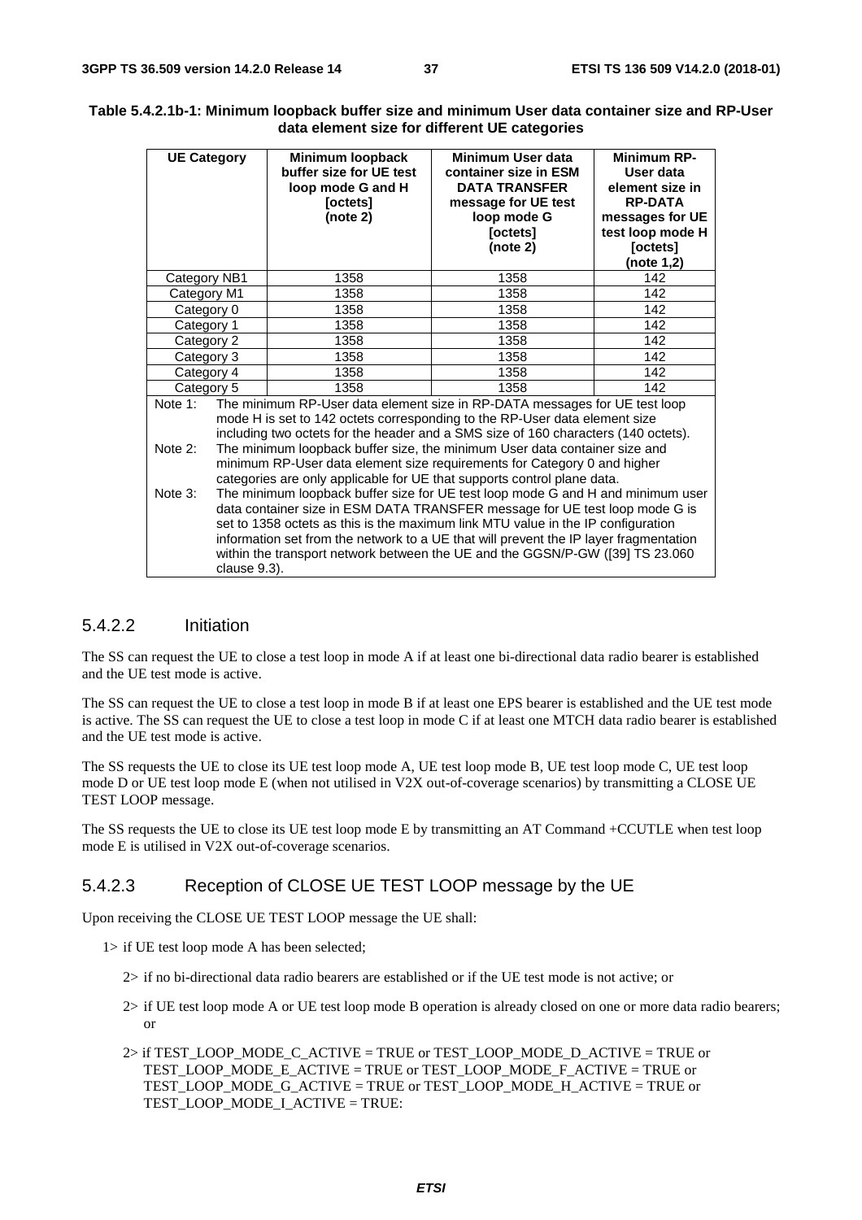**Table 5.4.2.1b-1: Minimum loopback buffer size and minimum User data container size and RP-User data element size for different UE categories**

| UE Category | Minimum loopback buffer size for UE test loop mode G and H [octets] (note 2) | Minimum User data container size in ESM DATA TRANSFER message for UE test loop mode G [octets] (note 2) | Minimum RP-User data element size in RP-DATA messages for UE test loop mode H [octets] (note 1,2) |
|---|---|---|---|
| Category NB1 | 1358 | 1358 | 142 |
| Category M1 | 1358 | 1358 | 142 |
| Category 0 | 1358 | 1358 | 142 |
| Category 1 | 1358 | 1358 | 142 |
| Category 2 | 1358 | 1358 | 142 |
| Category 3 | 1358 | 1358 | 142 |
| Category 4 | 1358 | 1358 | 142 |
| Category 5 | 1358 | 1358 | 142 |

Note 1: The minimum RP-User data element size in RP-DATA messages for UE test loop mode H is set to 142 octets corresponding to the RP-User data element size including two octets for the header and a SMS size of 160 characters (140 octets).

Note 2: The minimum loopback buffer size, the minimum User data container size and minimum RP-User data element size requirements for Category 0 and higher categories are only applicable for UE that supports control plane data.

Note 3: The minimum loopback buffer size for UE test loop mode G and H and minimum user data container size in ESM DATA TRANSFER message for UE test loop mode G is set to 1358 octets as this is the maximum link MTU value in the IP configuration information set from the network to a UE that will prevent the IP layer fragmentation within the transport network between the UE and the GGSN/P-GW ([39] TS 23.060 clause 9.3).

### 5.4.2.2 Initiation

The SS can request the UE to close a test loop in mode A if at least one bi-directional data radio bearer is established and the UE test mode is active.

The SS can request the UE to close a test loop in mode B if at least one EPS bearer is established and the UE test mode is active. The SS can request the UE to close a test loop in mode C if at least one MTCH data radio bearer is established and the UE test mode is active.

The SS requests the UE to close its UE test loop mode A, UE test loop mode B, UE test loop mode C, UE test loop mode D or UE test loop mode E (when not utilised in V2X out-of-coverage scenarios) by transmitting a CLOSE UE TEST LOOP message.

The SS requests the UE to close its UE test loop mode E by transmitting an AT Command +CCUTLE when test loop mode E is utilised in V2X out-of-coverage scenarios.

### 5.4.2.3 Reception of CLOSE UE TEST LOOP message by the UE

Upon receiving the CLOSE UE TEST LOOP message the UE shall:

- 1> if UE test loop mode A has been selected;
  - 2> if no bi-directional data radio bearers are established or if the UE test mode is not active; or
  - 2> if UE test loop mode A or UE test loop mode B operation is already closed on one or more data radio bearers; or
  - 2> if TEST_LOOP_MODE_C_ACTIVE = TRUE or TEST_LOOP_MODE_D_ACTIVE = TRUE or TEST_LOOP_MODE_E_ACTIVE = TRUE or TEST_LOOP_MODE_F_ACTIVE = TRUE or TEST_LOOP_MODE_G_ACTIVE = TRUE or TEST_LOOP_MODE_H_ACTIVE = TRUE or TEST_LOOP_MODE_I_ACTIVE = TRUE: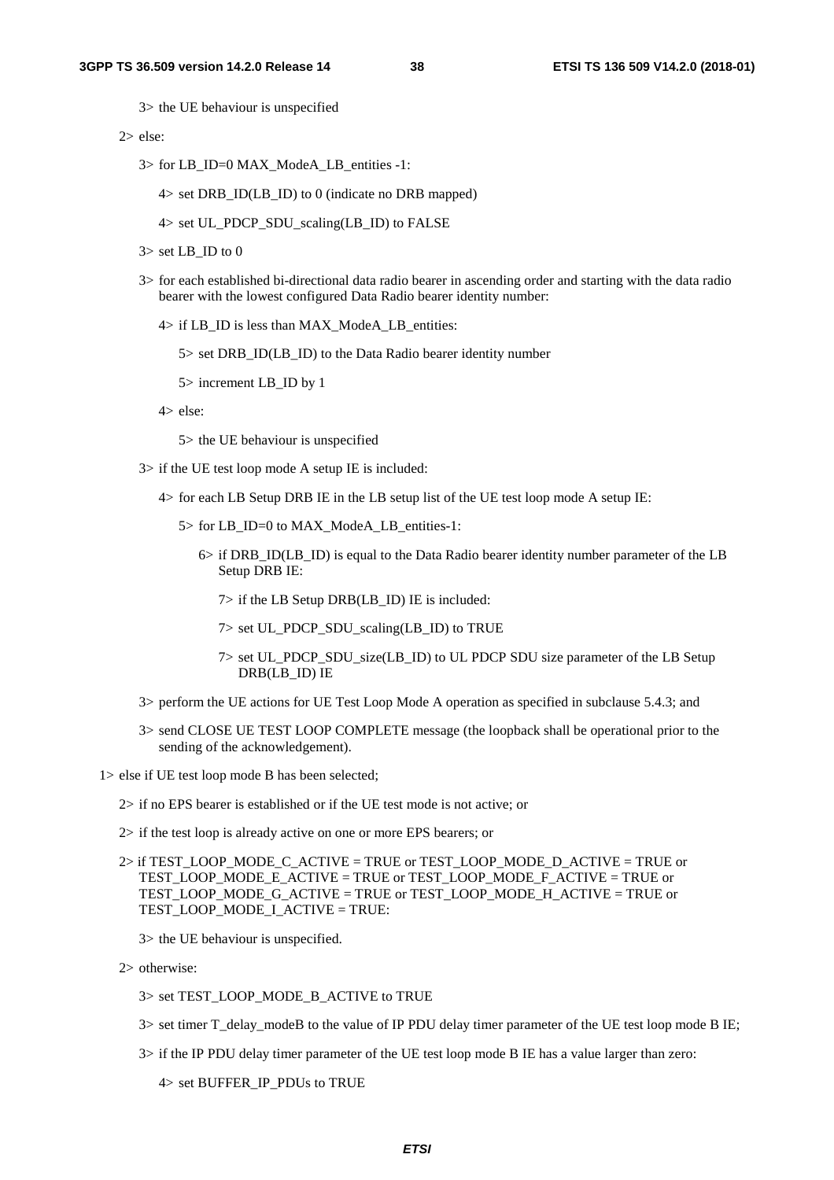3> the UE behaviour is unspecified

2> else:

3> for LB_ID=0 MAX_ModeA_LB_entities -1:

4> set DRB_ID(LB_ID) to 0 (indicate no DRB mapped)

4> set UL_PDCP_SDU_scaling(LB_ID) to FALSE

3> set LB_ID to 0

3> for each established bi-directional data radio bearer in ascending order and starting with the data radio bearer with the lowest configured Data Radio bearer identity number:

4> if LB_ID is less than MAX_ModeA_LB_entities:

5> set DRB_ID(LB_ID) to the Data Radio bearer identity number

5> increment LB_ID by 1

4> else:

5> the UE behaviour is unspecified

3> if the UE test loop mode A setup IE is included:

4> for each LB Setup DRB IE in the LB setup list of the UE test loop mode A setup IE:

5> for LB_ID=0 to MAX_ModeA_LB_entities-1:

6> if DRB_ID(LB_ID) is equal to the Data Radio bearer identity number parameter of the LB Setup DRB IE:

7> if the LB Setup DRB(LB_ID) IE is included:

7> set UL_PDCP_SDU_scaling(LB_ID) to TRUE

7> set UL_PDCP_SDU_size(LB_ID) to UL PDCP SDU size parameter of the LB Setup DRB(LB_ID) IE

3> perform the UE actions for UE Test Loop Mode A operation as specified in subclause 5.4.3; and

3> send CLOSE UE TEST LOOP COMPLETE message (the loopback shall be operational prior to the sending of the acknowledgement).

1> else if UE test loop mode B has been selected;

2> if no EPS bearer is established or if the UE test mode is not active; or

2> if the test loop is already active on one or more EPS bearers; or

2> if TEST_LOOP_MODE_C_ACTIVE = TRUE or TEST_LOOP_MODE_D_ACTIVE = TRUE or TEST_LOOP_MODE_E_ACTIVE = TRUE or TEST_LOOP_MODE_F_ACTIVE = TRUE or TEST_LOOP_MODE_G_ACTIVE = TRUE or TEST_LOOP_MODE_H_ACTIVE = TRUE or TEST_LOOP_MODE_I_ACTIVE = TRUE:

3> the UE behaviour is unspecified.

2> otherwise:

3> set TEST_LOOP_MODE_B_ACTIVE to TRUE

3> set timer T_delay_modeB to the value of IP PDU delay timer parameter of the UE test loop mode B IE;

3> if the IP PDU delay timer parameter of the UE test loop mode B IE has a value larger than zero:

4> set BUFFER_IP_PDUs to TRUE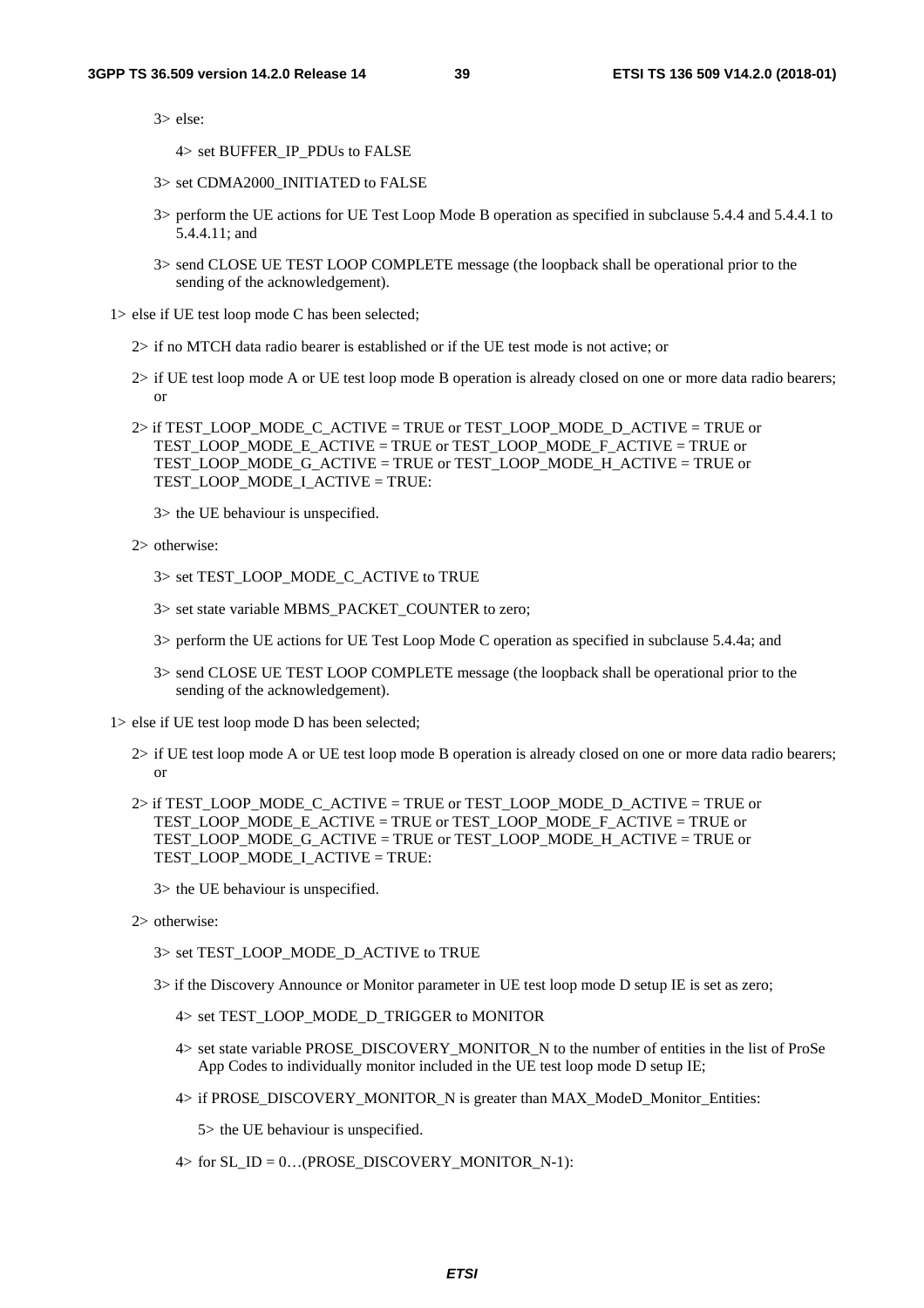3> else:

4> set BUFFER_IP_PDUs to FALSE

3> set CDMA2000_INITIATED to FALSE

3> perform the UE actions for UE Test Loop Mode B operation as specified in subclause 5.4.4 and 5.4.4.1 to 5.4.4.11; and

3> send CLOSE UE TEST LOOP COMPLETE message (the loopback shall be operational prior to the sending of the acknowledgement).

1> else if UE test loop mode C has been selected;

2> if no MTCH data radio bearer is established or if the UE test mode is not active; or

2> if UE test loop mode A or UE test loop mode B operation is already closed on one or more data radio bearers; or

2> if TEST_LOOP_MODE_C_ACTIVE = TRUE or TEST_LOOP_MODE_D_ACTIVE = TRUE or TEST_LOOP_MODE_E_ACTIVE = TRUE or TEST_LOOP_MODE_F_ACTIVE = TRUE or TEST_LOOP_MODE_G_ACTIVE = TRUE or TEST_LOOP_MODE_H_ACTIVE = TRUE or TEST_LOOP_MODE_I_ACTIVE = TRUE:

3> the UE behaviour is unspecified.

2> otherwise:

3> set TEST_LOOP_MODE_C_ACTIVE to TRUE

3> set state variable MBMS_PACKET_COUNTER to zero;

3> perform the UE actions for UE Test Loop Mode C operation as specified in subclause 5.4.4a; and

3> send CLOSE UE TEST LOOP COMPLETE message (the loopback shall be operational prior to the sending of the acknowledgement).

1> else if UE test loop mode D has been selected;

2> if UE test loop mode A or UE test loop mode B operation is already closed on one or more data radio bearers; or

2> if TEST_LOOP_MODE_C_ACTIVE = TRUE or TEST_LOOP_MODE_D_ACTIVE = TRUE or TEST_LOOP_MODE_E_ACTIVE = TRUE or TEST_LOOP_MODE_F_ACTIVE = TRUE or TEST_LOOP_MODE_G_ACTIVE = TRUE or TEST_LOOP_MODE_H_ACTIVE = TRUE or TEST_LOOP_MODE_I_ACTIVE = TRUE:

3> the UE behaviour is unspecified.

2> otherwise:

3> set TEST_LOOP_MODE_D_ACTIVE to TRUE

3> if the Discovery Announce or Monitor parameter in UE test loop mode D setup IE is set as zero;

4> set TEST_LOOP_MODE_D_TRIGGER to MONITOR

4> set state variable PROSE_DISCOVERY_MONITOR_N to the number of entities in the list of ProSe App Codes to individually monitor included in the UE test loop mode D setup IE;

4> if PROSE_DISCOVERY_MONITOR_N is greater than MAX_ModeD_Monitor_Entities:

5> the UE behaviour is unspecified.

4> for SL_ID = 0…(PROSE_DISCOVERY_MONITOR_N-1):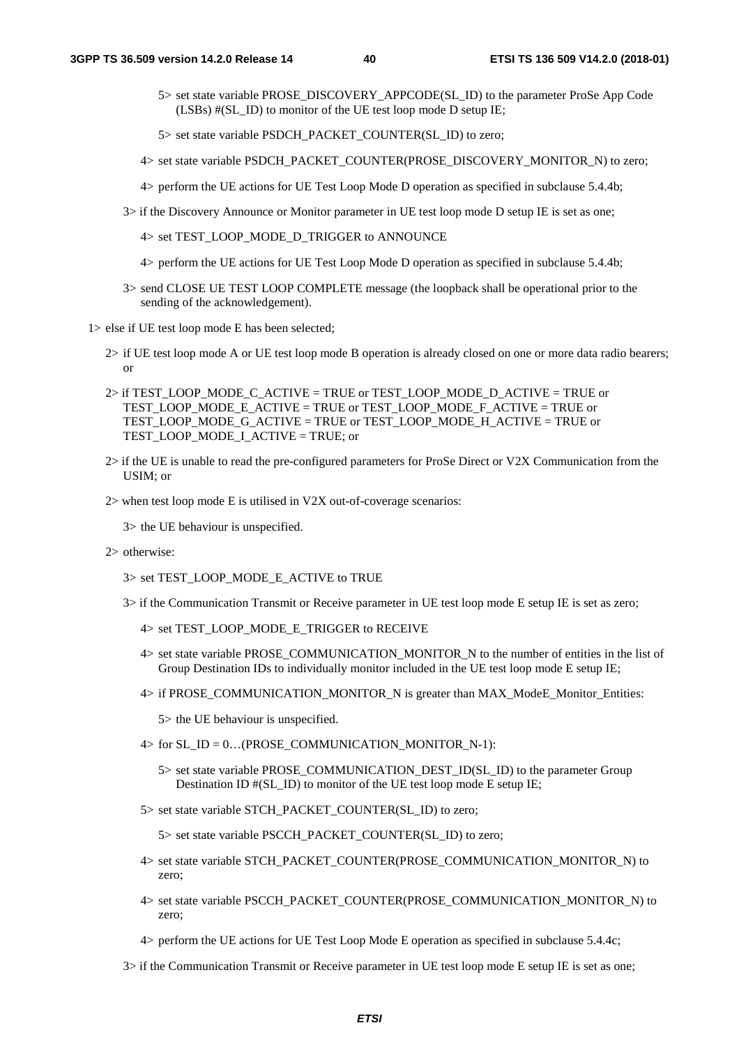5> set state variable PROSE_DISCOVERY_APPCODE(SL_ID) to the parameter ProSe App Code (LSBs) #(SL_ID) to monitor of the UE test loop mode D setup IE;

5> set state variable PSDCH_PACKET_COUNTER(SL_ID) to zero;

4> set state variable PSDCH_PACKET_COUNTER(PROSE_DISCOVERY_MONITOR_N) to zero;

4> perform the UE actions for UE Test Loop Mode D operation as specified in subclause 5.4.4b;

3> if the Discovery Announce or Monitor parameter in UE test loop mode D setup IE is set as one;

4> set TEST_LOOP_MODE_D_TRIGGER to ANNOUNCE

4> perform the UE actions for UE Test Loop Mode D operation as specified in subclause 5.4.4b;

3> send CLOSE UE TEST LOOP COMPLETE message (the loopback shall be operational prior to the sending of the acknowledgement).

1> else if UE test loop mode E has been selected;

2> if UE test loop mode A or UE test loop mode B operation is already closed on one or more data radio bearers; or

2> if TEST_LOOP_MODE_C_ACTIVE = TRUE or TEST_LOOP_MODE_D_ACTIVE = TRUE or TEST_LOOP_MODE_E_ACTIVE = TRUE or TEST_LOOP_MODE_F_ACTIVE = TRUE or TEST_LOOP_MODE_G_ACTIVE = TRUE or TEST_LOOP_MODE_H_ACTIVE = TRUE or TEST_LOOP_MODE_I_ACTIVE = TRUE; or

2> if the UE is unable to read the pre-configured parameters for ProSe Direct or V2X Communication from the USIM; or

2> when test loop mode E is utilised in V2X out-of-coverage scenarios:

3> the UE behaviour is unspecified.

2> otherwise:

3> set TEST_LOOP_MODE_E_ACTIVE to TRUE

3> if the Communication Transmit or Receive parameter in UE test loop mode E setup IE is set as zero;

4> set TEST_LOOP_MODE_E_TRIGGER to RECEIVE

4> set state variable PROSE_COMMUNICATION_MONITOR_N to the number of entities in the list of Group Destination IDs to individually monitor included in the UE test loop mode E setup IE;

4> if PROSE_COMMUNICATION_MONITOR_N is greater than MAX_ModeE_Monitor_Entities:

5> the UE behaviour is unspecified.

4> for SL_ID = 0…(PROSE_COMMUNICATION_MONITOR_N-1):

5> set state variable PROSE_COMMUNICATION_DEST_ID(SL_ID) to the parameter Group Destination ID #(SL_ID) to monitor of the UE test loop mode E setup IE;

5> set state variable STCH_PACKET_COUNTER(SL_ID) to zero;

5> set state variable PSCCH_PACKET_COUNTER(SL_ID) to zero;

4> set state variable STCH_PACKET_COUNTER(PROSE_COMMUNICATION_MONITOR_N) to zero;

4> set state variable PSCCH_PACKET_COUNTER(PROSE_COMMUNICATION_MONITOR_N) to zero;

4> perform the UE actions for UE Test Loop Mode E operation as specified in subclause 5.4.4c;

3> if the Communication Transmit or Receive parameter in UE test loop mode E setup IE is set as one;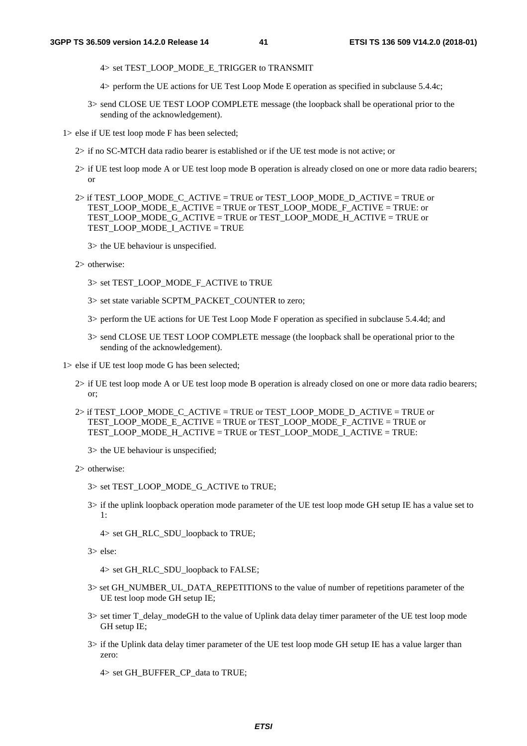4> set TEST_LOOP_MODE_E_TRIGGER to TRANSMIT

4> perform the UE actions for UE Test Loop Mode E operation as specified in subclause 5.4.4c;

3> send CLOSE UE TEST LOOP COMPLETE message (the loopback shall be operational prior to the sending of the acknowledgement).

1> else if UE test loop mode F has been selected;

2> if no SC-MTCH data radio bearer is established or if the UE test mode is not active; or

2> if UE test loop mode A or UE test loop mode B operation is already closed on one or more data radio bearers; or

2> if TEST_LOOP_MODE_C_ACTIVE = TRUE or TEST_LOOP_MODE_D_ACTIVE = TRUE or TEST_LOOP_MODE_E_ACTIVE = TRUE or TEST_LOOP_MODE_F_ACTIVE = TRUE: or TEST_LOOP_MODE_G_ACTIVE = TRUE or TEST_LOOP_MODE_H_ACTIVE = TRUE or TEST_LOOP_MODE_I_ACTIVE = TRUE

3> the UE behaviour is unspecified.

2> otherwise:

3> set TEST_LOOP_MODE_F_ACTIVE to TRUE

3> set state variable SCPTM_PACKET_COUNTER to zero;

3> perform the UE actions for UE Test Loop Mode F operation as specified in subclause 5.4.4d; and

3> send CLOSE UE TEST LOOP COMPLETE message (the loopback shall be operational prior to the sending of the acknowledgement).

1> else if UE test loop mode G has been selected;

2> if UE test loop mode A or UE test loop mode B operation is already closed on one or more data radio bearers; or;

2> if TEST_LOOP_MODE_C_ACTIVE = TRUE or TEST_LOOP_MODE_D_ACTIVE = TRUE or TEST_LOOP_MODE_E_ACTIVE = TRUE or TEST_LOOP_MODE_F_ACTIVE = TRUE or TEST_LOOP_MODE_H_ACTIVE = TRUE or TEST_LOOP_MODE_I_ACTIVE = TRUE:

3> the UE behaviour is unspecified;

2> otherwise:

3> set TEST_LOOP_MODE_G_ACTIVE to TRUE;

3> if the uplink loopback operation mode parameter of the UE test loop mode GH setup IE has a value set to 1:

4> set GH_RLC_SDU_loopback to TRUE;

3> else:

4> set GH_RLC_SDU_loopback to FALSE;

3> set GH_NUMBER_UL_DATA_REPETITIONS to the value of number of repetitions parameter of the UE test loop mode GH setup IE;

3> set timer T_delay_modeGH to the value of Uplink data delay timer parameter of the UE test loop mode GH setup IE;

3> if the Uplink data delay timer parameter of the UE test loop mode GH setup IE has a value larger than zero:

4> set GH_BUFFER_CP_data to TRUE;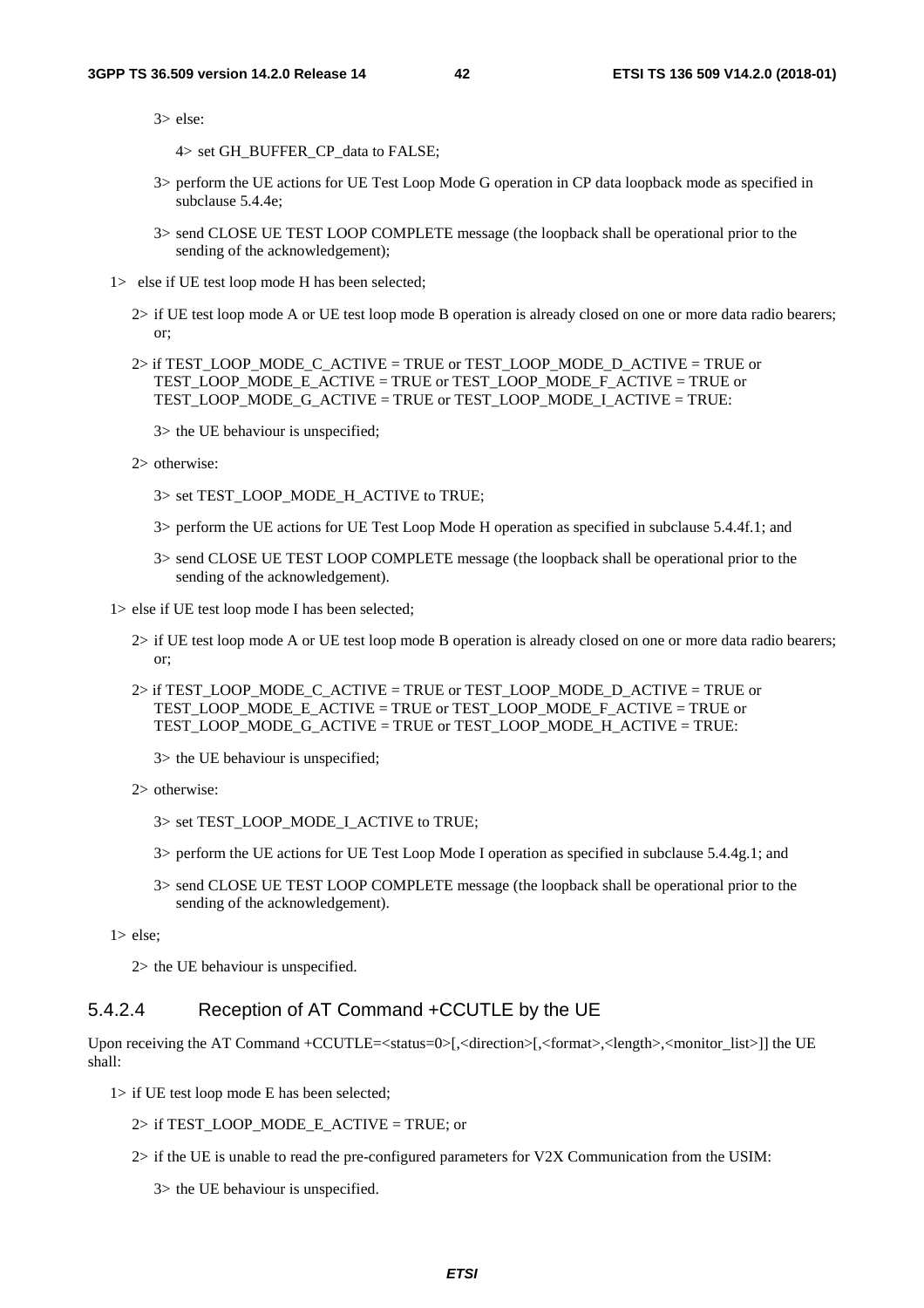3> else:

4> set GH_BUFFER_CP_data to FALSE;

3> perform the UE actions for UE Test Loop Mode G operation in CP data loopback mode as specified in subclause 5.4.4e;

3> send CLOSE UE TEST LOOP COMPLETE message (the loopback shall be operational prior to the sending of the acknowledgement);

1> else if UE test loop mode H has been selected;

2> if UE test loop mode A or UE test loop mode B operation is already closed on one or more data radio bearers; or;

2> if TEST_LOOP_MODE_C_ACTIVE = TRUE or TEST_LOOP_MODE_D_ACTIVE = TRUE or TEST_LOOP_MODE_E_ACTIVE = TRUE or TEST_LOOP_MODE_F_ACTIVE = TRUE or TEST_LOOP_MODE_G_ACTIVE = TRUE or TEST_LOOP_MODE_I_ACTIVE = TRUE:

3> the UE behaviour is unspecified;

2> otherwise:

3> set TEST_LOOP_MODE_H_ACTIVE to TRUE;

3> perform the UE actions for UE Test Loop Mode H operation as specified in subclause 5.4.4f.1; and

3> send CLOSE UE TEST LOOP COMPLETE message (the loopback shall be operational prior to the sending of the acknowledgement).

1> else if UE test loop mode I has been selected;

2> if UE test loop mode A or UE test loop mode B operation is already closed on one or more data radio bearers; or;

2> if TEST_LOOP_MODE_C_ACTIVE = TRUE or TEST_LOOP_MODE_D_ACTIVE = TRUE or TEST_LOOP_MODE_E_ACTIVE = TRUE or TEST_LOOP_MODE_F_ACTIVE = TRUE or TEST_LOOP_MODE_G_ACTIVE = TRUE or TEST_LOOP_MODE_H_ACTIVE = TRUE:

3> the UE behaviour is unspecified;

2> otherwise:

3> set TEST_LOOP_MODE_I_ACTIVE to TRUE;

3> perform the UE actions for UE Test Loop Mode I operation as specified in subclause 5.4.4g.1; and

3> send CLOSE UE TEST LOOP COMPLETE message (the loopback shall be operational prior to the sending of the acknowledgement).

1> else;

2> the UE behaviour is unspecified.

#### 5.4.2.4 Reception of AT Command +CCUTLE by the UE

Upon receiving the AT Command +CCUTLE=<status=0>[,<direction>[,<format>,<length>,<monitor_list>]] the UE shall:

1> if UE test loop mode E has been selected;

2> if TEST_LOOP_MODE_E_ACTIVE = TRUE; or

2> if the UE is unable to read the pre-configured parameters for V2X Communication from the USIM:

3> the UE behaviour is unspecified.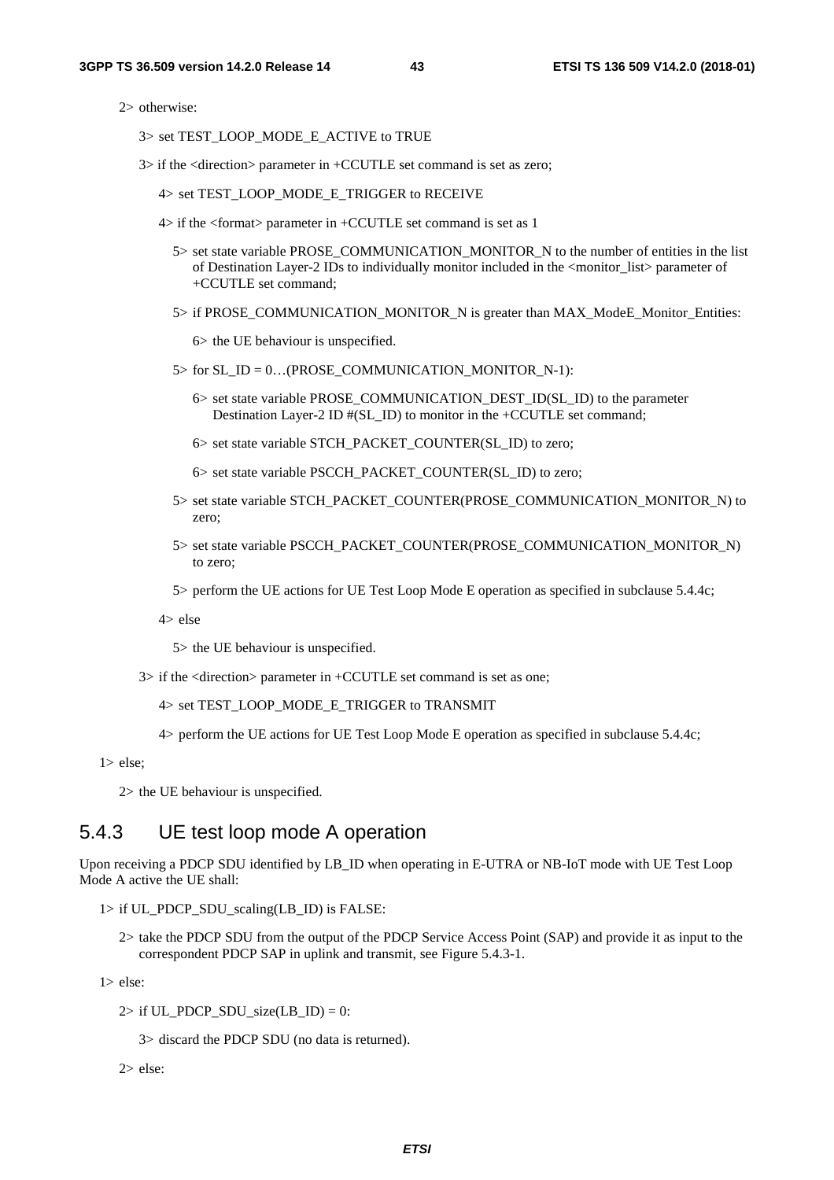2> otherwise:

3> set TEST_LOOP_MODE_E_ACTIVE to TRUE

3> if the <direction> parameter in +CCUTLE set command is set as zero;

4> set TEST_LOOP_MODE_E_TRIGGER to RECEIVE

4> if the <format> parameter in +CCUTLE set command is set as 1

5> set state variable PROSE_COMMUNICATION_MONITOR_N to the number of entities in the list of Destination Layer-2 IDs to individually monitor included in the <monitor_list> parameter of +CCUTLE set command;

5> if PROSE_COMMUNICATION_MONITOR_N is greater than MAX_ModeE_Monitor_Entities:

6> the UE behaviour is unspecified.

5> for SL_ID = 0…(PROSE_COMMUNICATION_MONITOR_N-1):

6> set state variable PROSE_COMMUNICATION_DEST_ID(SL_ID) to the parameter Destination Layer-2 ID #(SL_ID) to monitor in the +CCUTLE set command;

6> set state variable STCH_PACKET_COUNTER(SL_ID) to zero;

6> set state variable PSCCH_PACKET_COUNTER(SL_ID) to zero;

5> set state variable STCH_PACKET_COUNTER(PROSE_COMMUNICATION_MONITOR_N) to zero;

5> set state variable PSCCH_PACKET_COUNTER(PROSE_COMMUNICATION_MONITOR_N) to zero;

5> perform the UE actions for UE Test Loop Mode E operation as specified in subclause 5.4.4c;

4> else

5> the UE behaviour is unspecified.

3> if the <direction> parameter in +CCUTLE set command is set as one;

4> set TEST_LOOP_MODE_E_TRIGGER to TRANSMIT

4> perform the UE actions for UE Test Loop Mode E operation as specified in subclause 5.4.4c;

1> else;

2> the UE behaviour is unspecified.

### 5.4.3 UE test loop mode A operation

Upon receiving a PDCP SDU identified by LB_ID when operating in E-UTRA or NB-IoT mode with UE Test Loop Mode A active the UE shall:

1> if UL_PDCP_SDU_scaling(LB_ID) is FALSE:

2> take the PDCP SDU from the output of the PDCP Service Access Point (SAP) and provide it as input to the correspondent PDCP SAP in uplink and transmit, see Figure 5.4.3-1.

1> else:

2> if UL_PDCP_SDU_size(LB_ID) = 0:

3> discard the PDCP SDU (no data is returned).

2> else: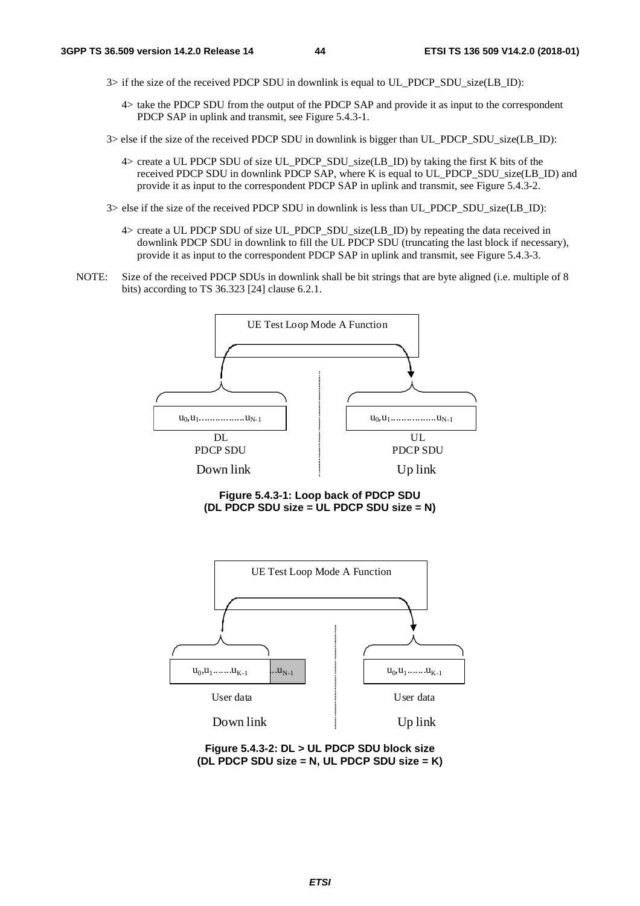3> if the size of the received PDCP SDU in downlink is equal to UL_PDCP_SDU_size(LB_ID):

4> take the PDCP SDU from the output of the PDCP SAP and provide it as input to the correspondent PDCP SAP in uplink and transmit, see Figure 5.4.3-1.

3> else if the size of the received PDCP SDU in downlink is bigger than UL_PDCP_SDU_size(LB_ID):

4> create a UL PDCP SDU of size UL_PDCP_SDU_size(LB_ID) by taking the first K bits of the received PDCP SDU in downlink PDCP SAP, where K is equal to UL_PDCP_SDU_size(LB_ID) and provide it as input to the correspondent PDCP SAP in uplink and transmit, see Figure 5.4.3-2.

3> else if the size of the received PDCP SDU in downlink is less than UL_PDCP_SDU_size(LB_ID):

4> create a UL PDCP SDU of size UL_PDCP_SDU_size(LB_ID) by repeating the data received in downlink PDCP SDU in downlink to fill the UL PDCP SDU (truncating the last block if necessary), provide it as input to the correspondent PDCP SAP in uplink and transmit, see Figure 5.4.3-3.

NOTE: Size of the received PDCP SDUs in downlink shall be bit strings that are byte aligned (i.e. multiple of 8 bits) according to TS 36.323 [24] clause 6.2.1.

UE Test Loop Mode A Function

$u_0, u_1 \ldots\ldots\ldots\ldots\ldots u_{N-1}$ — DL PDCP SDU — Down link

$u_0, u_1 \ldots\ldots\ldots\ldots\ldots u_{N-1}$ — UL PDCP SDU — Up link

**Figure 5.4.3-1: Loop back of PDCP SDU (DL PDCP SDU size = UL PDCP SDU size = N)**

UE Test Loop Mode A Function

$u_0, u_1 \ldots\ldots u_{K-1}$ $\ldots u_{N-1}$ — User data — Down link

$u_0, u_1 \ldots\ldots u_{K-1}$ — User data — Up link

**Figure 5.4.3-2: DL > UL PDCP SDU block size (DL PDCP SDU size = N, UL PDCP SDU size = K)**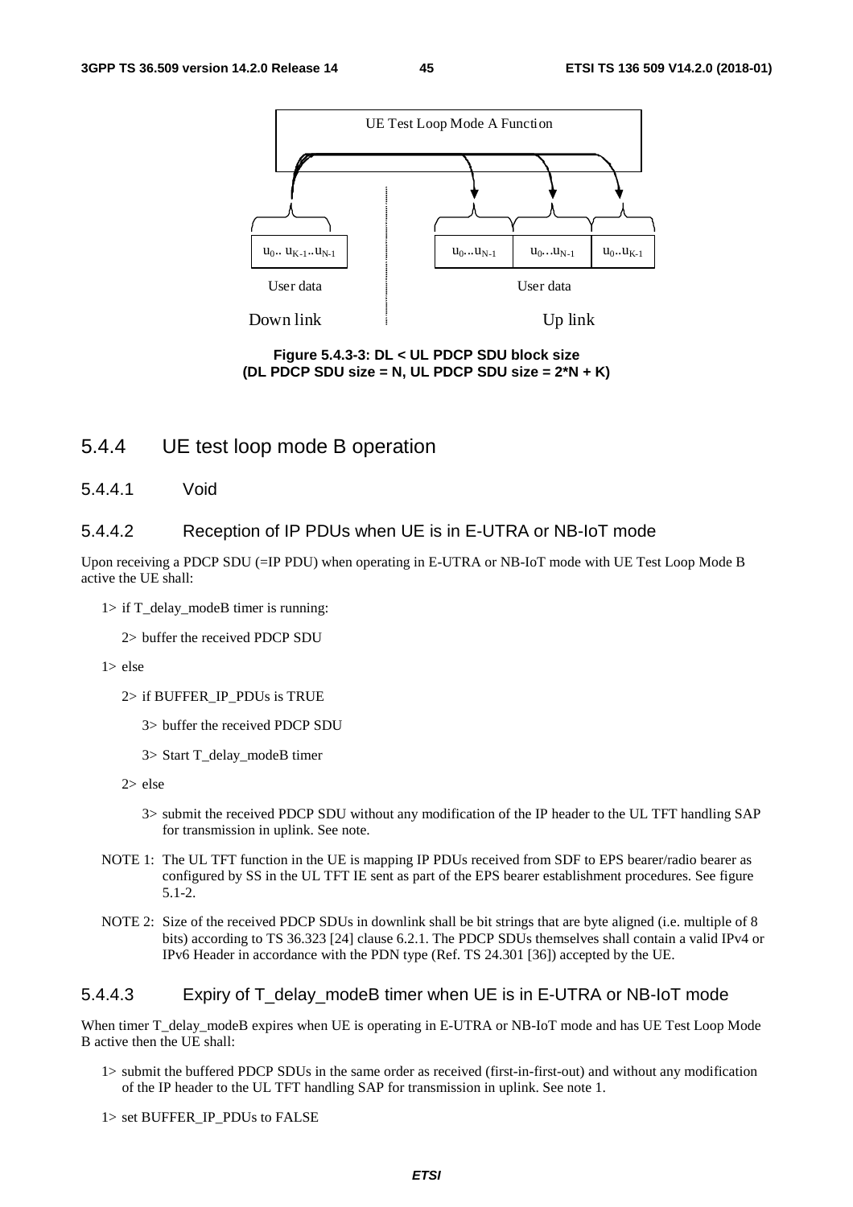Figure 5.4.3-3: DL < UL PDCP SDU block size
(DL PDCP SDU size = N, UL PDCP SDU size = 2*N + K)

### 5.4.4 UE test loop mode B operation

#### 5.4.4.1 Void

#### 5.4.4.2 Reception of IP PDUs when UE is in E-UTRA or NB-IoT mode

Upon receiving a PDCP SDU (=IP PDU) when operating in E-UTRA or NB-IoT mode with UE Test Loop Mode B active the UE shall:

- 1> if T_delay_modeB timer is running:
  - 2> buffer the received PDCP SDU
- 1> else
  - 2> if BUFFER_IP_PDUs is TRUE
    - 3> buffer the received PDCP SDU
    - 3> Start T_delay_modeB timer
  - 2> else
    - 3> submit the received PDCP SDU without any modification of the IP header to the UL TFT handling SAP for transmission in uplink. See note.

NOTE 1: The UL TFT function in the UE is mapping IP PDUs received from SDF to EPS bearer/radio bearer as configured by SS in the UL TFT IE sent as part of the EPS bearer establishment procedures. See figure 5.1-2.

NOTE 2: Size of the received PDCP SDUs in downlink shall be bit strings that are byte aligned (i.e. multiple of 8 bits) according to TS 36.323 [24] clause 6.2.1. The PDCP SDUs themselves shall contain a valid IPv4 or IPv6 Header in accordance with the PDN type (Ref. TS 24.301 [36]) accepted by the UE.

#### 5.4.4.3 Expiry of T_delay_modeB timer when UE is in E-UTRA or NB-IoT mode

When timer T_delay_modeB expires when UE is operating in E-UTRA or NB-IoT mode and has UE Test Loop Mode B active then the UE shall:

- 1> submit the buffered PDCP SDUs in the same order as received (first-in-first-out) and without any modification of the IP header to the UL TFT handling SAP for transmission in uplink. See note 1.
- 1> set BUFFER_IP_PDUs to FALSE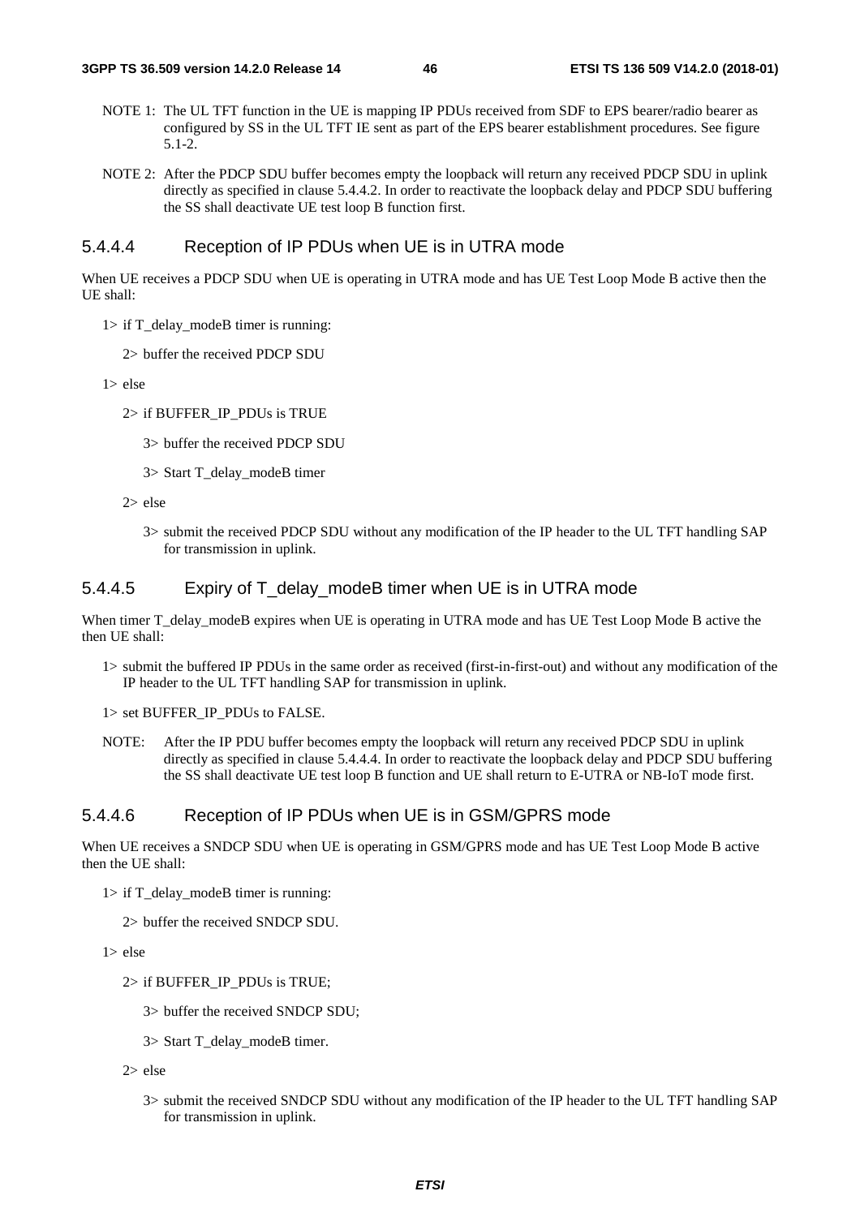NOTE 1: The UL TFT function in the UE is mapping IP PDUs received from SDF to EPS bearer/radio bearer as configured by SS in the UL TFT IE sent as part of the EPS bearer establishment procedures. See figure 5.1-2.

NOTE 2: After the PDCP SDU buffer becomes empty the loopback will return any received PDCP SDU in uplink directly as specified in clause 5.4.4.2. In order to reactivate the loopback delay and PDCP SDU buffering the SS shall deactivate UE test loop B function first.

#### 5.4.4.4 Reception of IP PDUs when UE is in UTRA mode

When UE receives a PDCP SDU when UE is operating in UTRA mode and has UE Test Loop Mode B active then the UE shall:

- 1> if T_delay_modeB timer is running:
  - 2> buffer the received PDCP SDU
- 1> else
  - 2> if BUFFER_IP_PDUs is TRUE
    - 3> buffer the received PDCP SDU
    - 3> Start T_delay_modeB timer
  - 2> else
    - 3> submit the received PDCP SDU without any modification of the IP header to the UL TFT handling SAP for transmission in uplink.

#### 5.4.4.5 Expiry of T_delay_modeB timer when UE is in UTRA mode

When timer T_delay_modeB expires when UE is operating in UTRA mode and has UE Test Loop Mode B active the then UE shall:

- 1> submit the buffered IP PDUs in the same order as received (first-in-first-out) and without any modification of the IP header to the UL TFT handling SAP for transmission in uplink.
- 1> set BUFFER_IP_PDUs to FALSE.

NOTE: After the IP PDU buffer becomes empty the loopback will return any received PDCP SDU in uplink directly as specified in clause 5.4.4.4. In order to reactivate the loopback delay and PDCP SDU buffering the SS shall deactivate UE test loop B function and UE shall return to E-UTRA or NB-IoT mode first.

#### 5.4.4.6 Reception of IP PDUs when UE is in GSM/GPRS mode

When UE receives a SNDCP SDU when UE is operating in GSM/GPRS mode and has UE Test Loop Mode B active then the UE shall:

- 1> if T_delay_modeB timer is running:
  - 2> buffer the received SNDCP SDU.
- 1> else
  - 2> if BUFFER_IP_PDUs is TRUE;
    - 3> buffer the received SNDCP SDU;
    - 3> Start T_delay_modeB timer.
  - 2> else
    - 3> submit the received SNDCP SDU without any modification of the IP header to the UL TFT handling SAP for transmission in uplink.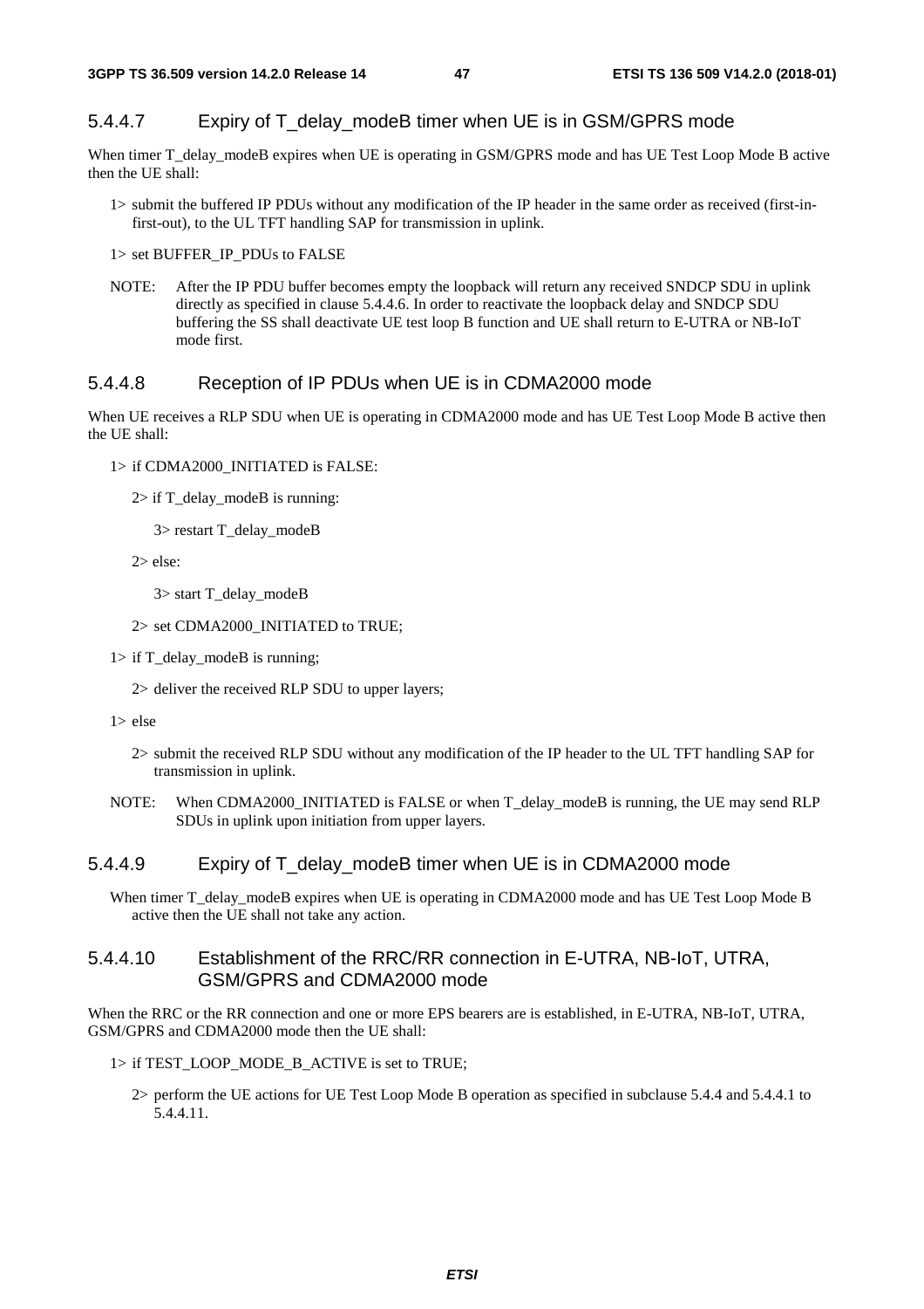### 5.4.4.7 Expiry of T_delay_modeB timer when UE is in GSM/GPRS mode

When timer T_delay_modeB expires when UE is operating in GSM/GPRS mode and has UE Test Loop Mode B active then the UE shall:

- 1> submit the buffered IP PDUs without any modification of the IP header in the same order as received (first-in-first-out), to the UL TFT handling SAP for transmission in uplink.
- 1> set BUFFER_IP_PDUs to FALSE

NOTE: After the IP PDU buffer becomes empty the loopback will return any received SNDCP SDU in uplink directly as specified in clause 5.4.4.6. In order to reactivate the loopback delay and SNDCP SDU buffering the SS shall deactivate UE test loop B function and UE shall return to E-UTRA or NB-IoT mode first.

### 5.4.4.8 Reception of IP PDUs when UE is in CDMA2000 mode

When UE receives a RLP SDU when UE is operating in CDMA2000 mode and has UE Test Loop Mode B active then the UE shall:

- 1> if CDMA2000_INITIATED is FALSE:
  - 2> if T_delay_modeB is running:
    - 3> restart T_delay_modeB
  - 2> else:
    - 3> start T_delay_modeB
  - 2> set CDMA2000_INITIATED to TRUE;
- 1> if T_delay_modeB is running;
  - 2> deliver the received RLP SDU to upper layers;
- 1> else
  - 2> submit the received RLP SDU without any modification of the IP header to the UL TFT handling SAP for transmission in uplink.

NOTE: When CDMA2000_INITIATED is FALSE or when T_delay_modeB is running, the UE may send RLP SDUs in uplink upon initiation from upper layers.

### 5.4.4.9 Expiry of T_delay_modeB timer when UE is in CDMA2000 mode

When timer T_delay_modeB expires when UE is operating in CDMA2000 mode and has UE Test Loop Mode B active then the UE shall not take any action.

### 5.4.4.10 Establishment of the RRC/RR connection in E-UTRA, NB-IoT, UTRA, GSM/GPRS and CDMA2000 mode

When the RRC or the RR connection and one or more EPS bearers are is established, in E-UTRA, NB-IoT, UTRA, GSM/GPRS and CDMA2000 mode then the UE shall:

- 1> if TEST_LOOP_MODE_B_ACTIVE is set to TRUE;
  - 2> perform the UE actions for UE Test Loop Mode B operation as specified in subclause 5.4.4 and 5.4.4.1 to 5.4.4.11.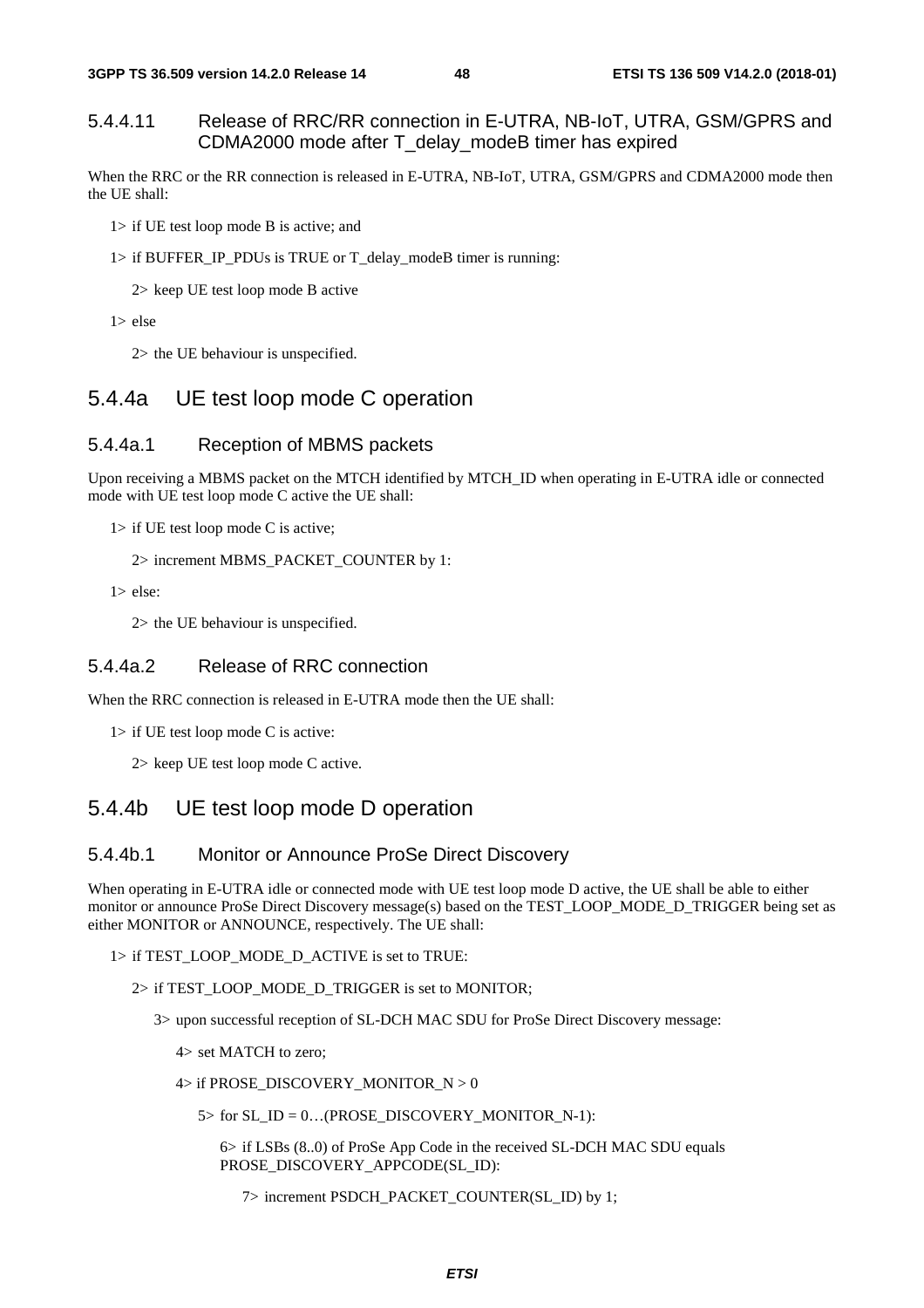#### 5.4.4.11 Release of RRC/RR connection in E-UTRA, NB-IoT, UTRA, GSM/GPRS and CDMA2000 mode after T_delay_modeB timer has expired

When the RRC or the RR connection is released in E-UTRA, NB-IoT, UTRA, GSM/GPRS and CDMA2000 mode then the UE shall:

1> if UE test loop mode B is active; and

1> if BUFFER_IP_PDUs is TRUE or T_delay_modeB timer is running:

  2> keep UE test loop mode B active

1> else

  2> the UE behaviour is unspecified.

### 5.4.4a UE test loop mode C operation

#### 5.4.4a.1 Reception of MBMS packets

Upon receiving a MBMS packet on the MTCH identified by MTCH_ID when operating in E-UTRA idle or connected mode with UE test loop mode C active the UE shall:

1> if UE test loop mode C is active;

  2> increment MBMS_PACKET_COUNTER by 1:

1> else:

  2> the UE behaviour is unspecified.

#### 5.4.4a.2 Release of RRC connection

When the RRC connection is released in E-UTRA mode then the UE shall:

1> if UE test loop mode C is active:

  2> keep UE test loop mode C active.

### 5.4.4b UE test loop mode D operation

#### 5.4.4b.1 Monitor or Announce ProSe Direct Discovery

When operating in E-UTRA idle or connected mode with UE test loop mode D active, the UE shall be able to either monitor or announce ProSe Direct Discovery message(s) based on the TEST_LOOP_MODE_D_TRIGGER being set as either MONITOR or ANNOUNCE, respectively. The UE shall:

1> if TEST_LOOP_MODE_D_ACTIVE is set to TRUE:

  2> if TEST_LOOP_MODE_D_TRIGGER is set to MONITOR;

    3> upon successful reception of SL-DCH MAC SDU for ProSe Direct Discovery message:

      4> set MATCH to zero;

      4> if PROSE_DISCOVERY_MONITOR_N > 0

        5> for SL_ID = 0…(PROSE_DISCOVERY_MONITOR_N-1):

          6> if LSBs (8..0) of ProSe App Code in the received SL-DCH MAC SDU equals PROSE_DISCOVERY_APPCODE(SL_ID):

            7> increment PSDCH_PACKET_COUNTER(SL_ID) by 1;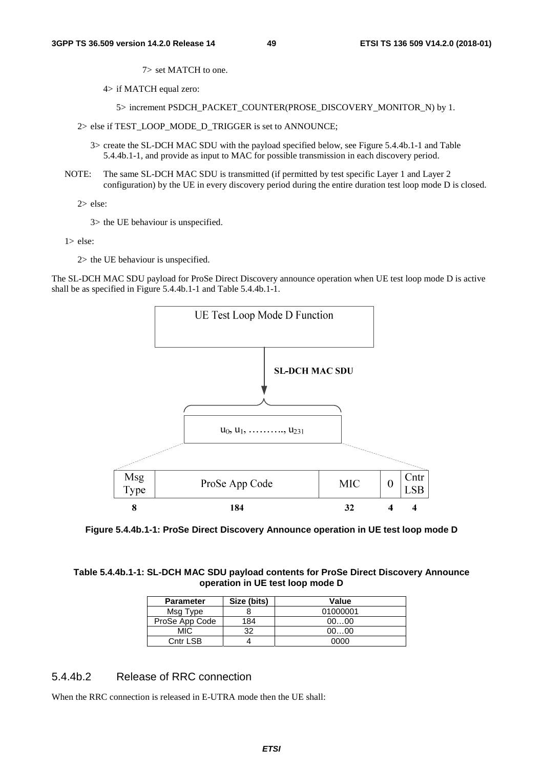7> set MATCH to one.

4> if MATCH equal zero:

5> increment PSDCH_PACKET_COUNTER(PROSE_DISCOVERY_MONITOR_N) by 1.

2> else if TEST_LOOP_MODE_D_TRIGGER is set to ANNOUNCE;

3> create the SL-DCH MAC SDU with the payload specified below, see Figure 5.4.4b.1-1 and Table 5.4.4b.1-1, and provide as input to MAC for possible transmission in each discovery period.

NOTE: The same SL-DCH MAC SDU is transmitted (if permitted by test specific Layer 1 and Layer 2 configuration) by the UE in every discovery period during the entire duration test loop mode D is closed.

2> else:

3> the UE behaviour is unspecified.

1> else:

2> the UE behaviour is unspecified.

The SL-DCH MAC SDU payload for ProSe Direct Discovery announce operation when UE test loop mode D is active shall be as specified in Figure 5.4.4b.1-1 and Table 5.4.4b.1-1.

UE Test Loop Mode D Function

SL-DCH MAC SDU

$u_0, u_1, \ldots\ldots\ldots, u_{231}$

| Msg Type | ProSe App Code | MIC | 0 | Cntr LSB |
|---|---|---|---|---|
| 8 | 184 | 32 | 4 | 4 |

**Figure 5.4.4b.1-1: ProSe Direct Discovery Announce operation in UE test loop mode D**

**Table 5.4.4b.1-1: SL-DCH MAC SDU payload contents for ProSe Direct Discovery Announce operation in UE test loop mode D**

| Parameter | Size (bits) | Value |
|---|---|---|
| Msg Type | 8 | 01000001 |
| ProSe App Code | 184 | 00…00 |
| MIC | 32 | 00…00 |
| Cntr LSB | 4 | 0000 |

### 5.4.4b.2 Release of RRC connection

When the RRC connection is released in E-UTRA mode then the UE shall: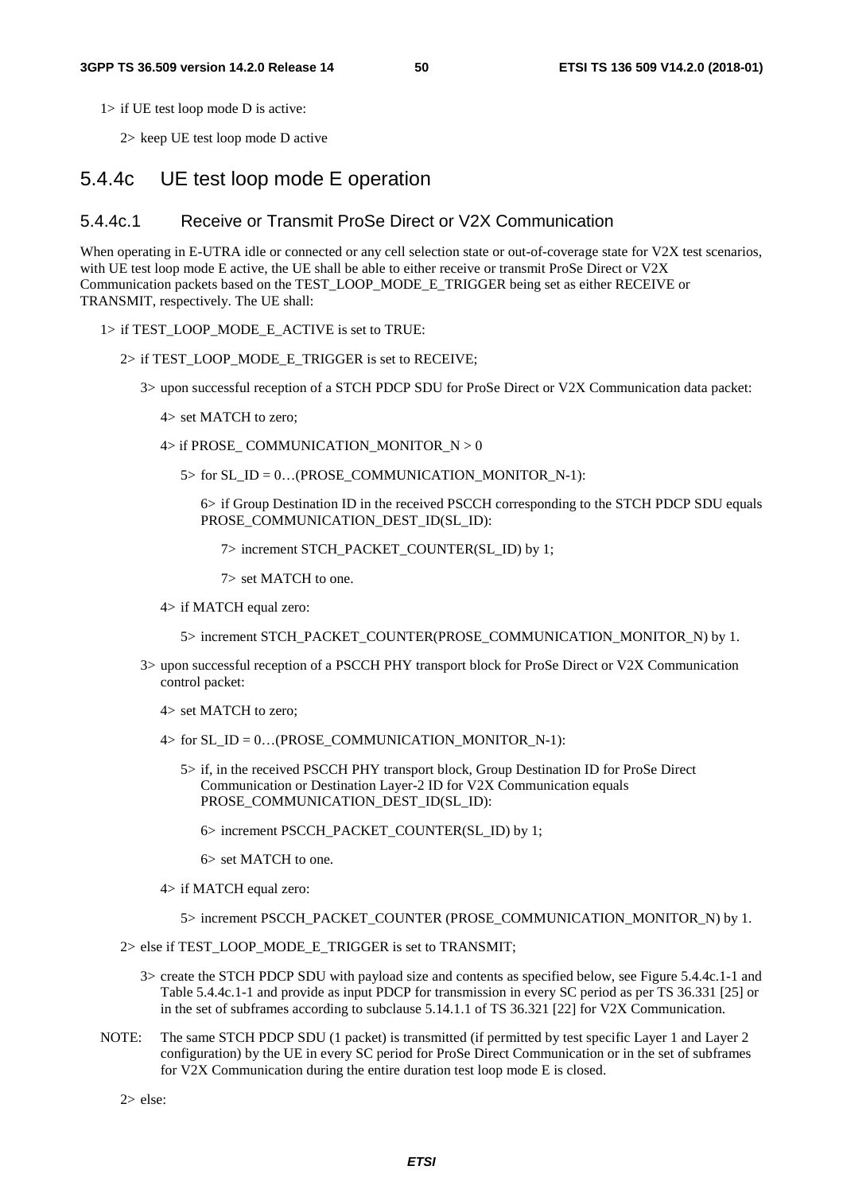1> if UE test loop mode D is active:

2> keep UE test loop mode D active

## 5.4.4c UE test loop mode E operation

### 5.4.4c.1 Receive or Transmit ProSe Direct or V2X Communication

When operating in E-UTRA idle or connected or any cell selection state or out-of-coverage state for V2X test scenarios, with UE test loop mode E active, the UE shall be able to either receive or transmit ProSe Direct or V2X Communication packets based on the TEST_LOOP_MODE_E_TRIGGER being set as either RECEIVE or TRANSMIT, respectively. The UE shall:

1> if TEST_LOOP_MODE_E_ACTIVE is set to TRUE:

2> if TEST_LOOP_MODE_E_TRIGGER is set to RECEIVE;

3> upon successful reception of a STCH PDCP SDU for ProSe Direct or V2X Communication data packet:

4> set MATCH to zero;

4> if PROSE_ COMMUNICATION_MONITOR_N > 0

5> for SL_ID = 0…(PROSE_COMMUNICATION_MONITOR_N-1):

6> if Group Destination ID in the received PSCCH corresponding to the STCH PDCP SDU equals PROSE_COMMUNICATION_DEST_ID(SL_ID):

7> increment STCH_PACKET_COUNTER(SL_ID) by 1;

7> set MATCH to one.

4> if MATCH equal zero:

5> increment STCH_PACKET_COUNTER(PROSE_COMMUNICATION_MONITOR_N) by 1.

3> upon successful reception of a PSCCH PHY transport block for ProSe Direct or V2X Communication control packet:

4> set MATCH to zero;

4> for SL_ID = 0…(PROSE_COMMUNICATION_MONITOR_N-1):

5> if, in the received PSCCH PHY transport block, Group Destination ID for ProSe Direct Communication or Destination Layer-2 ID for V2X Communication equals PROSE_COMMUNICATION_DEST_ID(SL_ID):

6> increment PSCCH_PACKET_COUNTER(SL_ID) by 1;

6> set MATCH to one.

4> if MATCH equal zero:

5> increment PSCCH_PACKET_COUNTER (PROSE_COMMUNICATION_MONITOR_N) by 1.

2> else if TEST_LOOP_MODE_E_TRIGGER is set to TRANSMIT;

3> create the STCH PDCP SDU with payload size and contents as specified below, see Figure 5.4.4c.1-1 and Table 5.4.4c.1-1 and provide as input PDCP for transmission in every SC period as per TS 36.331 [25] or in the set of subframes according to subclause 5.14.1.1 of TS 36.321 [22] for V2X Communication.

NOTE: The same STCH PDCP SDU (1 packet) is transmitted (if permitted by test specific Layer 1 and Layer 2 configuration) by the UE in every SC period for ProSe Direct Communication or in the set of subframes for V2X Communication during the entire duration test loop mode E is closed.

2> else: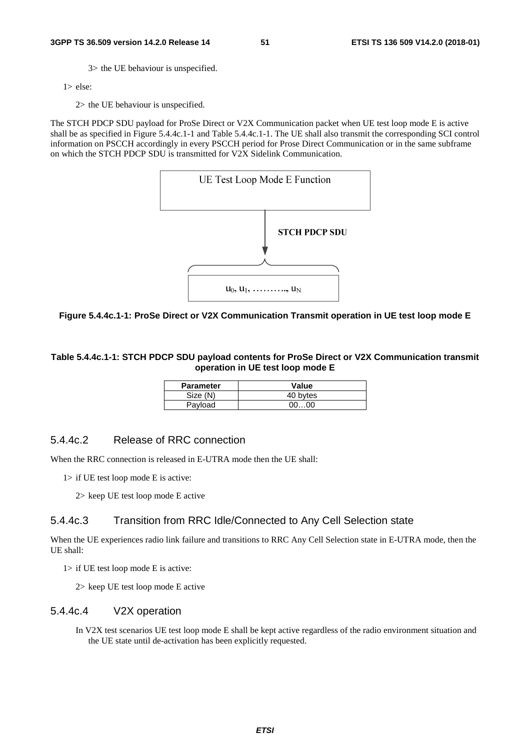3> the UE behaviour is unspecified.

1> else:

2> the UE behaviour is unspecified.

The STCH PDCP SDU payload for ProSe Direct or V2X Communication packet when UE test loop mode E is active shall be as specified in Figure 5.4.4c.1-1 and Table 5.4.4c.1-1. The UE shall also transmit the corresponding SCI control information on PSCCH accordingly in every PSCCH period for Prose Direct Communication or in the same subframe on which the STCH PDCP SDU is transmitted for V2X Sidelink Communication.

UE Test Loop Mode E Function

STCH PDCP SDU

$u_0$, $u_1$, ………., $u_N$

**Figure 5.4.4c.1-1: ProSe Direct or V2X Communication Transmit operation in UE test loop mode E**

**Table 5.4.4c.1-1: STCH PDCP SDU payload contents for ProSe Direct or V2X Communication transmit operation in UE test loop mode E**

| Parameter | Value |
|---|---|
| Size (N) | 40 bytes |
| Payload | 00…00 |

### 5.4.4c.2 Release of RRC connection

When the RRC connection is released in E-UTRA mode then the UE shall:

1> if UE test loop mode E is active:

2> keep UE test loop mode E active

### 5.4.4c.3 Transition from RRC Idle/Connected to Any Cell Selection state

When the UE experiences radio link failure and transitions to RRC Any Cell Selection state in E-UTRA mode, then the UE shall:

1> if UE test loop mode E is active:

2> keep UE test loop mode E active

### 5.4.4c.4 V2X operation

In V2X test scenarios UE test loop mode E shall be kept active regardless of the radio environment situation and the UE state until de-activation has been explicitly requested.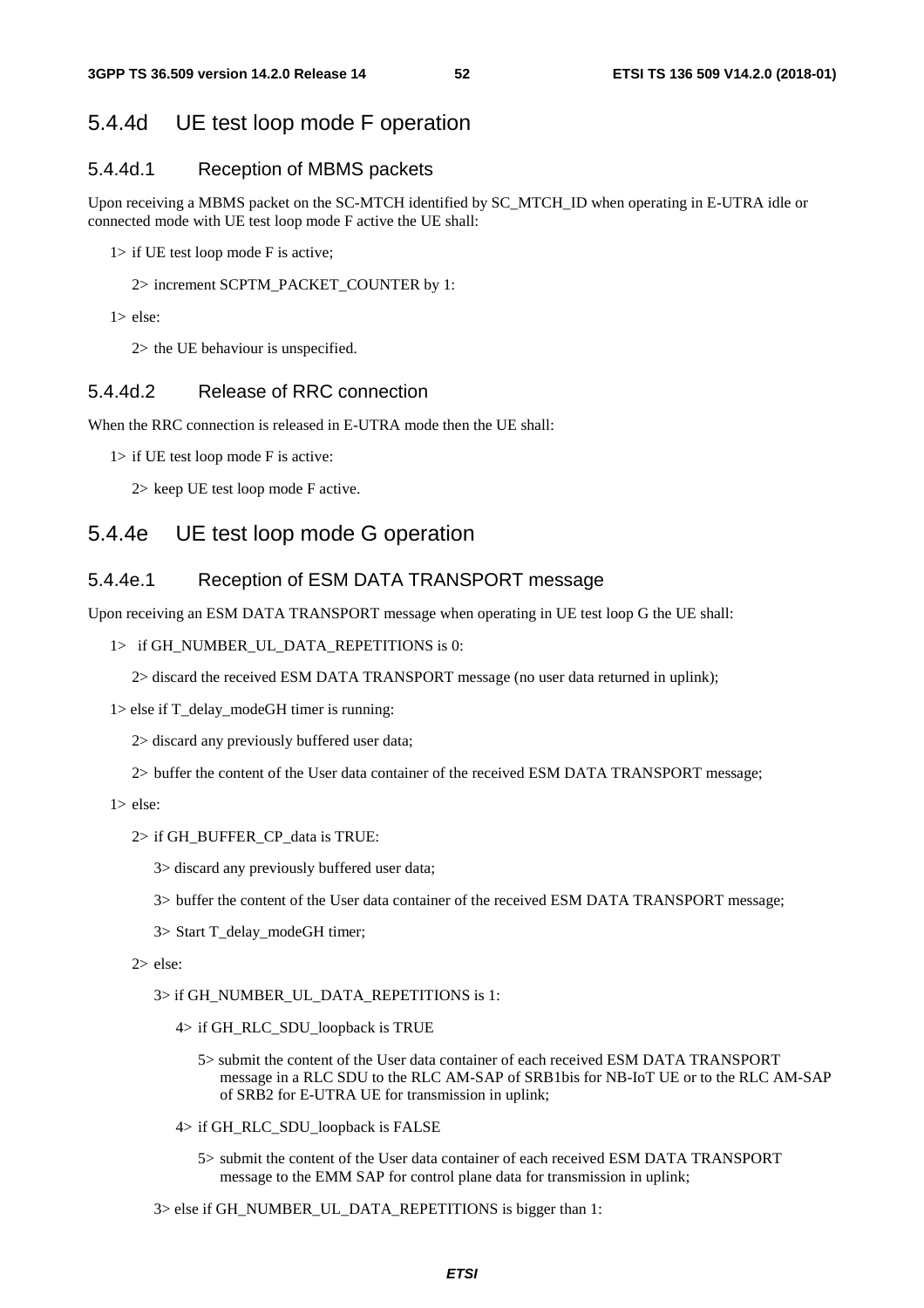## 5.4.4d UE test loop mode F operation

### 5.4.4d.1 Reception of MBMS packets

Upon receiving a MBMS packet on the SC-MTCH identified by SC_MTCH_ID when operating in E-UTRA idle or connected mode with UE test loop mode F active the UE shall:

1> if UE test loop mode F is active;

2> increment SCPTM_PACKET_COUNTER by 1:

1> else:

2> the UE behaviour is unspecified.

### 5.4.4d.2 Release of RRC connection

When the RRC connection is released in E-UTRA mode then the UE shall:

1> if UE test loop mode F is active:

2> keep UE test loop mode F active.

## 5.4.4e UE test loop mode G operation

### 5.4.4e.1 Reception of ESM DATA TRANSPORT message

Upon receiving an ESM DATA TRANSPORT message when operating in UE test loop G the UE shall:

1> if GH_NUMBER_UL_DATA_REPETITIONS is 0:

2> discard the received ESM DATA TRANSPORT message (no user data returned in uplink);

1> else if T_delay_modeGH timer is running:

2> discard any previously buffered user data;

2> buffer the content of the User data container of the received ESM DATA TRANSPORT message;

1> else:

2> if GH_BUFFER_CP_data is TRUE:

3> discard any previously buffered user data;

3> buffer the content of the User data container of the received ESM DATA TRANSPORT message;

3> Start T_delay_modeGH timer;

2> else:

3> if GH_NUMBER_UL_DATA_REPETITIONS is 1:

4> if GH_RLC_SDU_loopback is TRUE

5> submit the content of the User data container of each received ESM DATA TRANSPORT message in a RLC SDU to the RLC AM-SAP of SRB1bis for NB-IoT UE or to the RLC AM-SAP of SRB2 for E-UTRA UE for transmission in uplink;

4> if GH_RLC_SDU_loopback is FALSE

5> submit the content of the User data container of each received ESM DATA TRANSPORT message to the EMM SAP for control plane data for transmission in uplink;

3> else if GH_NUMBER_UL_DATA_REPETITIONS is bigger than 1: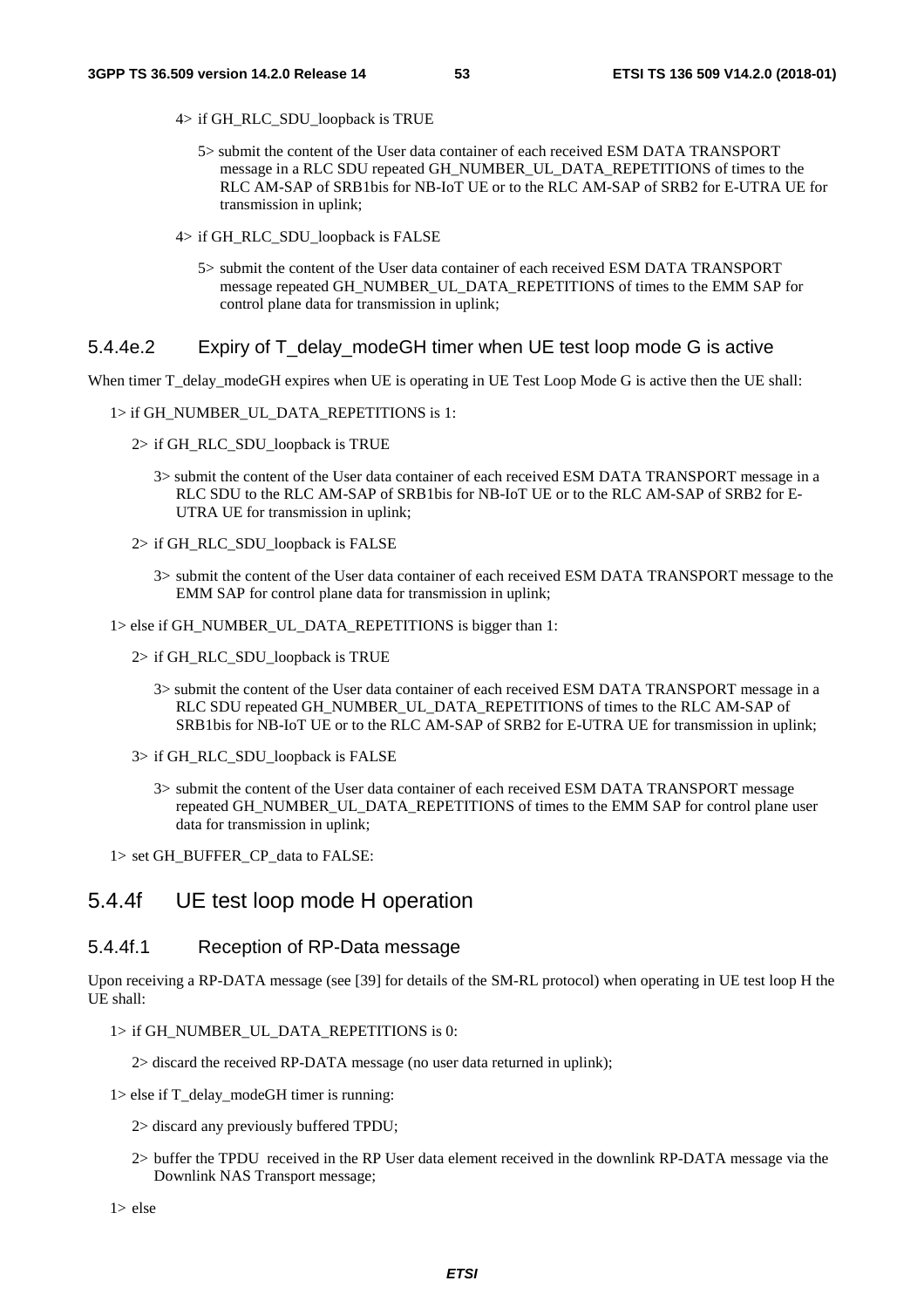4> if GH_RLC_SDU_loopback is TRUE

5> submit the content of the User data container of each received ESM DATA TRANSPORT message in a RLC SDU repeated GH_NUMBER_UL_DATA_REPETITIONS of times to the RLC AM-SAP of SRB1bis for NB-IoT UE or to the RLC AM-SAP of SRB2 for E-UTRA UE for transmission in uplink;

4> if GH_RLC_SDU_loopback is FALSE

5> submit the content of the User data container of each received ESM DATA TRANSPORT message repeated GH_NUMBER_UL_DATA_REPETITIONS of times to the EMM SAP for control plane data for transmission in uplink;

### 5.4.4e.2 Expiry of T_delay_modeGH timer when UE test loop mode G is active

When timer T_delay_modeGH expires when UE is operating in UE Test Loop Mode G is active then the UE shall:

1> if GH_NUMBER_UL_DATA_REPETITIONS is 1:

2> if GH_RLC_SDU_loopback is TRUE

3> submit the content of the User data container of each received ESM DATA TRANSPORT message in a RLC SDU to the RLC AM-SAP of SRB1bis for NB-IoT UE or to the RLC AM-SAP of SRB2 for E-UTRA UE for transmission in uplink;

2> if GH_RLC_SDU_loopback is FALSE

3> submit the content of the User data container of each received ESM DATA TRANSPORT message to the EMM SAP for control plane data for transmission in uplink;

1> else if GH_NUMBER_UL_DATA_REPETITIONS is bigger than 1:

2> if GH_RLC_SDU_loopback is TRUE

3> submit the content of the User data container of each received ESM DATA TRANSPORT message in a RLC SDU repeated GH_NUMBER_UL_DATA_REPETITIONS of times to the RLC AM-SAP of SRB1bis for NB-IoT UE or to the RLC AM-SAP of SRB2 for E-UTRA UE for transmission in uplink;

3> if GH_RLC_SDU_loopback is FALSE

3> submit the content of the User data container of each received ESM DATA TRANSPORT message repeated GH_NUMBER_UL_DATA_REPETITIONS of times to the EMM SAP for control plane user data for transmission in uplink;

1> set GH_BUFFER_CP_data to FALSE:

## 5.4.4f UE test loop mode H operation

### 5.4.4f.1 Reception of RP-Data message

Upon receiving a RP-DATA message (see [39] for details of the SM-RL protocol) when operating in UE test loop H the UE shall:

1> if GH_NUMBER_UL_DATA_REPETITIONS is 0:

2> discard the received RP-DATA message (no user data returned in uplink);

1> else if T_delay_modeGH timer is running:

2> discard any previously buffered TPDU;

2> buffer the TPDU received in the RP User data element received in the downlink RP-DATA message via the Downlink NAS Transport message;

1> else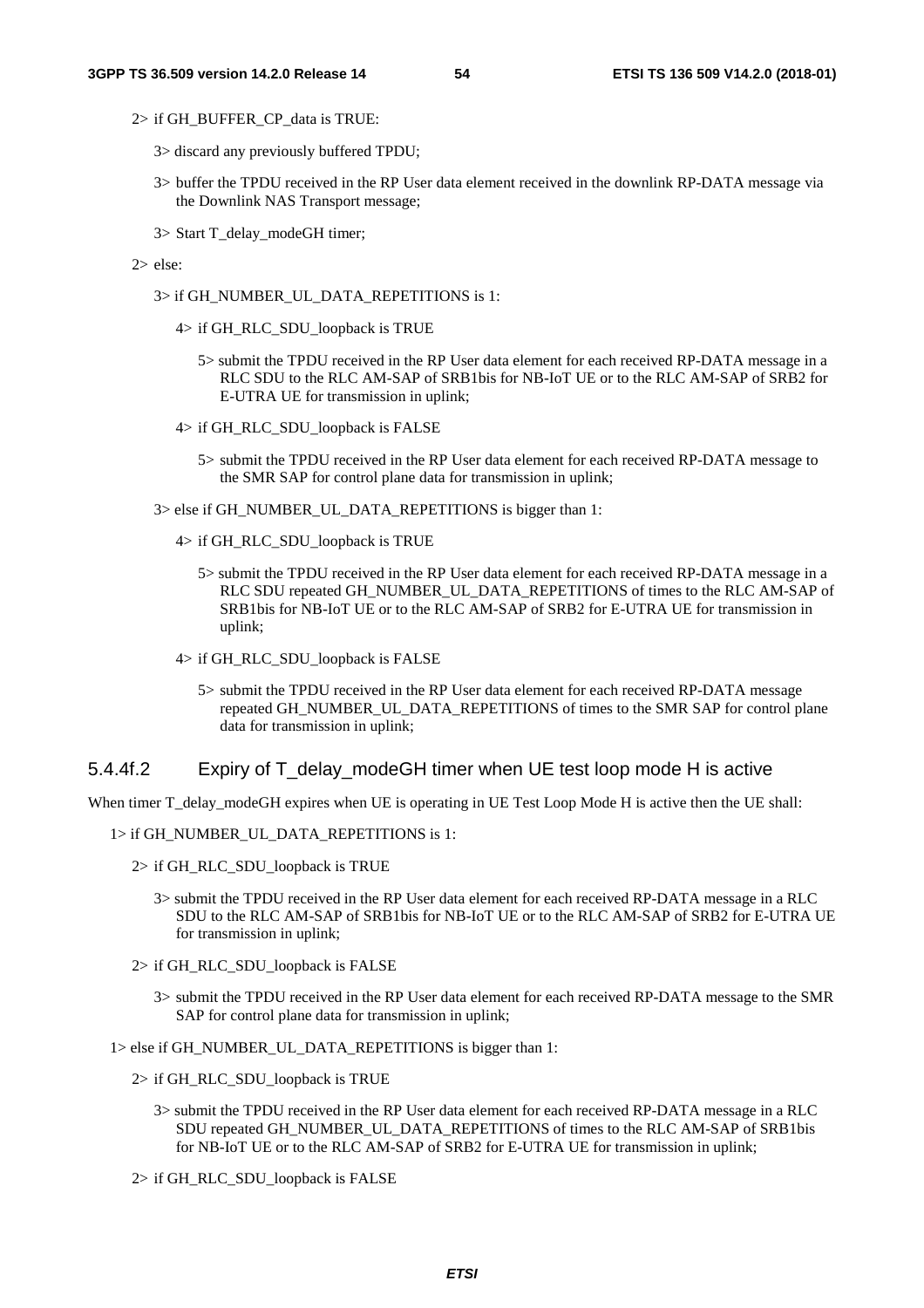2> if GH_BUFFER_CP_data is TRUE:

3> discard any previously buffered TPDU;

3> buffer the TPDU received in the RP User data element received in the downlink RP-DATA message via the Downlink NAS Transport message;

3> Start T_delay_modeGH timer;

2> else:

3> if GH_NUMBER_UL_DATA_REPETITIONS is 1:

4> if GH_RLC_SDU_loopback is TRUE

5> submit the TPDU received in the RP User data element for each received RP-DATA message in a RLC SDU to the RLC AM-SAP of SRB1bis for NB-IoT UE or to the RLC AM-SAP of SRB2 for E-UTRA UE for transmission in uplink;

4> if GH_RLC_SDU_loopback is FALSE

5> submit the TPDU received in the RP User data element for each received RP-DATA message to the SMR SAP for control plane data for transmission in uplink;

3> else if GH_NUMBER_UL_DATA_REPETITIONS is bigger than 1:

4> if GH_RLC_SDU_loopback is TRUE

5> submit the TPDU received in the RP User data element for each received RP-DATA message in a RLC SDU repeated GH_NUMBER_UL_DATA_REPETITIONS of times to the RLC AM-SAP of SRB1bis for NB-IoT UE or to the RLC AM-SAP of SRB2 for E-UTRA UE for transmission in uplink;

4> if GH_RLC_SDU_loopback is FALSE

5> submit the TPDU received in the RP User data element for each received RP-DATA message repeated GH_NUMBER_UL_DATA_REPETITIONS of times to the SMR SAP for control plane data for transmission in uplink;

### 5.4.4f.2 Expiry of T_delay_modeGH timer when UE test loop mode H is active

When timer T_delay_modeGH expires when UE is operating in UE Test Loop Mode H is active then the UE shall:

1> if GH_NUMBER_UL_DATA_REPETITIONS is 1:

2> if GH_RLC_SDU_loopback is TRUE

3> submit the TPDU received in the RP User data element for each received RP-DATA message in a RLC SDU to the RLC AM-SAP of SRB1bis for NB-IoT UE or to the RLC AM-SAP of SRB2 for E-UTRA UE for transmission in uplink;

2> if GH_RLC_SDU_loopback is FALSE

3> submit the TPDU received in the RP User data element for each received RP-DATA message to the SMR SAP for control plane data for transmission in uplink;

1> else if GH_NUMBER_UL_DATA_REPETITIONS is bigger than 1:

2> if GH_RLC_SDU_loopback is TRUE

3> submit the TPDU received in the RP User data element for each received RP-DATA message in a RLC SDU repeated GH_NUMBER_UL_DATA_REPETITIONS of times to the RLC AM-SAP of SRB1bis for NB-IoT UE or to the RLC AM-SAP of SRB2 for E-UTRA UE for transmission in uplink;

2> if GH_RLC_SDU_loopback is FALSE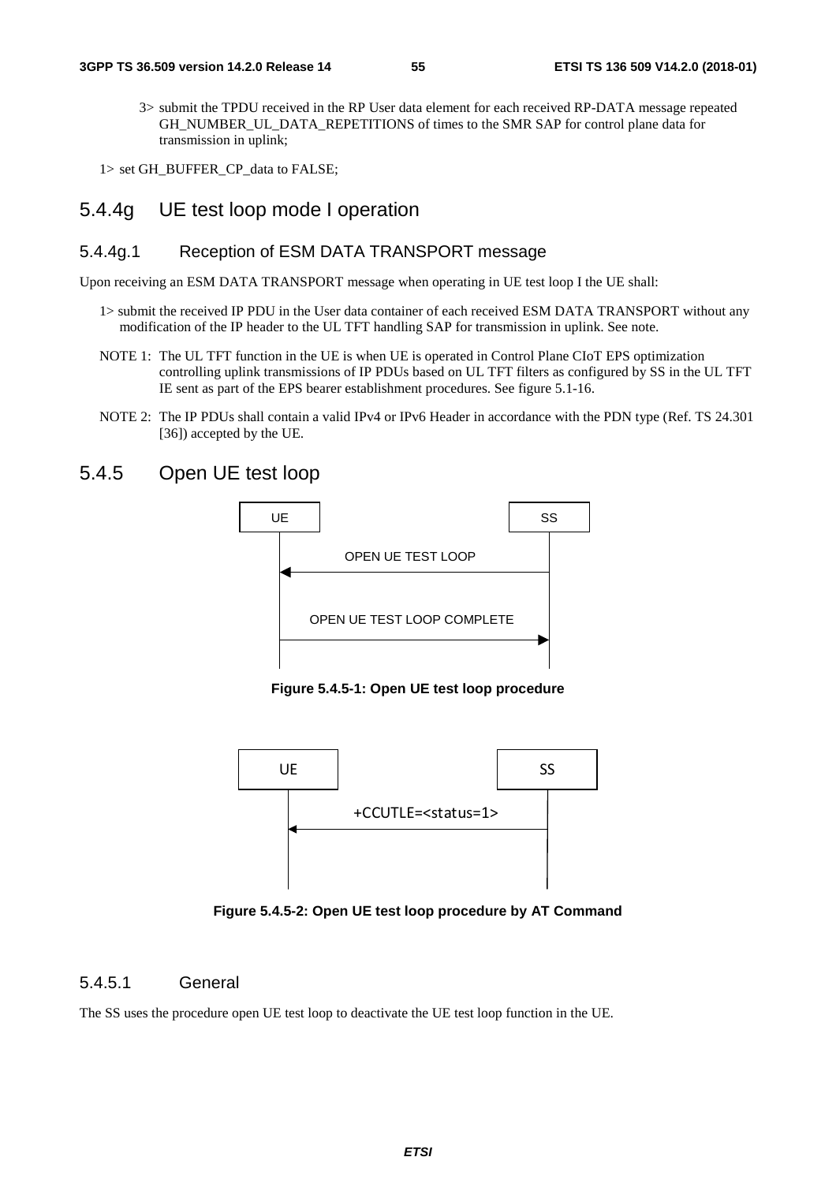3> submit the TPDU received in the RP User data element for each received RP-DATA message repeated GH_NUMBER_UL_DATA_REPETITIONS of times to the SMR SAP for control plane data for transmission in uplink;

1> set GH_BUFFER_CP_data to FALSE;

## 5.4.4g UE test loop mode I operation

### 5.4.4g.1 Reception of ESM DATA TRANSPORT message

Upon receiving an ESM DATA TRANSPORT message when operating in UE test loop I the UE shall:

1> submit the received IP PDU in the User data container of each received ESM DATA TRANSPORT without any modification of the IP header to the UL TFT handling SAP for transmission in uplink. See note.

NOTE 1: The UL TFT function in the UE is when UE is operated in Control Plane CIoT EPS optimization controlling uplink transmissions of IP PDUs based on UL TFT filters as configured by SS in the UL TFT IE sent as part of the EPS bearer establishment procedures. See figure 5.1-16.

NOTE 2: The IP PDUs shall contain a valid IPv4 or IPv6 Header in accordance with the PDN type (Ref. TS 24.301 [36]) accepted by the UE.

## 5.4.5 Open UE test loop

UE | SS

OPEN UE TEST LOOP (SS → UE)

OPEN UE TEST LOOP COMPLETE (UE → SS)

**Figure 5.4.5-1: Open UE test loop procedure**

UE | SS

+CCUTLE=<status=1> (SS → UE)

**Figure 5.4.5-2: Open UE test loop procedure by AT Command**

### 5.4.5.1 General

The SS uses the procedure open UE test loop to deactivate the UE test loop function in the UE.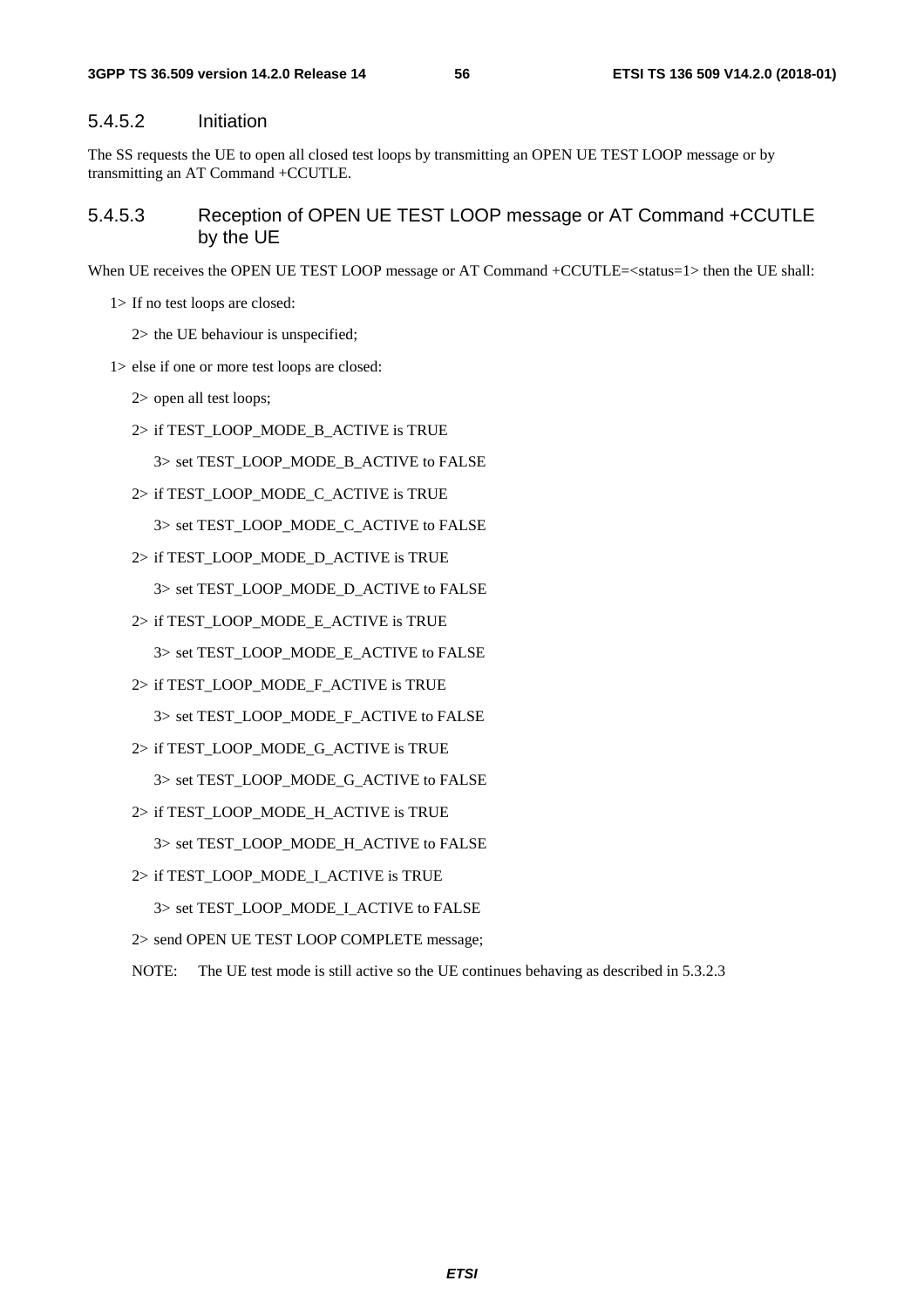#### 5.4.5.2 Initiation

The SS requests the UE to open all closed test loops by transmitting an OPEN UE TEST LOOP message or by transmitting an AT Command +CCUTLE.

#### 5.4.5.3 Reception of OPEN UE TEST LOOP message or AT Command +CCUTLE by the UE

When UE receives the OPEN UE TEST LOOP message or AT Command +CCUTLE=<status=1> then the UE shall:

- 1> If no test loops are closed:
  - 2> the UE behaviour is unspecified;
- 1> else if one or more test loops are closed:
  - 2> open all test loops;
  - 2> if TEST_LOOP_MODE_B_ACTIVE is TRUE
    - 3> set TEST_LOOP_MODE_B_ACTIVE to FALSE
  - 2> if TEST_LOOP_MODE_C_ACTIVE is TRUE
    - 3> set TEST_LOOP_MODE_C_ACTIVE to FALSE
  - 2> if TEST_LOOP_MODE_D_ACTIVE is TRUE
    - 3> set TEST_LOOP_MODE_D_ACTIVE to FALSE
  - 2> if TEST_LOOP_MODE_E_ACTIVE is TRUE
    - 3> set TEST_LOOP_MODE_E_ACTIVE to FALSE
  - 2> if TEST_LOOP_MODE_F_ACTIVE is TRUE
    - 3> set TEST_LOOP_MODE_F_ACTIVE to FALSE
  - 2> if TEST_LOOP_MODE_G_ACTIVE is TRUE
    - 3> set TEST_LOOP_MODE_G_ACTIVE to FALSE
  - 2> if TEST_LOOP_MODE_H_ACTIVE is TRUE
    - 3> set TEST_LOOP_MODE_H_ACTIVE to FALSE
  - 2> if TEST_LOOP_MODE_I_ACTIVE is TRUE
    - 3> set TEST_LOOP_MODE_I_ACTIVE to FALSE
  - 2> send OPEN UE TEST LOOP COMPLETE message;

NOTE: The UE test mode is still active so the UE continues behaving as described in 5.3.2.3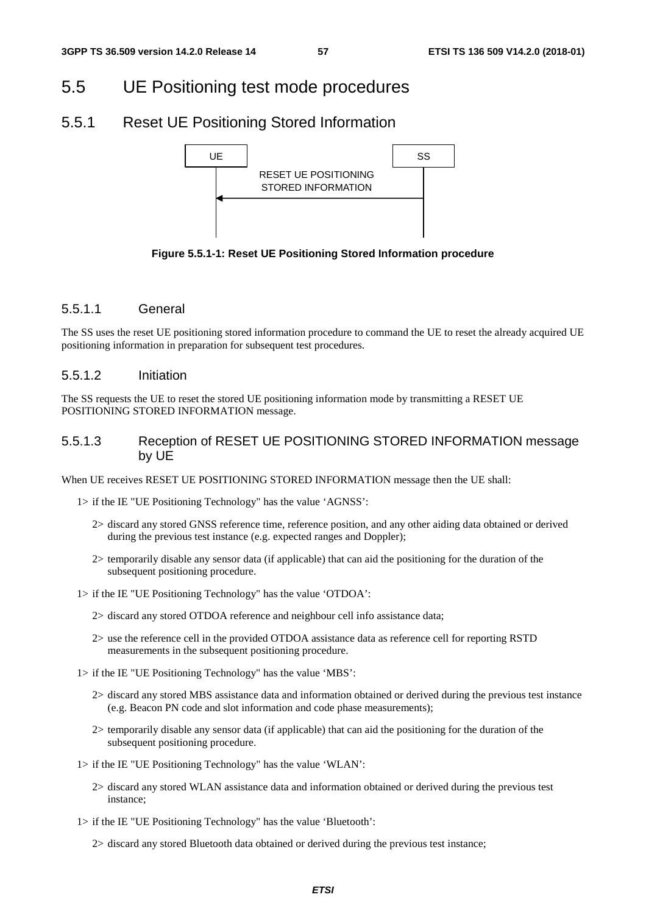# 5.5 UE Positioning test mode procedures

## 5.5.1 Reset UE Positioning Stored Information

```
UE                                          SS
 |   RESET UE POSITIONING                    |
 |   STORED INFORMATION                      |
 |<------------------------------------------|
 |                                           |
```

**Figure 5.5.1-1: Reset UE Positioning Stored Information procedure**

### 5.5.1.1 General

The SS uses the reset UE positioning stored information procedure to command the UE to reset the already acquired UE positioning information in preparation for subsequent test procedures.

### 5.5.1.2 Initiation

The SS requests the UE to reset the stored UE positioning information mode by transmitting a RESET UE POSITIONING STORED INFORMATION message.

### 5.5.1.3 Reception of RESET UE POSITIONING STORED INFORMATION message by UE

When UE receives RESET UE POSITIONING STORED INFORMATION message then the UE shall:

1> if the IE "UE Positioning Technology" has the value 'AGNSS':

2> discard any stored GNSS reference time, reference position, and any other aiding data obtained or derived during the previous test instance (e.g. expected ranges and Doppler);

2> temporarily disable any sensor data (if applicable) that can aid the positioning for the duration of the subsequent positioning procedure.

1> if the IE "UE Positioning Technology" has the value 'OTDOA':

2> discard any stored OTDOA reference and neighbour cell info assistance data;

2> use the reference cell in the provided OTDOA assistance data as reference cell for reporting RSTD measurements in the subsequent positioning procedure.

1> if the IE "UE Positioning Technology" has the value 'MBS':

2> discard any stored MBS assistance data and information obtained or derived during the previous test instance (e.g. Beacon PN code and slot information and code phase measurements);

2> temporarily disable any sensor data (if applicable) that can aid the positioning for the duration of the subsequent positioning procedure.

1> if the IE "UE Positioning Technology" has the value 'WLAN':

2> discard any stored WLAN assistance data and information obtained or derived during the previous test instance;

1> if the IE "UE Positioning Technology" has the value 'Bluetooth':

2> discard any stored Bluetooth data obtained or derived during the previous test instance;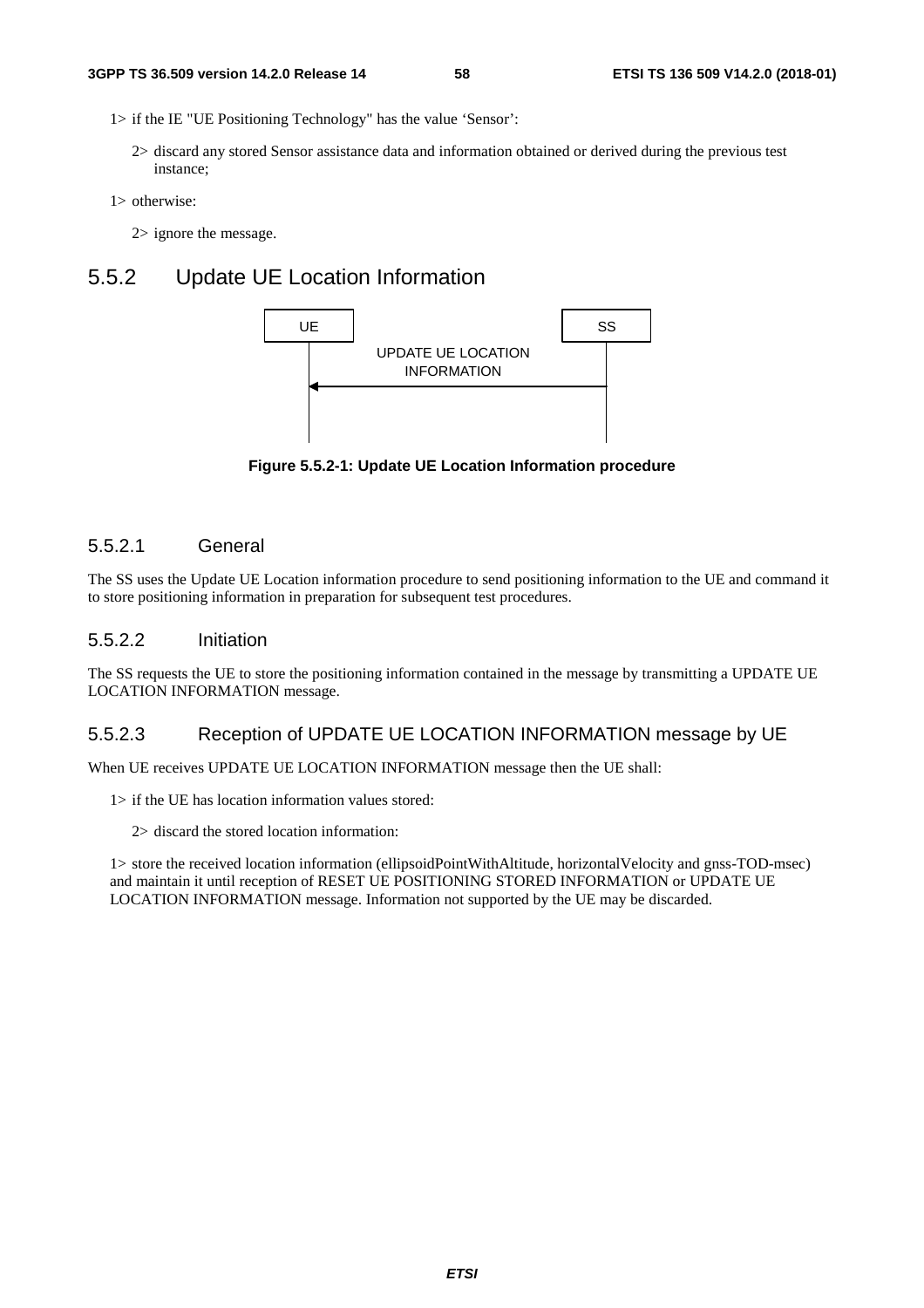1> if the IE "UE Positioning Technology" has the value 'Sensor':

2> discard any stored Sensor assistance data and information obtained or derived during the previous test instance;

1> otherwise:

2> ignore the message.

## 5.5.2 Update UE Location Information

UE | SS
UPDATE UE LOCATION INFORMATION

**Figure 5.5.2-1: Update UE Location Information procedure**

### 5.5.2.1 General

The SS uses the Update UE Location information procedure to send positioning information to the UE and command it to store positioning information in preparation for subsequent test procedures.

### 5.5.2.2 Initiation

The SS requests the UE to store the positioning information contained in the message by transmitting a UPDATE UE LOCATION INFORMATION message.

### 5.5.2.3 Reception of UPDATE UE LOCATION INFORMATION message by UE

When UE receives UPDATE UE LOCATION INFORMATION message then the UE shall:

1> if the UE has location information values stored:

2> discard the stored location information:

1> store the received location information (ellipsoidPointWithAltitude, horizontalVelocity and gnss-TOD-msec) and maintain it until reception of RESET UE POSITIONING STORED INFORMATION or UPDATE UE LOCATION INFORMATION message. Information not supported by the UE may be discarded.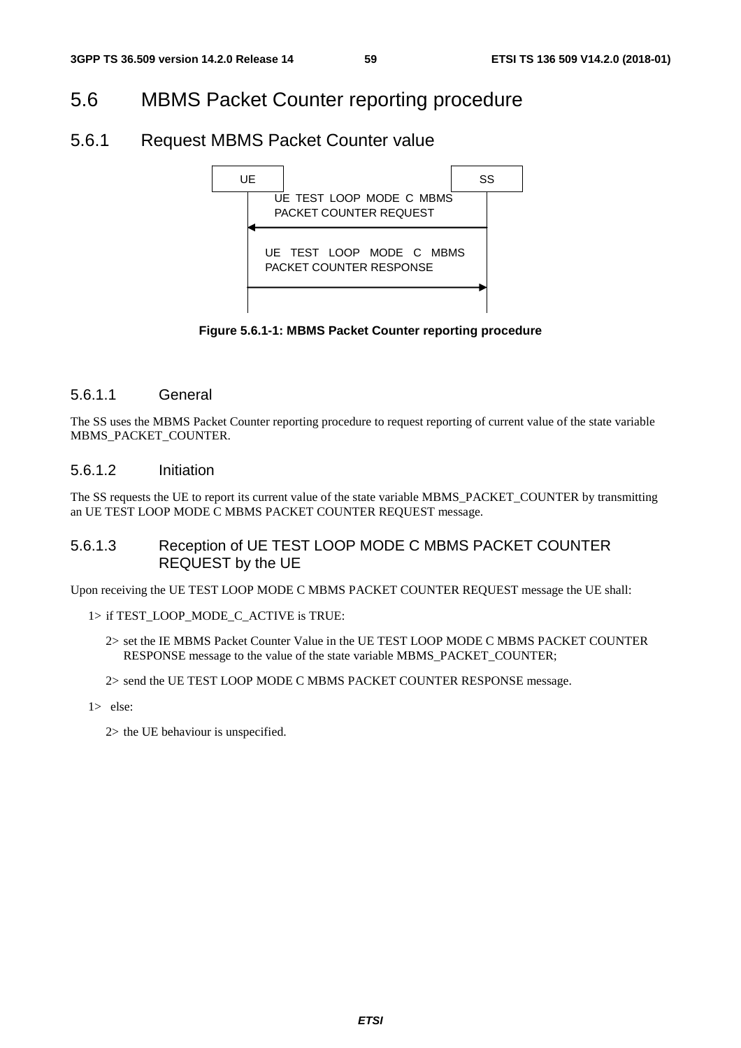# 5.6 MBMS Packet Counter reporting procedure

## 5.6.1 Request MBMS Packet Counter value

UE SS

UE TEST LOOP MODE C MBMS PACKET COUNTER REQUEST

UE TEST LOOP MODE C MBMS PACKET COUNTER RESPONSE

**Figure 5.6.1-1: MBMS Packet Counter reporting procedure**

### 5.6.1.1 General

The SS uses the MBMS Packet Counter reporting procedure to request reporting of current value of the state variable MBMS_PACKET_COUNTER.

### 5.6.1.2 Initiation

The SS requests the UE to report its current value of the state variable MBMS_PACKET_COUNTER by transmitting an UE TEST LOOP MODE C MBMS PACKET COUNTER REQUEST message.

### 5.6.1.3 Reception of UE TEST LOOP MODE C MBMS PACKET COUNTER REQUEST by the UE

Upon receiving the UE TEST LOOP MODE C MBMS PACKET COUNTER REQUEST message the UE shall:

1> if TEST_LOOP_MODE_C_ACTIVE is TRUE:

2> set the IE MBMS Packet Counter Value in the UE TEST LOOP MODE C MBMS PACKET COUNTER RESPONSE message to the value of the state variable MBMS_PACKET_COUNTER;

2> send the UE TEST LOOP MODE C MBMS PACKET COUNTER RESPONSE message.

1> else:

2> the UE behaviour is unspecified.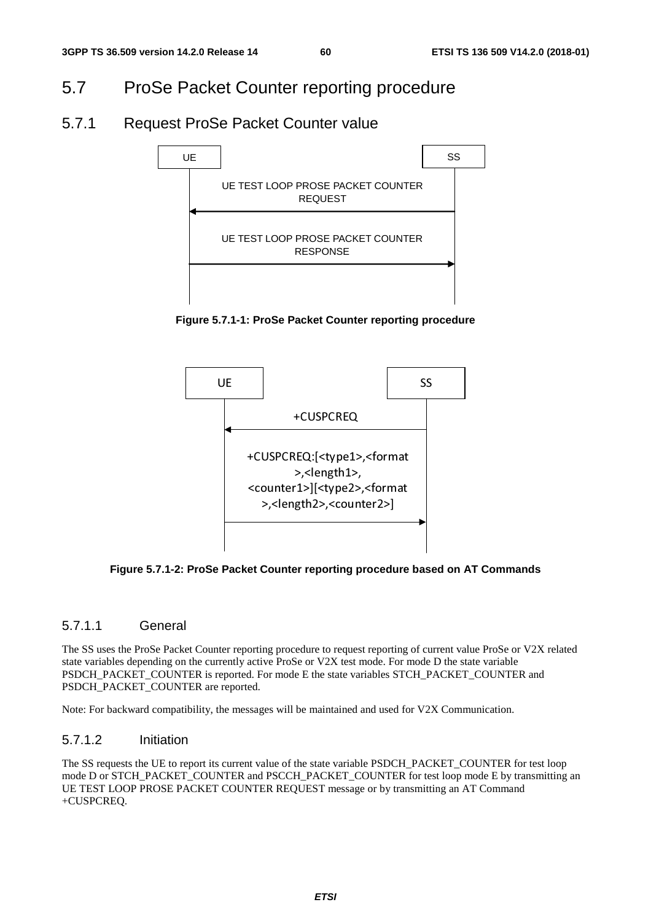## 5.7 ProSe Packet Counter reporting procedure

### 5.7.1 Request ProSe Packet Counter value

UE | SS

UE TEST LOOP PROSE PACKET COUNTER REQUEST (SS → UE)

UE TEST LOOP PROSE PACKET COUNTER RESPONSE (UE → SS)

**Figure 5.7.1-1: ProSe Packet Counter reporting procedure**

UE | SS

+CUSPCREQ (SS → UE)

+CUSPCREQ:[<type1>,<format>,<length1>,<counter1>][<type2>,<format>,<length2>,<counter2>] (UE → SS)

**Figure 5.7.1-2: ProSe Packet Counter reporting procedure based on AT Commands**

#### 5.7.1.1 General

The SS uses the ProSe Packet Counter reporting procedure to request reporting of current value ProSe or V2X related state variables depending on the currently active ProSe or V2X test mode. For mode D the state variable PSDCH_PACKET_COUNTER is reported. For mode E the state variables STCH_PACKET_COUNTER and PSDCH_PACKET_COUNTER are reported.

Note: For backward compatibility, the messages will be maintained and used for V2X Communication.

#### 5.7.1.2 Initiation

The SS requests the UE to report its current value of the state variable PSDCH_PACKET_COUNTER for test loop mode D or STCH_PACKET_COUNTER and PSCCH_PACKET_COUNTER for test loop mode E by transmitting an UE TEST LOOP PROSE PACKET COUNTER REQUEST message or by transmitting an AT Command +CUSPCREQ.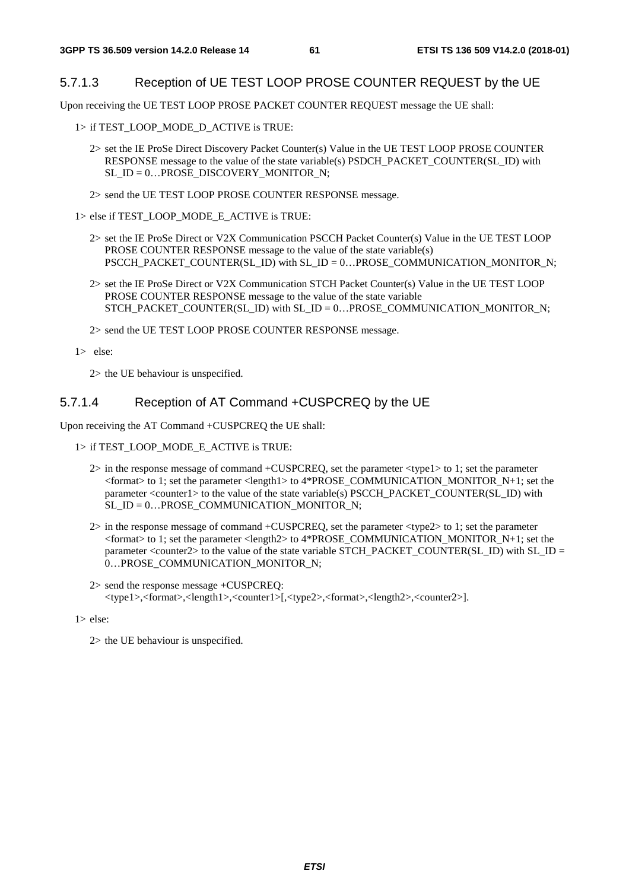#### 5.7.1.3 Reception of UE TEST LOOP PROSE COUNTER REQUEST by the UE

Upon receiving the UE TEST LOOP PROSE PACKET COUNTER REQUEST message the UE shall:

1> if TEST_LOOP_MODE_D_ACTIVE is TRUE:

2> set the IE ProSe Direct Discovery Packet Counter(s) Value in the UE TEST LOOP PROSE COUNTER RESPONSE message to the value of the state variable(s) PSDCH_PACKET_COUNTER(SL_ID) with SL_ID = 0…PROSE_DISCOVERY_MONITOR_N;

2> send the UE TEST LOOP PROSE COUNTER RESPONSE message.

1> else if TEST_LOOP_MODE_E_ACTIVE is TRUE:

2> set the IE ProSe Direct or V2X Communication PSCCH Packet Counter(s) Value in the UE TEST LOOP PROSE COUNTER RESPONSE message to the value of the state variable(s) PSCCH_PACKET_COUNTER(SL_ID) with SL_ID = 0…PROSE_COMMUNICATION_MONITOR_N;

2> set the IE ProSe Direct or V2X Communication STCH Packet Counter(s) Value in the UE TEST LOOP PROSE COUNTER RESPONSE message to the value of the state variable STCH_PACKET_COUNTER(SL_ID) with SL_ID = 0…PROSE_COMMUNICATION_MONITOR_N;

2> send the UE TEST LOOP PROSE COUNTER RESPONSE message.

1> else:

2> the UE behaviour is unspecified.

#### 5.7.1.4 Reception of AT Command +CUSPCREQ by the UE

Upon receiving the AT Command +CUSPCREQ the UE shall:

1> if TEST_LOOP_MODE_E_ACTIVE is TRUE:

2> in the response message of command +CUSPCREQ, set the parameter <type1> to 1; set the parameter <format> to 1; set the parameter <length1> to 4*PROSE_COMMUNICATION_MONITOR_N+1; set the parameter <counter1> to the value of the state variable(s) PSCCH_PACKET_COUNTER(SL_ID) with SL_ID = 0…PROSE_COMMUNICATION_MONITOR_N;

2> in the response message of command +CUSPCREQ, set the parameter <type2> to 1; set the parameter <format> to 1; set the parameter <length2> to 4*PROSE_COMMUNICATION_MONITOR_N+1; set the parameter <counter2> to the value of the state variable STCH_PACKET_COUNTER(SL_ID) with SL_ID = 0…PROSE_COMMUNICATION_MONITOR_N;

2> send the response message +CUSPCREQ: <type1>,<format>,<length1>,<counter1>[,<type2>,<format>,<length2>,<counter2>].

1> else:

2> the UE behaviour is unspecified.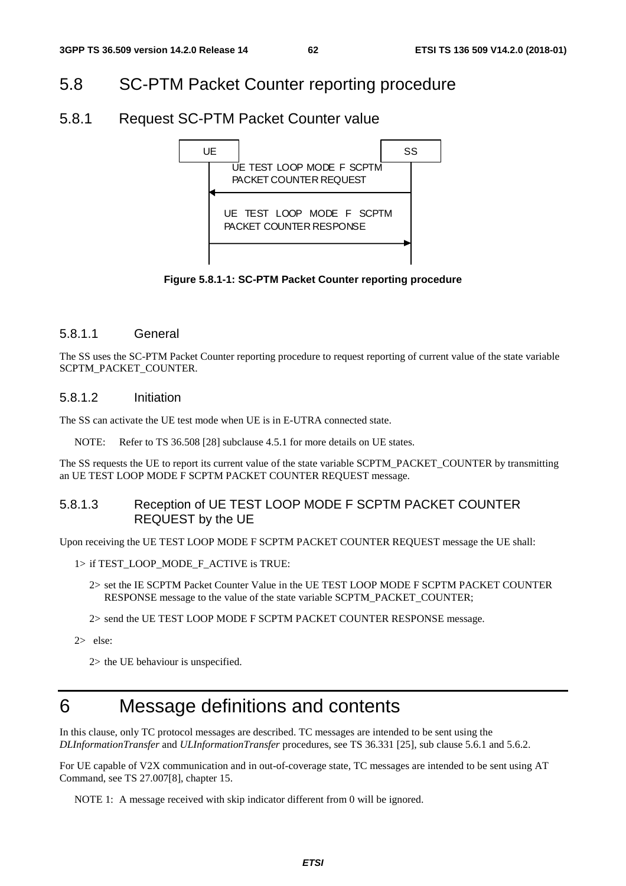# 5.8 SC-PTM Packet Counter reporting procedure

## 5.8.1 Request SC-PTM Packet Counter value

UE | SS

UE TEST LOOP MODE F SCPTM PACKET COUNTER REQUEST

UE TEST LOOP MODE F SCPTM PACKET COUNTER RESPONSE

**Figure 5.8.1-1: SC-PTM Packet Counter reporting procedure**

### 5.8.1.1 General

The SS uses the SC-PTM Packet Counter reporting procedure to request reporting of current value of the state variable SCPTM_PACKET_COUNTER.

### 5.8.1.2 Initiation

The SS can activate the UE test mode when UE is in E-UTRA connected state.

NOTE: Refer to TS 36.508 [28] subclause 4.5.1 for more details on UE states.

The SS requests the UE to report its current value of the state variable SCPTM_PACKET_COUNTER by transmitting an UE TEST LOOP MODE F SCPTM PACKET COUNTER REQUEST message.

### 5.8.1.3 Reception of UE TEST LOOP MODE F SCPTM PACKET COUNTER REQUEST by the UE

Upon receiving the UE TEST LOOP MODE F SCPTM PACKET COUNTER REQUEST message the UE shall:

1> if TEST_LOOP_MODE_F_ACTIVE is TRUE:

2> set the IE SCPTM Packet Counter Value in the UE TEST LOOP MODE F SCPTM PACKET COUNTER RESPONSE message to the value of the state variable SCPTM_PACKET_COUNTER;

2> send the UE TEST LOOP MODE F SCPTM PACKET COUNTER RESPONSE message.

2> else:

2> the UE behaviour is unspecified.

# 6 Message definitions and contents

In this clause, only TC protocol messages are described. TC messages are intended to be sent using the *DLInformationTransfer* and *ULInformationTransfer* procedures, see TS 36.331 [25], sub clause 5.6.1 and 5.6.2.

For UE capable of V2X communication and in out-of-coverage state, TC messages are intended to be sent using AT Command, see TS 27.007[8], chapter 15.

NOTE 1: A message received with skip indicator different from 0 will be ignored.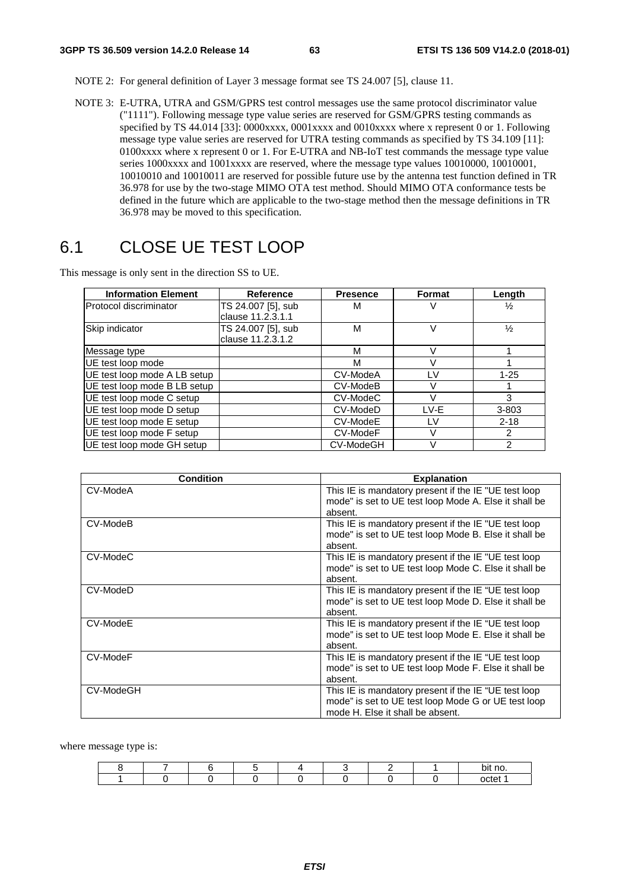NOTE 2: For general definition of Layer 3 message format see TS 24.007 [5], clause 11.

NOTE 3: E-UTRA, UTRA and GSM/GPRS test control messages use the same protocol discriminator value ("1111"). Following message type value series are reserved for GSM/GPRS testing commands as specified by TS 44.014 [33]: 0000xxxx, 0001xxxx and 0010xxxx where x represent 0 or 1. Following message type value series are reserved for UTRA testing commands as specified by TS 34.109 [11]: 0100xxxx where x represent 0 or 1. For E-UTRA and NB-IoT test commands the message type value series 1000xxxx and 1001xxxx are reserved, where the message type values 10010000, 10010001, 10010010 and 10010011 are reserved for possible future use by the antenna test function defined in TR 36.978 for use by the two-stage MIMO OTA test method. Should MIMO OTA conformance tests be defined in the future which are applicable to the two-stage method then the message definitions in TR 36.978 may be moved to this specification.

# 6.1 CLOSE UE TEST LOOP

This message is only sent in the direction SS to UE.

| Information Element | Reference | Presence | Format | Length |
|---|---|---|---|---|
| Protocol discriminator | TS 24.007 [5], sub clause 11.2.3.1.1 | M | V | ½ |
| Skip indicator | TS 24.007 [5], sub clause 11.2.3.1.2 | M | V | ½ |
| Message type | | M | V | 1 |
| UE test loop mode | | M | V | 1 |
| UE test loop mode A LB setup | | CV-ModeA | LV | 1-25 |
| UE test loop mode B LB setup | | CV-ModeB | V | 1 |
| UE test loop mode C setup | | CV-ModeC | V | 3 |
| UE test loop mode D setup | | CV-ModeD | LV-E | 3-803 |
| UE test loop mode E setup | | CV-ModeE | LV | 2-18 |
| UE test loop mode F setup | | CV-ModeF | V | 2 |
| UE test loop mode GH setup | | CV-ModeGH | V | 2 |

| Condition | Explanation |
|---|---|
| CV-ModeA | This IE is mandatory present if the IE "UE test loop mode" is set to UE test loop Mode A. Else it shall be absent. |
| CV-ModeB | This IE is mandatory present if the IE "UE test loop mode" is set to UE test loop Mode B. Else it shall be absent. |
| CV-ModeC | This IE is mandatory present if the IE "UE test loop mode" is set to UE test loop Mode C. Else it shall be absent. |
| CV-ModeD | This IE is mandatory present if the IE "UE test loop mode" is set to UE test loop Mode D. Else it shall be absent. |
| CV-ModeE | This IE is mandatory present if the IE "UE test loop mode" is set to UE test loop Mode E. Else it shall be absent. |
| CV-ModeF | This IE is mandatory present if the IE "UE test loop mode" is set to UE test loop Mode F. Else it shall be absent. |
| CV-ModeGH | This IE is mandatory present if the IE "UE test loop mode" is set to UE test loop Mode G or UE test loop mode H. Else it shall be absent. |

where message type is:

| 8 | 7 | 6 | 5 | 4 | 3 | 2 | 1 | bit no. |
|---|---|---|---|---|---|---|---|---|
| 1 | 0 | 0 | 0 | 0 | 0 | 0 | 0 | octet 1 |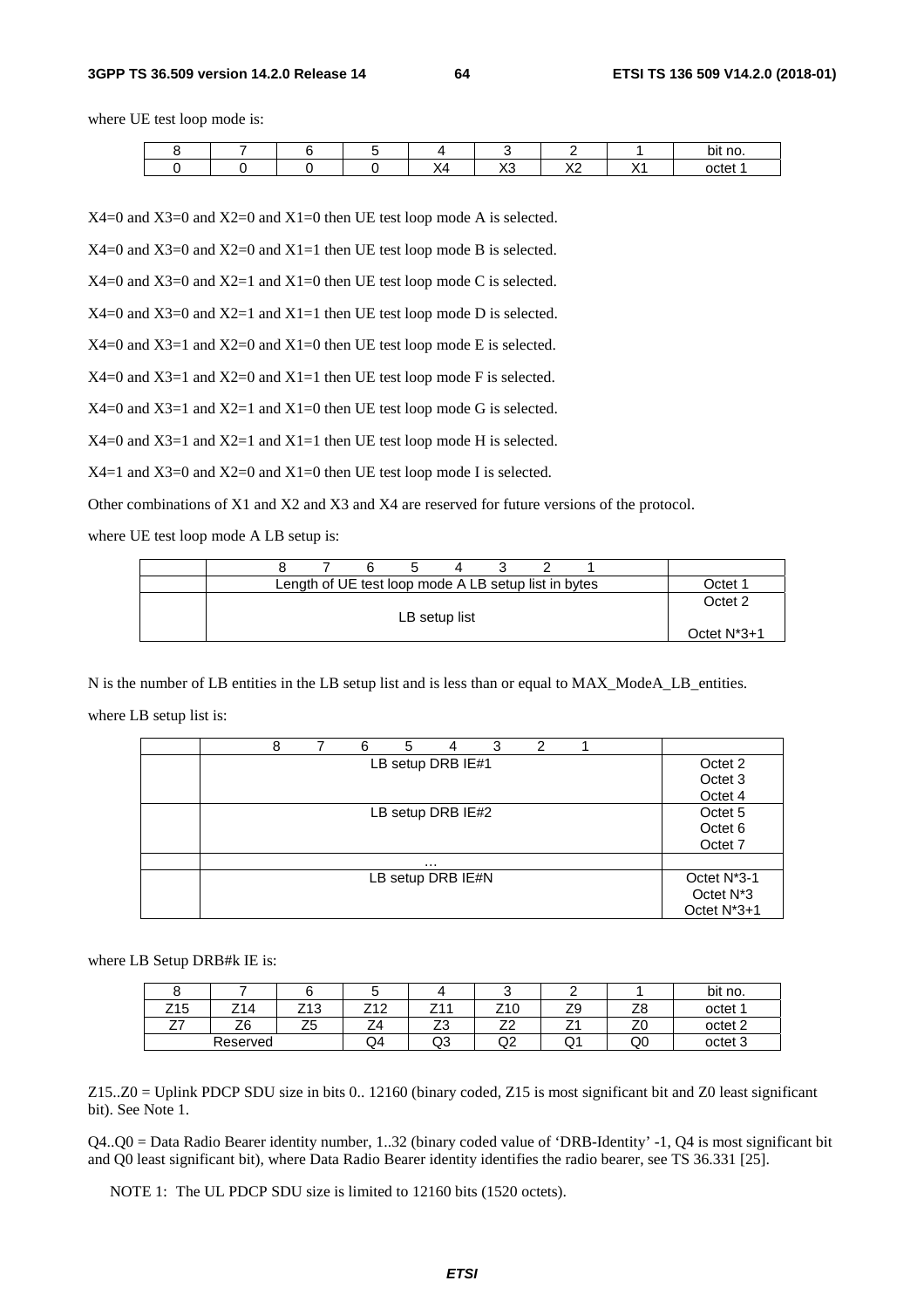where UE test loop mode is:

| 8 | 7 | 6 | 5 | 4 | 3 | 2 | 1 | bit no. |
|---|---|---|---|---|---|---|---|---|
| 0 | 0 | 0 | 0 | X4 | X3 | X2 | X1 | octet 1 |

X4=0 and X3=0 and X2=0 and X1=0 then UE test loop mode A is selected.

X4=0 and X3=0 and X2=0 and X1=1 then UE test loop mode B is selected.

X4=0 and X3=0 and X2=1 and X1=0 then UE test loop mode C is selected.

X4=0 and X3=0 and X2=1 and X1=1 then UE test loop mode D is selected.

X4=0 and X3=1 and X2=0 and X1=0 then UE test loop mode E is selected.

X4=0 and X3=1 and X2=0 and X1=1 then UE test loop mode F is selected.

X4=0 and X3=1 and X2=1 and X1=0 then UE test loop mode G is selected.

X4=0 and X3=1 and X2=1 and X1=1 then UE test loop mode H is selected.

X4=1 and X3=0 and X2=0 and X1=0 then UE test loop mode I is selected.

Other combinations of X1 and X2 and X3 and X4 are reserved for future versions of the protocol.

where UE test loop mode A LB setup is:

| | 8 7 6 5 4 3 2 1 | |
|---|---|---|
| | Length of UE test loop mode A LB setup list in bytes | Octet 1 |
| | LB setup list | Octet 2<br><br>Octet N*3+1 |

N is the number of LB entities in the LB setup list and is less than or equal to MAX_ModeA_LB_entities.

where LB setup list is:

| | 8 7 6 5 4 3 2 1 | |
|---|---|---|
| | LB setup DRB IE#1 | Octet 2<br>Octet 3<br>Octet 4 |
| | LB setup DRB IE#2 | Octet 5<br>Octet 6<br>Octet 7 |
| | … | |
| | LB setup DRB IE#N | Octet N*3-1<br>Octet N*3<br>Octet N*3+1 |

where LB Setup DRB#k IE is:

| 8 | 7 | 6 | 5 | 4 | 3 | 2 | 1 | bit no. |
|---|---|---|---|---|---|---|---|---|
| Z15 | Z14 | Z13 | Z12 | Z11 | Z10 | Z9 | Z8 | octet 1 |
| Z7 | Z6 | Z5 | Z4 | Z3 | Z2 | Z1 | Z0 | octet 2 |
| Reserved | | | Q4 | Q3 | Q2 | Q1 | Q0 | octet 3 |

Z15..Z0 = Uplink PDCP SDU size in bits 0.. 12160 (binary coded, Z15 is most significant bit and Z0 least significant bit). See Note 1.

Q4..Q0 = Data Radio Bearer identity number, 1..32 (binary coded value of 'DRB-Identity' -1, Q4 is most significant bit and Q0 least significant bit), where Data Radio Bearer identity identifies the radio bearer, see TS 36.331 [25].

NOTE 1: The UL PDCP SDU size is limited to 12160 bits (1520 octets).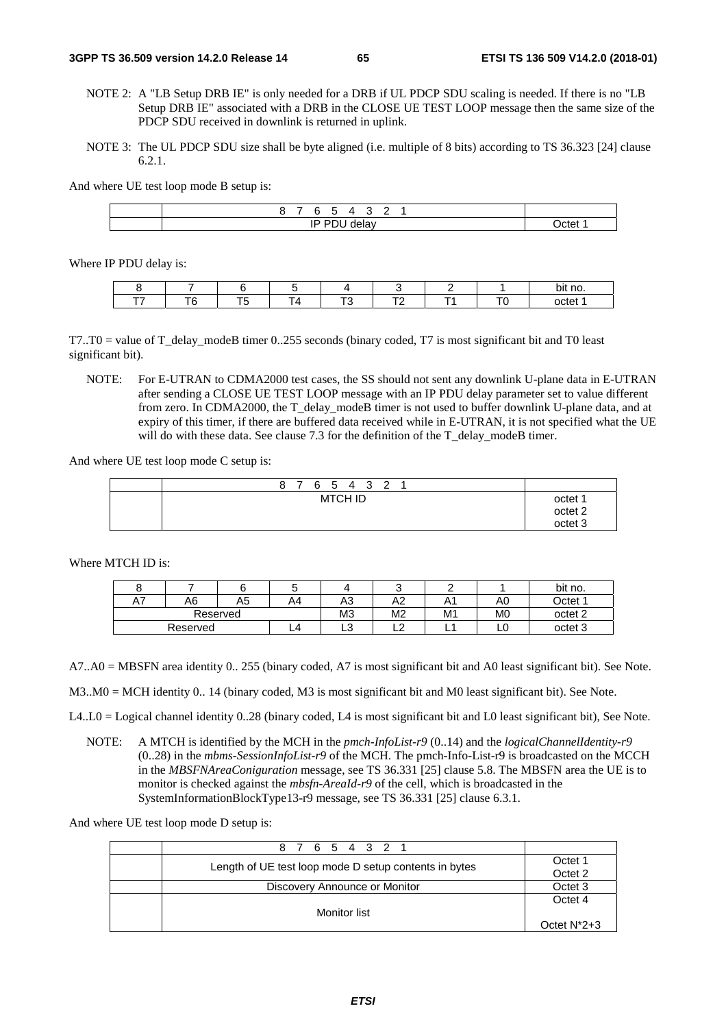NOTE 2: A "LB Setup DRB IE" is only needed for a DRB if UL PDCP SDU scaling is needed. If there is no "LB Setup DRB IE" associated with a DRB in the CLOSE UE TEST LOOP message then the same size of the PDCP SDU received in downlink is returned in uplink.

NOTE 3: The UL PDCP SDU size shall be byte aligned (i.e. multiple of 8 bits) according to TS 36.323 [24] clause 6.2.1.

And where UE test loop mode B setup is:

| | 8 7 6 5 4 3 2 1 | |
|---|---|---|
| | IP PDU delay | Octet 1 |

Where IP PDU delay is:

| 8 | 7 | 6 | 5 | 4 | 3 | 2 | 1 | bit no. |
|---|---|---|---|---|---|---|---|---|
| T7 | T6 | T5 | T4 | T3 | T2 | T1 | T0 | octet 1 |

T7..T0 = value of T_delay_modeB timer 0..255 seconds (binary coded, T7 is most significant bit and T0 least significant bit).

NOTE: For E-UTRAN to CDMA2000 test cases, the SS should not sent any downlink U-plane data in E-UTRAN after sending a CLOSE UE TEST LOOP message with an IP PDU delay parameter set to value different from zero. In CDMA2000, the T_delay_modeB timer is not used to buffer downlink U-plane data, and at expiry of this timer, if there are buffered data received while in E-UTRAN, it is not specified what the UE will do with these data. See clause 7.3 for the definition of the T_delay_modeB timer.

And where UE test loop mode C setup is:

| | 8 7 6 5 4 3 2 1 | |
|---|---|---|
| | MTCH ID | octet 1<br>octet 2<br>octet 3 |

Where MTCH ID is:

| 8 | 7 | 6 | 5 | 4 | 3 | 2 | 1 | bit no. |
|---|---|---|---|---|---|---|---|---|
| A7 | A6 | A5 | A4 | A3 | A2 | A1 | A0 | Octet 1 |
| Reserved | | | | M3 | M2 | M1 | M0 | octet 2 |
| Reserved | | | L4 | L3 | L2 | L1 | L0 | octet 3 |

A7..A0 = MBSFN area identity 0.. 255 (binary coded, A7 is most significant bit and A0 least significant bit). See Note.

M3..M0 = MCH identity 0.. 14 (binary coded, M3 is most significant bit and M0 least significant bit). See Note.

L4..L0 = Logical channel identity 0..28 (binary coded, L4 is most significant bit and L0 least significant bit), See Note.

NOTE: A MTCH is identified by the MCH in the *pmch-InfoList-r9* (0..14) and the *logicalChannelIdentity-r9* (0..28) in the *mbms-SessionInfoList-r9* of the MCH. The pmch-Info-List-r9 is broadcasted on the MCCH in the *MBSFNAreaConiguration* message, see TS 36.331 [25] clause 5.8. The MBSFN area the UE is to monitor is checked against the *mbsfn-AreaId-r9* of the cell, which is broadcasted in the SystemInformationBlockType13-r9 message, see TS 36.331 [25] clause 6.3.1.

And where UE test loop mode D setup is:

| | 8 7 6 5 4 3 2 1 | |
|---|---|---|
| | Length of UE test loop mode D setup contents in bytes | Octet 1<br>Octet 2 |
| | Discovery Announce or Monitor | Octet 3 |
| | Monitor list | Octet 4<br><br>Octet N*2+3 |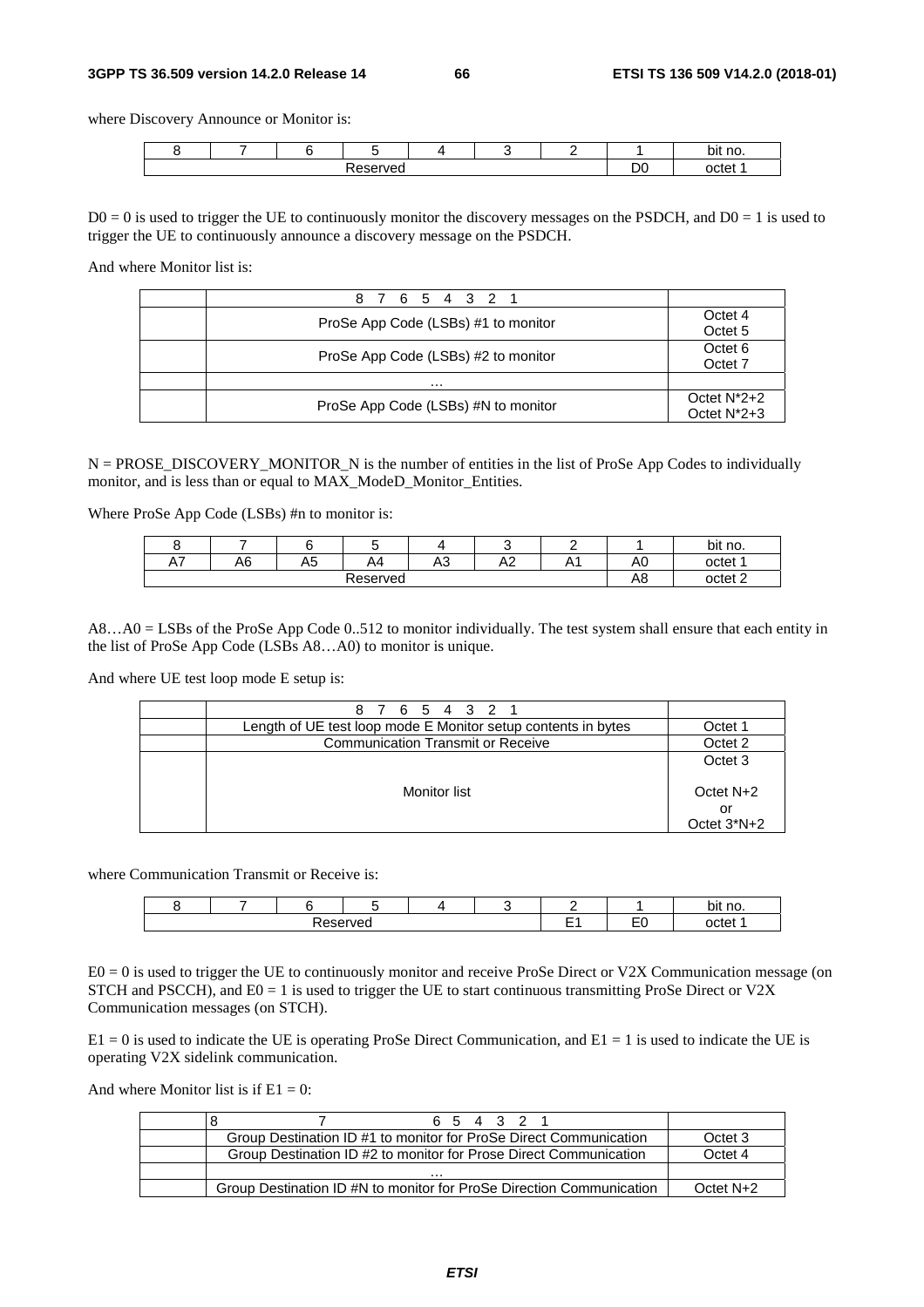where Discovery Announce or Monitor is:

| 8 | 7 | 6 | 5 | 4 | 3 | 2 | 1 | bit no. |
|---|---|---|---|---|---|---|---|---|
| Reserved | | | | | | | D0 | octet 1 |

D0 = 0 is used to trigger the UE to continuously monitor the discovery messages on the PSDCH, and D0 = 1 is used to trigger the UE to continuously announce a discovery message on the PSDCH.

And where Monitor list is:

| | 8 7 6 5 4 3 2 1 | |
|---|---|---|
| | ProSe App Code (LSBs) #1 to monitor | Octet 4<br>Octet 5 |
| | ProSe App Code (LSBs) #2 to monitor | Octet 6<br>Octet 7 |
| | … | |
| | ProSe App Code (LSBs) #N to monitor | Octet N*2+2<br>Octet N*2+3 |

N = PROSE_DISCOVERY_MONITOR_N is the number of entities in the list of ProSe App Codes to individually monitor, and is less than or equal to MAX_ModeD_Monitor_Entities.

Where ProSe App Code (LSBs) #n to monitor is:

| 8 | 7 | 6 | 5 | 4 | 3 | 2 | 1 | bit no. |
|---|---|---|---|---|---|---|---|---|
| A7 | A6 | A5 | A4 | A3 | A2 | A1 | A0 | octet 1 |
| Reserved | | | | | | | A8 | octet 2 |

A8…A0 = LSBs of the ProSe App Code 0..512 to monitor individually. The test system shall ensure that each entity in the list of ProSe App Code (LSBs A8…A0) to monitor is unique.

And where UE test loop mode E setup is:

| | 8 7 6 5 4 3 2 1 | |
|---|---|---|
| | Length of UE test loop mode E Monitor setup contents in bytes | Octet 1 |
| | Communication Transmit or Receive | Octet 2 |
| | Monitor list | Octet 3<br><br>Octet N+2<br>or<br>Octet 3*N+2 |

where Communication Transmit or Receive is:

| 8 | 7 | 6 | 5 | 4 | 3 | 2 | 1 | bit no. |
|---|---|---|---|---|---|---|---|---|
| Reserved | | | | | | E1 | E0 | octet 1 |

E0 = 0 is used to trigger the UE to continuously monitor and receive ProSe Direct or V2X Communication message (on STCH and PSCCH), and E0 = 1 is used to trigger the UE to start continuous transmitting ProSe Direct or V2X Communication messages (on STCH).

E1 = 0 is used to indicate the UE is operating ProSe Direct Communication, and E1 = 1 is used to indicate the UE is operating V2X sidelink communication.

And where Monitor list is if E1 = 0:

| | 8 7 6 5 4 3 2 1 | |
|---|---|---|
| | Group Destination ID #1 to monitor for ProSe Direct Communication | Octet 3 |
| | Group Destination ID #2 to monitor for Prose Direct Communication | Octet 4 |
| | … | |
| | Group Destination ID #N to monitor for ProSe Direction Communication | Octet N+2 |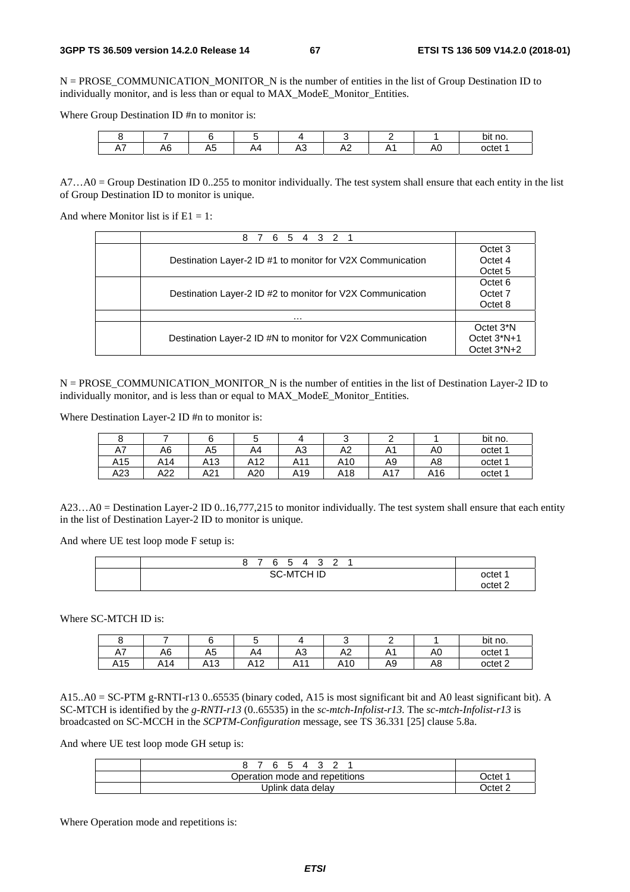N = PROSE_COMMUNICATION_MONITOR_N is the number of entities in the list of Group Destination ID to individually monitor, and is less than or equal to MAX_ModeE_Monitor_Entities.

Where Group Destination ID #n to monitor is:

| 8 | 7 | 6 | 5 | 4 | 3 | 2 | 1 | bit no. |
|---|---|---|---|---|---|---|---|---|
| A7 | A6 | A5 | A4 | A3 | A2 | A1 | A0 | octet 1 |

A7…A0 = Group Destination ID 0..255 to monitor individually. The test system shall ensure that each entity in the list of Group Destination ID to monitor is unique.

And where Monitor list is if E1 = 1:

| | 8 7 6 5 4 3 2 1 | |
|---|---|---|
| | Destination Layer-2 ID #1 to monitor for V2X Communication | Octet 3<br>Octet 4<br>Octet 5 |
| | Destination Layer-2 ID #2 to monitor for V2X Communication | Octet 6<br>Octet 7<br>Octet 8 |
| | … | |
| | Destination Layer-2 ID #N to monitor for V2X Communication | Octet 3*N<br>Octet 3*N+1<br>Octet 3*N+2 |

N = PROSE_COMMUNICATION_MONITOR_N is the number of entities in the list of Destination Layer-2 ID to individually monitor, and is less than or equal to MAX_ModeE_Monitor_Entities.

Where Destination Layer-2 ID #n to monitor is:

| 8 | 7 | 6 | 5 | 4 | 3 | 2 | 1 | bit no. |
|---|---|---|---|---|---|---|---|---|
| A7 | A6 | A5 | A4 | A3 | A2 | A1 | A0 | octet 1 |
| A15 | A14 | A13 | A12 | A11 | A10 | A9 | A8 | octet 1 |
| A23 | A22 | A21 | A20 | A19 | A18 | A17 | A16 | octet 1 |

A23…A0 = Destination Layer-2 ID 0..16,777,215 to monitor individually. The test system shall ensure that each entity in the list of Destination Layer-2 ID to monitor is unique.

And where UE test loop mode F setup is:

| | 8 7 6 5 4 3 2 1 | |
|---|---|---|
| | SC-MTCH ID | octet 1<br>octet 2 |

Where SC-MTCH ID is:

| 8 | 7 | 6 | 5 | 4 | 3 | 2 | 1 | bit no. |
|---|---|---|---|---|---|---|---|---|
| A7 | A6 | A5 | A4 | A3 | A2 | A1 | A0 | octet 1 |
| A15 | A14 | A13 | A12 | A11 | A10 | A9 | A8 | octet 2 |

A15..A0 = SC-PTM g-RNTI-r13 0..65535 (binary coded, A15 is most significant bit and A0 least significant bit). A SC-MTCH is identified by the *g-RNTI-r13* (0..65535) in the *sc-mtch-Infolist-r13*. The *sc-mtch-Infolist-r13* is broadcasted on SC-MCCH in the *SCPTM-Configuration* message, see TS 36.331 [25] clause 5.8a.

And where UE test loop mode GH setup is:

| | 8 7 6 5 4 3 2 1 | |
|---|---|---|
| | Operation mode and repetitions | Octet 1 |
| | Uplink data delay | Octet 2 |

Where Operation mode and repetitions is: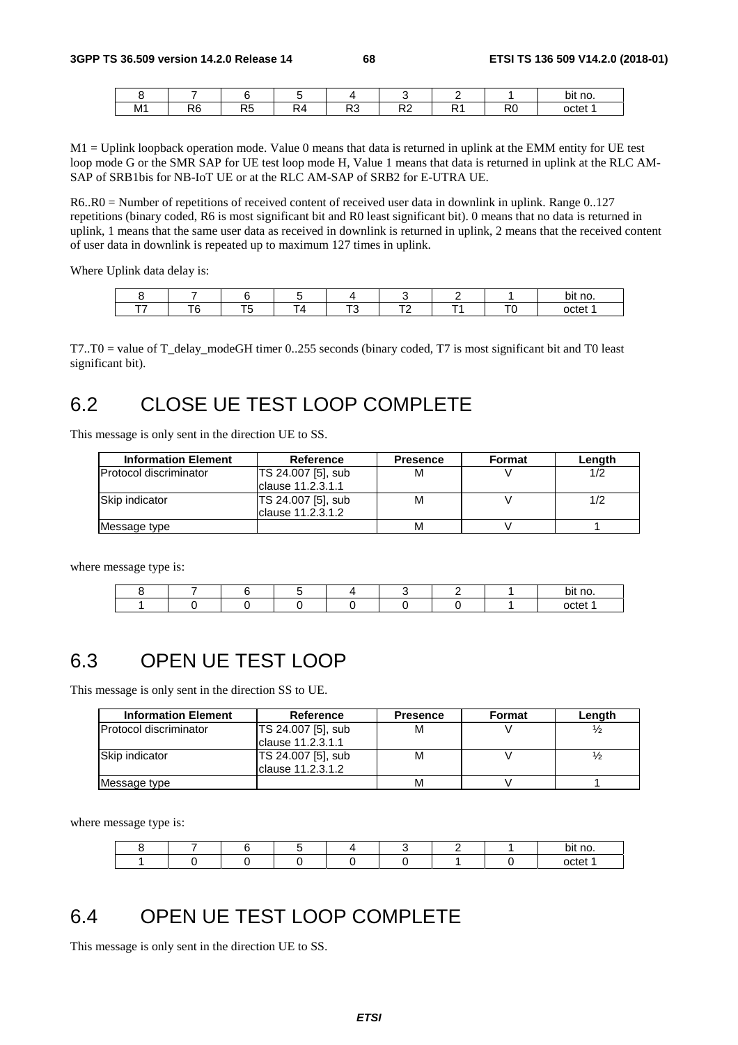| 8 | 7 | 6 | 5 | 4 | 3 | 2 | 1 | bit no. |
|---|---|---|---|---|---|---|---|---|
| M1 | R6 | R5 | R4 | R3 | R2 | R1 | R0 | octet 1 |

M1 = Uplink loopback operation mode. Value 0 means that data is returned in uplink at the EMM entity for UE test loop mode G or the SMR SAP for UE test loop mode H, Value 1 means that data is returned in uplink at the RLC AM-SAP of SRB1bis for NB-IoT UE or at the RLC AM-SAP of SRB2 for E-UTRA UE.

R6..R0 = Number of repetitions of received content of received user data in downlink in uplink. Range 0..127 repetitions (binary coded, R6 is most significant bit and R0 least significant bit). 0 means that no data is returned in uplink, 1 means that the same user data as received in downlink is returned in uplink, 2 means that the received content of user data in downlink is repeated up to maximum 127 times in uplink.

Where Uplink data delay is:

| 8 | 7 | 6 | 5 | 4 | 3 | 2 | 1 | bit no. |
|---|---|---|---|---|---|---|---|---|
| T7 | T6 | T5 | T4 | T3 | T2 | T1 | T0 | octet 1 |

T7..T0 = value of T_delay_modeGH timer 0..255 seconds (binary coded, T7 is most significant bit and T0 least significant bit).

## 6.2 CLOSE UE TEST LOOP COMPLETE

This message is only sent in the direction UE to SS.

| Information Element | Reference | Presence | Format | Length |
|---|---|---|---|---|
| Protocol discriminator | TS 24.007 [5], sub clause 11.2.3.1.1 | M | V | 1/2 |
| Skip indicator | TS 24.007 [5], sub clause 11.2.3.1.2 | M | V | 1/2 |
| Message type | | M | V | 1 |

where message type is:

| 8 | 7 | 6 | 5 | 4 | 3 | 2 | 1 | bit no. |
|---|---|---|---|---|---|---|---|---|
| 1 | 0 | 0 | 0 | 0 | 0 | 0 | 1 | octet 1 |

## 6.3 OPEN UE TEST LOOP

This message is only sent in the direction SS to UE.

| Information Element | Reference | Presence | Format | Length |
|---|---|---|---|---|
| Protocol discriminator | TS 24.007 [5], sub clause 11.2.3.1.1 | M | V | ½ |
| Skip indicator | TS 24.007 [5], sub clause 11.2.3.1.2 | M | V | ½ |
| Message type | | M | V | 1 |

where message type is:

| 8 | 7 | 6 | 5 | 4 | 3 | 2 | 1 | bit no. |
|---|---|---|---|---|---|---|---|---|
| 1 | 0 | 0 | 0 | 0 | 0 | 1 | 0 | octet 1 |

## 6.4 OPEN UE TEST LOOP COMPLETE

This message is only sent in the direction UE to SS.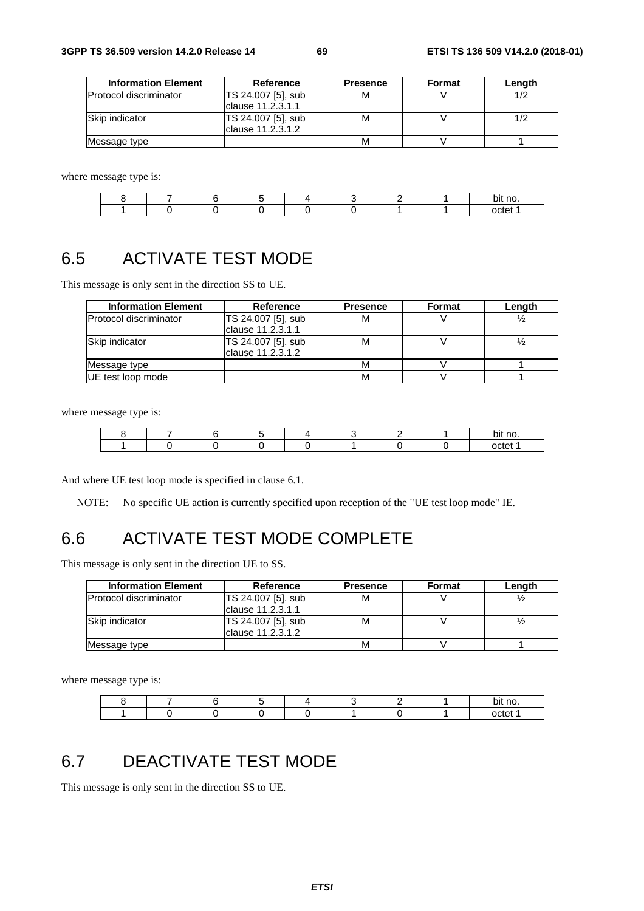| Information Element | Reference | Presence | Format | Length |
|---|---|---|---|---|
| Protocol discriminator | TS 24.007 [5], sub clause 11.2.3.1.1 | M | V | 1/2 |
| Skip indicator | TS 24.007 [5], sub clause 11.2.3.1.2 | M | V | 1/2 |
| Message type | | M | V | 1 |

where message type is:

| 8 | 7 | 6 | 5 | 4 | 3 | 2 | 1 | bit no. |
|---|---|---|---|---|---|---|---|---|
| 1 | 0 | 0 | 0 | 0 | 0 | 1 | 1 | octet 1 |

## 6.5 ACTIVATE TEST MODE

This message is only sent in the direction SS to UE.

| Information Element | Reference | Presence | Format | Length |
|---|---|---|---|---|
| Protocol discriminator | TS 24.007 [5], sub clause 11.2.3.1.1 | M | V | ½ |
| Skip indicator | TS 24.007 [5], sub clause 11.2.3.1.2 | M | V | ½ |
| Message type | | M | V | 1 |
| UE test loop mode | | M | V | 1 |

where message type is:

| 8 | 7 | 6 | 5 | 4 | 3 | 2 | 1 | bit no. |
|---|---|---|---|---|---|---|---|---|
| 1 | 0 | 0 | 0 | 0 | 1 | 0 | 0 | octet 1 |

And where UE test loop mode is specified in clause 6.1.

NOTE: No specific UE action is currently specified upon reception of the "UE test loop mode" IE.

## 6.6 ACTIVATE TEST MODE COMPLETE

This message is only sent in the direction UE to SS.

| Information Element | Reference | Presence | Format | Length |
|---|---|---|---|---|
| Protocol discriminator | TS 24.007 [5], sub clause 11.2.3.1.1 | M | V | ½ |
| Skip indicator | TS 24.007 [5], sub clause 11.2.3.1.2 | M | V | ½ |
| Message type | | M | V | 1 |

where message type is:

| 8 | 7 | 6 | 5 | 4 | 3 | 2 | 1 | bit no. |
|---|---|---|---|---|---|---|---|---|
| 1 | 0 | 0 | 0 | 0 | 1 | 0 | 1 | octet 1 |

## 6.7 DEACTIVATE TEST MODE

This message is only sent in the direction SS to UE.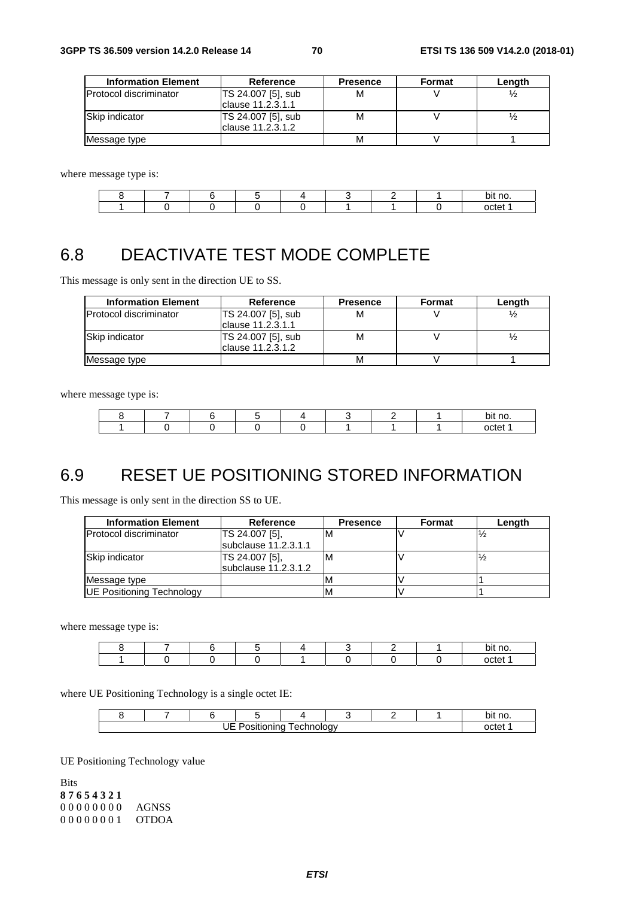| Information Element | Reference | Presence | Format | Length |
|---|---|---|---|---|
| Protocol discriminator | TS 24.007 [5], sub clause 11.2.3.1.1 | M | V | ½ |
| Skip indicator | TS 24.007 [5], sub clause 11.2.3.1.2 | M | V | ½ |
| Message type | | M | V | 1 |

where message type is:

| 8 | 7 | 6 | 5 | 4 | 3 | 2 | 1 | bit no. |
|---|---|---|---|---|---|---|---|---|
| 1 | 0 | 0 | 0 | 0 | 1 | 1 | 0 | octet 1 |

## 6.8 DEACTIVATE TEST MODE COMPLETE

This message is only sent in the direction UE to SS.

| Information Element | Reference | Presence | Format | Length |
|---|---|---|---|---|
| Protocol discriminator | TS 24.007 [5], sub clause 11.2.3.1.1 | M | V | ½ |
| Skip indicator | TS 24.007 [5], sub clause 11.2.3.1.2 | M | V | ½ |
| Message type | | M | V | 1 |

where message type is:

| 8 | 7 | 6 | 5 | 4 | 3 | 2 | 1 | bit no. |
|---|---|---|---|---|---|---|---|---|
| 1 | 0 | 0 | 0 | 0 | 1 | 1 | 1 | octet 1 |

## 6.9 RESET UE POSITIONING STORED INFORMATION

This message is only sent in the direction SS to UE.

| Information Element | Reference | Presence | Format | Length |
|---|---|---|---|---|
| Protocol discriminator | TS 24.007 [5], subclause 11.2.3.1.1 | M | V | ½ |
| Skip indicator | TS 24.007 [5], subclause 11.2.3.1.2 | M | V | ½ |
| Message type | | M | V | 1 |
| UE Positioning Technology | | M | V | 1 |

where message type is:

| 8 | 7 | 6 | 5 | 4 | 3 | 2 | 1 | bit no. |
|---|---|---|---|---|---|---|---|---|
| 1 | 0 | 0 | 0 | 1 | 0 | 0 | 0 | octet 1 |

where UE Positioning Technology is a single octet IE:

| 8 | 7 | 6 | 5 | 4 | 3 | 2 | 1 | bit no. |
|---|---|---|---|---|---|---|---|---|
| UE Positioning Technology | | | | | | | | octet 1 |

UE Positioning Technology value

Bits
**8 7 6 5 4 3 2 1**
0 0 0 0 0 0 0 0 AGNSS
0 0 0 0 0 0 0 1 OTDOA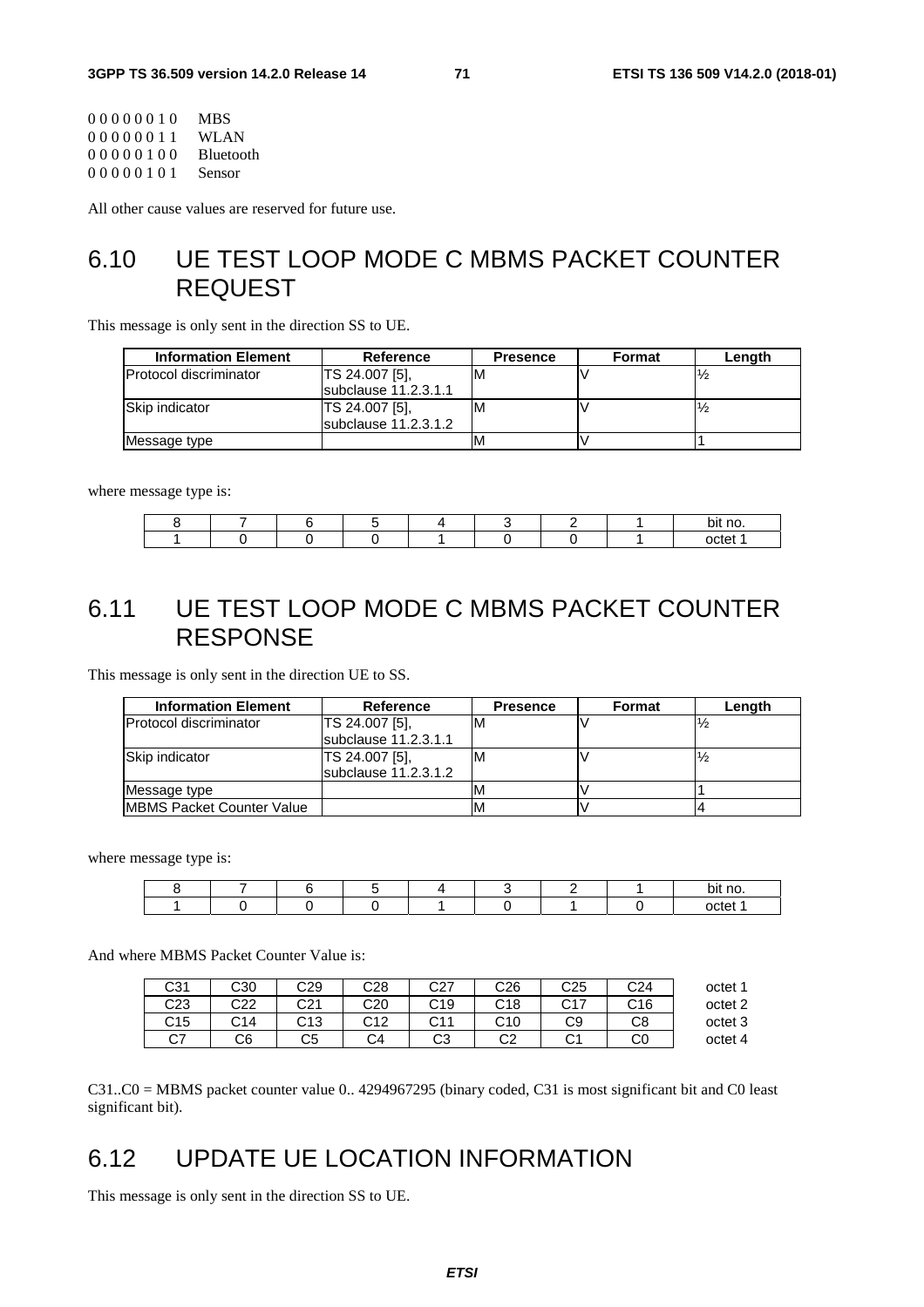0 0 0 0 0 0 1 0 MBS
0 0 0 0 0 0 1 1 WLAN
0 0 0 0 0 1 0 0 Bluetooth
0 0 0 0 0 1 0 1 Sensor

All other cause values are reserved for future use.

# 6.10 UE TEST LOOP MODE C MBMS PACKET COUNTER REQUEST

This message is only sent in the direction SS to UE.

| Information Element | Reference | Presence | Format | Length |
|---|---|---|---|---|
| Protocol discriminator | TS 24.007 [5], subclause 11.2.3.1.1 | M | V | ½ |
| Skip indicator | TS 24.007 [5], subclause 11.2.3.1.2 | M | V | ½ |
| Message type | | M | V | 1 |

where message type is:

| 8 | 7 | 6 | 5 | 4 | 3 | 2 | 1 | bit no. |
|---|---|---|---|---|---|---|---|---|
| 1 | 0 | 0 | 0 | 1 | 0 | 0 | 1 | octet 1 |

# 6.11 UE TEST LOOP MODE C MBMS PACKET COUNTER RESPONSE

This message is only sent in the direction UE to SS.

| Information Element | Reference | Presence | Format | Length |
|---|---|---|---|---|
| Protocol discriminator | TS 24.007 [5], subclause 11.2.3.1.1 | M | V | ½ |
| Skip indicator | TS 24.007 [5], subclause 11.2.3.1.2 | M | V | ½ |
| Message type | | M | V | 1 |
| MBMS Packet Counter Value | | M | V | 4 |

where message type is:

| 8 | 7 | 6 | 5 | 4 | 3 | 2 | 1 | bit no. |
|---|---|---|---|---|---|---|---|---|
| 1 | 0 | 0 | 0 | 1 | 0 | 1 | 0 | octet 1 |

And where MBMS Packet Counter Value is:

| | | | | | | | | |
|---|---|---|---|---|---|---|---|---|
| C31 | C30 | C29 | C28 | C27 | C26 | C25 | C24 | octet 1 |
| C23 | C22 | C21 | C20 | C19 | C18 | C17 | C16 | octet 2 |
| C15 | C14 | C13 | C12 | C11 | C10 | C9 | C8 | octet 3 |
| C7 | C6 | C5 | C4 | C3 | C2 | C1 | C0 | octet 4 |

C31..C0 = MBMS packet counter value 0.. 4294967295 (binary coded, C31 is most significant bit and C0 least significant bit).

# 6.12 UPDATE UE LOCATION INFORMATION

This message is only sent in the direction SS to UE.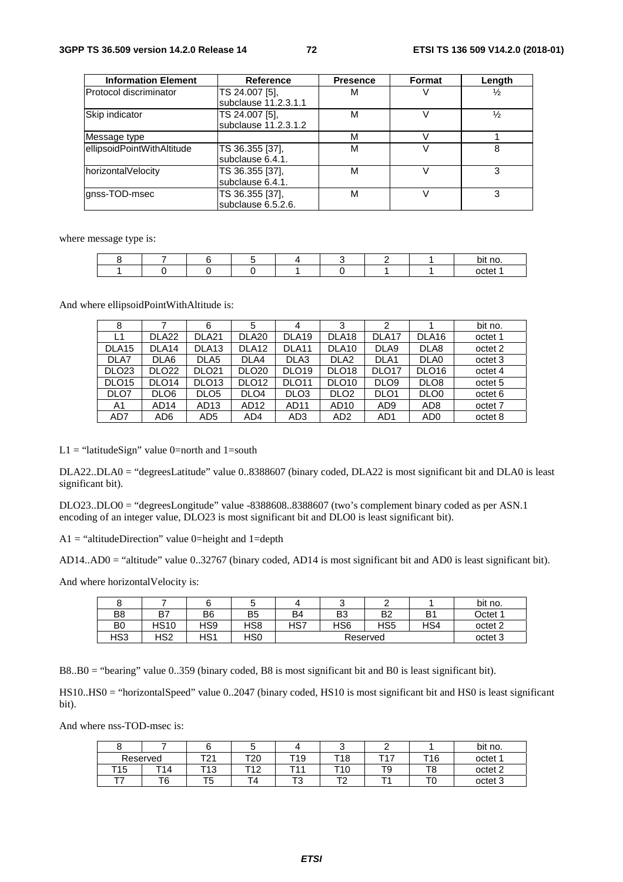| Information Element | Reference | Presence | Format | Length |
|---|---|---|---|---|
| Protocol discriminator | TS 24.007 [5], subclause 11.2.3.1.1 | M | V | ½ |
| Skip indicator | TS 24.007 [5], subclause 11.2.3.1.2 | M | V | ½ |
| Message type | | M | V | 1 |
| ellipsoidPointWithAltitude | TS 36.355 [37], subclause 6.4.1. | M | V | 8 |
| horizontalVelocity | TS 36.355 [37], subclause 6.4.1. | M | V | 3 |
| gnss-TOD-msec | TS 36.355 [37], subclause 6.5.2.6. | M | V | 3 |

where message type is:

| 8 | 7 | 6 | 5 | 4 | 3 | 2 | 1 | bit no. |
|---|---|---|---|---|---|---|---|---|
| 1 | 0 | 0 | 0 | 1 | 0 | 1 | 1 | octet 1 |

And where ellipsoidPointWithAltitude is:

| 8 | 7 | 6 | 5 | 4 | 3 | 2 | 1 | bit no. |
|---|---|---|---|---|---|---|---|---|
| L1 | DLA22 | DLA21 | DLA20 | DLA19 | DLA18 | DLA17 | DLA16 | octet 1 |
| DLA15 | DLA14 | DLA13 | DLA12 | DLA11 | DLA10 | DLA9 | DLA8 | octet 2 |
| DLA7 | DLA6 | DLA5 | DLA4 | DLA3 | DLA2 | DLA1 | DLA0 | octet 3 |
| DLO23 | DLO22 | DLO21 | DLO20 | DLO19 | DLO18 | DLO17 | DLO16 | octet 4 |
| DLO15 | DLO14 | DLO13 | DLO12 | DLO11 | DLO10 | DLO9 | DLO8 | octet 5 |
| DLO7 | DLO6 | DLO5 | DLO4 | DLO3 | DLO2 | DLO1 | DLO0 | octet 6 |
| A1 | AD14 | AD13 | AD12 | AD11 | AD10 | AD9 | AD8 | octet 7 |
| AD7 | AD6 | AD5 | AD4 | AD3 | AD2 | AD1 | AD0 | octet 8 |

L1 = "latitudeSign" value 0=north and 1=south

DLA22..DLA0 = "degreesLatitude" value 0..8388607 (binary coded, DLA22 is most significant bit and DLA0 is least significant bit).

DLO23..DLO0 = "degreesLongitude" value -8388608..8388607 (two's complement binary coded as per ASN.1 encoding of an integer value, DLO23 is most significant bit and DLO0 is least significant bit).

A1 = "altitudeDirection" value 0=height and 1=depth

AD14..AD0 = "altitude" value 0..32767 (binary coded, AD14 is most significant bit and AD0 is least significant bit).

And where horizontalVelocity is:

| 8 | 7 | 6 | 5 | 4 | 3 | 2 | 1 | bit no. |
|---|---|---|---|---|---|---|---|---|
| B8 | B7 | B6 | B5 | B4 | B3 | B2 | B1 | Octet 1 |
| B0 | HS10 | HS9 | HS8 | HS7 | HS6 | HS5 | HS4 | octet 2 |
| HS3 | HS2 | HS1 | HS0 | Reserved | | | | octet 3 |

B8..B0 = "bearing" value 0..359 (binary coded, B8 is most significant bit and B0 is least significant bit).

HS10..HS0 = "horizontalSpeed" value 0..2047 (binary coded, HS10 is most significant bit and HS0 is least significant bit).

And where nss-TOD-msec is:

| 8 | 7 | 6 | 5 | 4 | 3 | 2 | 1 | bit no. |
|---|---|---|---|---|---|---|---|---|
| Reserved | | T21 | T20 | T19 | T18 | T17 | T16 | octet 1 |
| T15 | T14 | T13 | T12 | T11 | T10 | T9 | T8 | octet 2 |
| T7 | T6 | T5 | T4 | T3 | T2 | T1 | T0 | octet 3 |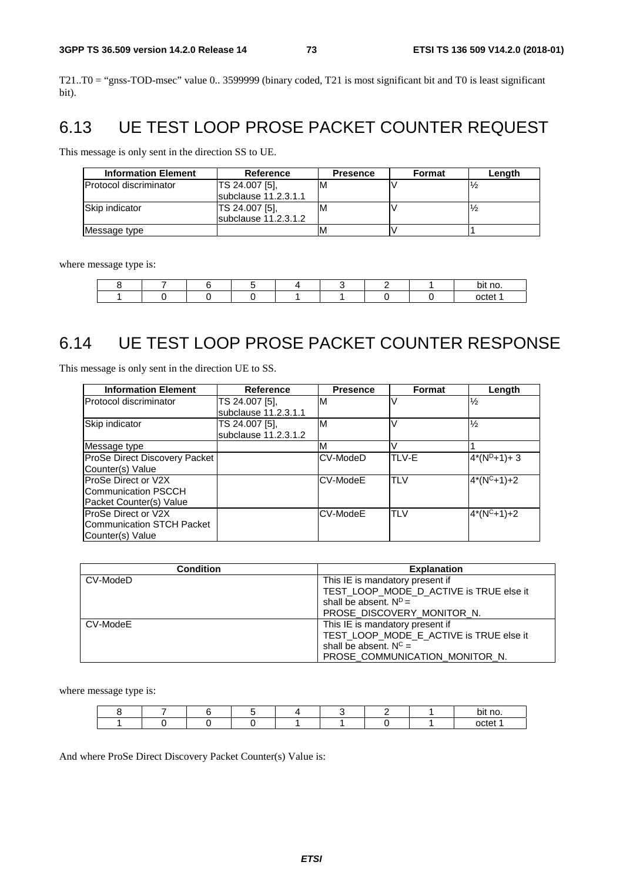T21..T0 = "gnss-TOD-msec" value 0.. 3599999 (binary coded, T21 is most significant bit and T0 is least significant bit).

## 6.13 UE TEST LOOP PROSE PACKET COUNTER REQUEST

This message is only sent in the direction SS to UE.

| Information Element | Reference | Presence | Format | Length |
|---|---|---|---|---|
| Protocol discriminator | TS 24.007 [5], subclause 11.2.3.1.1 | M | V | ½ |
| Skip indicator | TS 24.007 [5], subclause 11.2.3.1.2 | M | V | ½ |
| Message type | | M | V | 1 |

where message type is:

| 8 | 7 | 6 | 5 | 4 | 3 | 2 | 1 | bit no. |
|---|---|---|---|---|---|---|---|---|
| 1 | 0 | 0 | 0 | 1 | 1 | 0 | 0 | octet 1 |

## 6.14 UE TEST LOOP PROSE PACKET COUNTER RESPONSE

This message is only sent in the direction UE to SS.

| Information Element | Reference | Presence | Format | Length |
|---|---|---|---|---|
| Protocol discriminator | TS 24.007 [5], subclause 11.2.3.1.1 | M | V | ½ |
| Skip indicator | TS 24.007 [5], subclause 11.2.3.1.2 | M | V | ½ |
| Message type | | M | V | 1 |
| ProSe Direct Discovery Packet Counter(s) Value | | CV-ModeD | TLV-E | $4*(N^D+1)+3$ |
| ProSe Direct or V2X Communication PSCCH Packet Counter(s) Value | | CV-ModeE | TLV | $4*(N^C+1)+2$ |
| ProSe Direct or V2X Communication STCH Packet Counter(s) Value | | CV-ModeE | TLV | $4*(N^C+1)+2$ |

| Condition | Explanation |
|---|---|
| CV-ModeD | This IE is mandatory present if TEST_LOOP_MODE_D_ACTIVE is TRUE else it shall be absent. $N^D$ = PROSE_DISCOVERY_MONITOR_N. |
| CV-ModeE | This IE is mandatory present if TEST_LOOP_MODE_E_ACTIVE is TRUE else it shall be absent. $N^C$ = PROSE_COMMUNICATION_MONITOR_N. |

where message type is:

| 8 | 7 | 6 | 5 | 4 | 3 | 2 | 1 | bit no. |
|---|---|---|---|---|---|---|---|---|
| 1 | 0 | 0 | 0 | 1 | 1 | 0 | 1 | octet 1 |

And where ProSe Direct Discovery Packet Counter(s) Value is: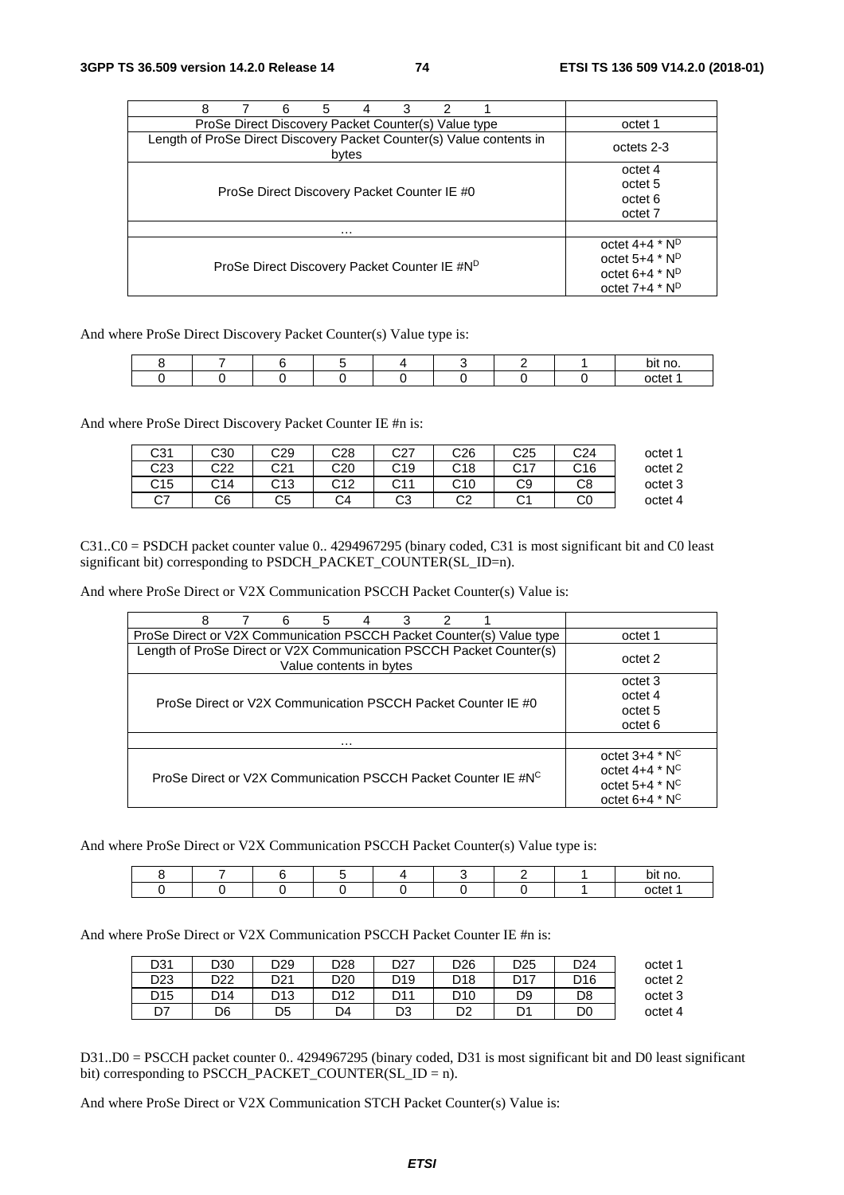| 8 7 6 5 4 3 2 1 | |
|---|---|
| ProSe Direct Discovery Packet Counter(s) Value type | octet 1 |
| Length of ProSe Direct Discovery Packet Counter(s) Value contents in bytes | octets 2-3 |
| ProSe Direct Discovery Packet Counter IE #0 | octet 4<br>octet 5<br>octet 6<br>octet 7 |
| … | |
| ProSe Direct Discovery Packet Counter IE #$N^D$ | octet 4+4 * $N^D$<br>octet 5+4 * $N^D$<br>octet 6+4 * $N^D$<br>octet 7+4 * $N^D$ |

And where ProSe Direct Discovery Packet Counter(s) Value type is:

| 8 | 7 | 6 | 5 | 4 | 3 | 2 | 1 | bit no. |
|---|---|---|---|---|---|---|---|---|
| 0 | 0 | 0 | 0 | 0 | 0 | 0 | 0 | octet 1 |

And where ProSe Direct Discovery Packet Counter IE #n is:

| | | | | | | | | |
|---|---|---|---|---|---|---|---|---|
| C31 | C30 | C29 | C28 | C27 | C26 | C25 | C24 | octet 1 |
| C23 | C22 | C21 | C20 | C19 | C18 | C17 | C16 | octet 2 |
| C15 | C14 | C13 | C12 | C11 | C10 | C9 | C8 | octet 3 |
| C7 | C6 | C5 | C4 | C3 | C2 | C1 | C0 | octet 4 |

C31..C0 = PSDCH packet counter value 0.. 4294967295 (binary coded, C31 is most significant bit and C0 least significant bit) corresponding to PSDCH_PACKET_COUNTER(SL_ID=n).

And where ProSe Direct or V2X Communication PSCCH Packet Counter(s) Value is:

| 8 7 6 5 4 3 2 1 | |
|---|---|
| ProSe Direct or V2X Communication PSCCH Packet Counter(s) Value type | octet 1 |
| Length of ProSe Direct or V2X Communication PSCCH Packet Counter(s) Value contents in bytes | octet 2 |
| ProSe Direct or V2X Communication PSCCH Packet Counter IE #0 | octet 3<br>octet 4<br>octet 5<br>octet 6 |
| … | |
| ProSe Direct or V2X Communication PSCCH Packet Counter IE #$N^C$ | octet 3+4 * $N^C$<br>octet 4+4 * $N^C$<br>octet 5+4 * $N^C$<br>octet 6+4 * $N^C$ |

And where ProSe Direct or V2X Communication PSCCH Packet Counter(s) Value type is:

| 8 | 7 | 6 | 5 | 4 | 3 | 2 | 1 | bit no. |
|---|---|---|---|---|---|---|---|---|
| 0 | 0 | 0 | 0 | 0 | 0 | 0 | 1 | octet 1 |

And where ProSe Direct or V2X Communication PSCCH Packet Counter IE #n is:

| | | | | | | | | |
|---|---|---|---|---|---|---|---|---|
| D31 | D30 | D29 | D28 | D27 | D26 | D25 | D24 | octet 1 |
| D23 | D22 | D21 | D20 | D19 | D18 | D17 | D16 | octet 2 |
| D15 | D14 | D13 | D12 | D11 | D10 | D9 | D8 | octet 3 |
| D7 | D6 | D5 | D4 | D3 | D2 | D1 | D0 | octet 4 |

D31..D0 = PSCCH packet counter 0.. 4294967295 (binary coded, D31 is most significant bit and D0 least significant bit) corresponding to PSCCH_PACKET_COUNTER(SL_ID = n).

And where ProSe Direct or V2X Communication STCH Packet Counter(s) Value is: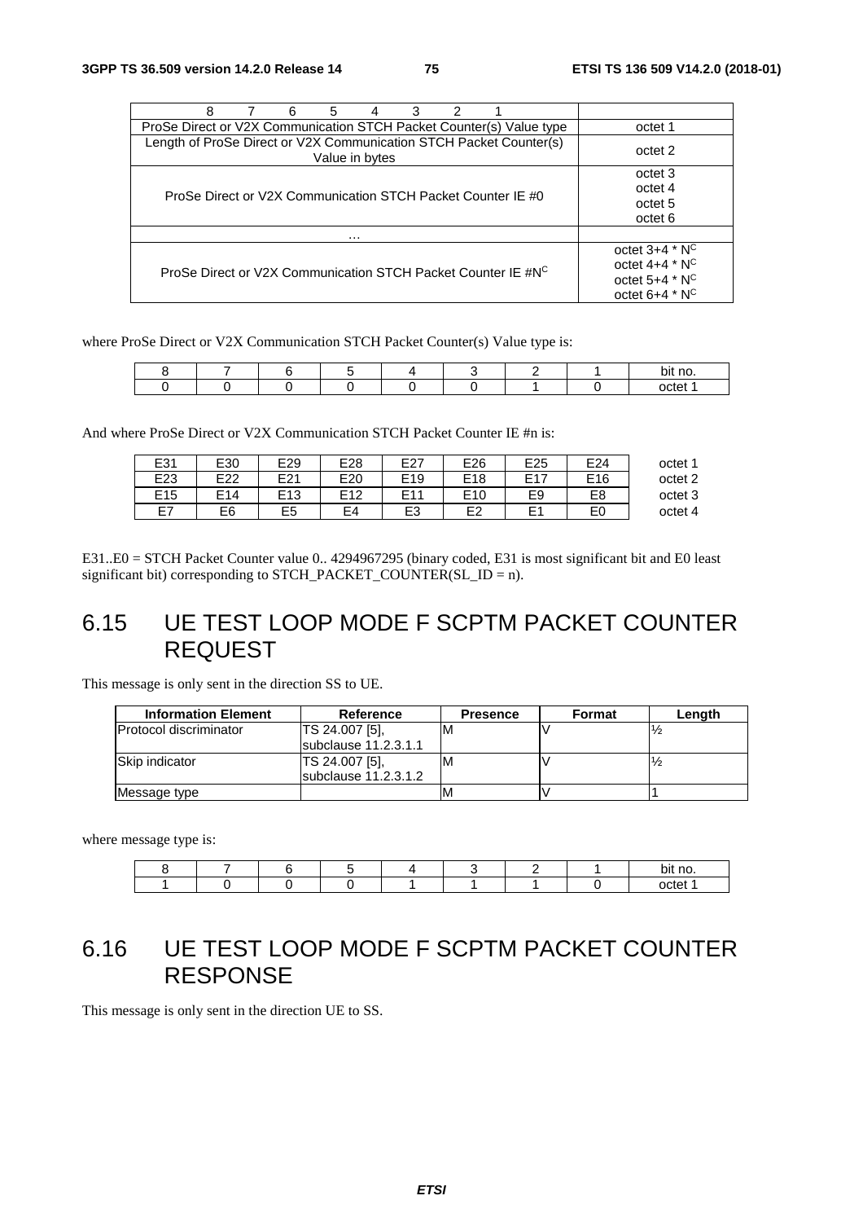| 8 7 6 5 4 3 2 1 | |
|---|---|
| ProSe Direct or V2X Communication STCH Packet Counter(s) Value type | octet 1 |
| Length of ProSe Direct or V2X Communication STCH Packet Counter(s) Value in bytes | octet 2 |
| ProSe Direct or V2X Communication STCH Packet Counter IE #0 | octet 3<br>octet 4<br>octet 5<br>octet 6 |
| … | |
| ProSe Direct or V2X Communication STCH Packet Counter IE #N$^C$ | octet 3+4 * N$^C$<br>octet 4+4 * N$^C$<br>octet 5+4 * N$^C$<br>octet 6+4 * N$^C$ |

where ProSe Direct or V2X Communication STCH Packet Counter(s) Value type is:

| 8 | 7 | 6 | 5 | 4 | 3 | 2 | 1 | bit no. |
|---|---|---|---|---|---|---|---|---|
| 0 | 0 | 0 | 0 | 0 | 0 | 1 | 0 | octet 1 |

And where ProSe Direct or V2X Communication STCH Packet Counter IE #n is:

| | | | | | | | | |
|---|---|---|---|---|---|---|---|---|
| E31 | E30 | E29 | E28 | E27 | E26 | E25 | E24 | octet 1 |
| E23 | E22 | E21 | E20 | E19 | E18 | E17 | E16 | octet 2 |
| E15 | E14 | E13 | E12 | E11 | E10 | E9 | E8 | octet 3 |
| E7 | E6 | E5 | E4 | E3 | E2 | E1 | E0 | octet 4 |

E31..E0 = STCH Packet Counter value 0.. 4294967295 (binary coded, E31 is most significant bit and E0 least significant bit) corresponding to STCH_PACKET_COUNTER(SL_ID = n).

## 6.15 UE TEST LOOP MODE F SCPTM PACKET COUNTER REQUEST

This message is only sent in the direction SS to UE.

| Information Element | Reference | Presence | Format | Length |
|---|---|---|---|---|
| Protocol discriminator | TS 24.007 [5], subclause 11.2.3.1.1 | M | V | ½ |
| Skip indicator | TS 24.007 [5], subclause 11.2.3.1.2 | M | V | ½ |
| Message type | | M | V | 1 |

where message type is:

| 8 | 7 | 6 | 5 | 4 | 3 | 2 | 1 | bit no. |
|---|---|---|---|---|---|---|---|---|
| 1 | 0 | 0 | 0 | 1 | 1 | 1 | 0 | octet 1 |

## 6.16 UE TEST LOOP MODE F SCPTM PACKET COUNTER RESPONSE

This message is only sent in the direction UE to SS.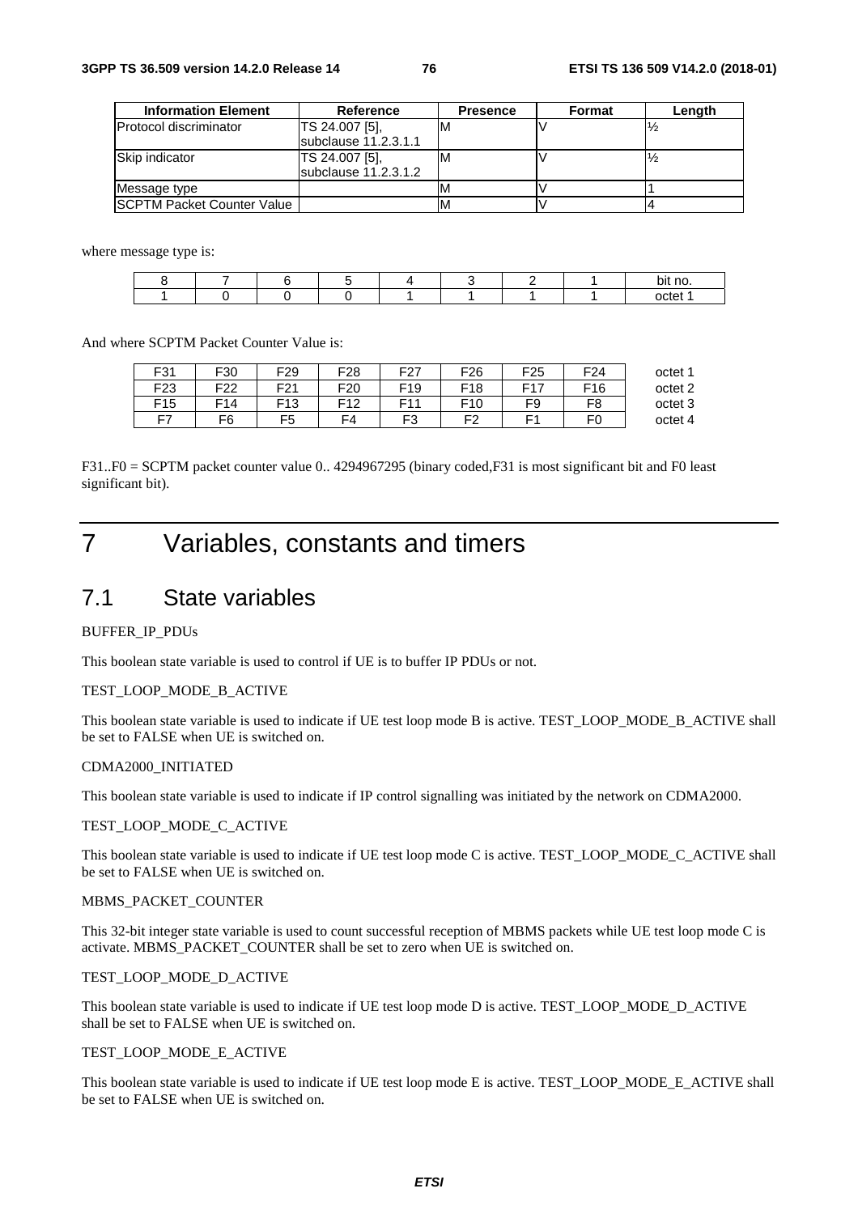| Information Element | Reference | Presence | Format | Length |
|---|---|---|---|---|
| Protocol discriminator | TS 24.007 [5], subclause 11.2.3.1.1 | M | V | ½ |
| Skip indicator | TS 24.007 [5], subclause 11.2.3.1.2 | M | V | ½ |
| Message type | | M | V | 1 |
| SCPTM Packet Counter Value | | M | V | 4 |

where message type is:

| 8 | 7 | 6 | 5 | 4 | 3 | 2 | 1 | bit no. |
|---|---|---|---|---|---|---|---|---|
| 1 | 0 | 0 | 0 | 1 | 1 | 1 | 1 | octet 1 |

And where SCPTM Packet Counter Value is:

| | | | | | | | | |
|---|---|---|---|---|---|---|---|---|
| F31 | F30 | F29 | F28 | F27 | F26 | F25 | F24 | octet 1 |
| F23 | F22 | F21 | F20 | F19 | F18 | F17 | F16 | octet 2 |
| F15 | F14 | F13 | F12 | F11 | F10 | F9 | F8 | octet 3 |
| F7 | F6 | F5 | F4 | F3 | F2 | F1 | F0 | octet 4 |

F31..F0 = SCPTM packet counter value 0.. 4294967295 (binary coded,F31 is most significant bit and F0 least significant bit).

# 7 Variables, constants and timers

## 7.1 State variables

BUFFER_IP_PDUs

This boolean state variable is used to control if UE is to buffer IP PDUs or not.

TEST_LOOP_MODE_B_ACTIVE

This boolean state variable is used to indicate if UE test loop mode B is active. TEST_LOOP_MODE_B_ACTIVE shall be set to FALSE when UE is switched on.

CDMA2000_INITIATED

This boolean state variable is used to indicate if IP control signalling was initiated by the network on CDMA2000.

TEST_LOOP_MODE_C_ACTIVE

This boolean state variable is used to indicate if UE test loop mode C is active. TEST_LOOP_MODE_C_ACTIVE shall be set to FALSE when UE is switched on.

MBMS_PACKET_COUNTER

This 32-bit integer state variable is used to count successful reception of MBMS packets while UE test loop mode C is activate. MBMS_PACKET_COUNTER shall be set to zero when UE is switched on.

TEST_LOOP_MODE_D_ACTIVE

This boolean state variable is used to indicate if UE test loop mode D is active. TEST_LOOP_MODE_D_ACTIVE shall be set to FALSE when UE is switched on.

TEST_LOOP_MODE_E_ACTIVE

This boolean state variable is used to indicate if UE test loop mode E is active. TEST_LOOP_MODE_E_ACTIVE shall be set to FALSE when UE is switched on.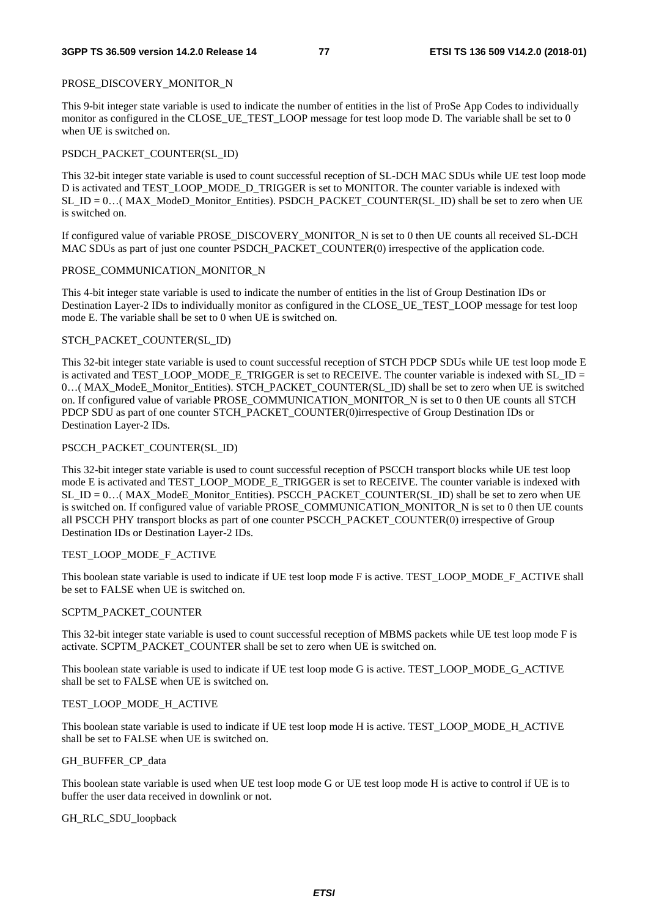PROSE_DISCOVERY_MONITOR_N

This 9-bit integer state variable is used to indicate the number of entities in the list of ProSe App Codes to individually monitor as configured in the CLOSE_UE_TEST_LOOP message for test loop mode D. The variable shall be set to 0 when UE is switched on.

PSDCH_PACKET_COUNTER(SL_ID)

This 32-bit integer state variable is used to count successful reception of SL-DCH MAC SDUs while UE test loop mode D is activated and TEST_LOOP_MODE_D_TRIGGER is set to MONITOR. The counter variable is indexed with SL_ID = 0…( MAX_ModeD_Monitor_Entities). PSDCH_PACKET_COUNTER(SL_ID) shall be set to zero when UE is switched on.

If configured value of variable PROSE_DISCOVERY_MONITOR_N is set to 0 then UE counts all received SL-DCH MAC SDUs as part of just one counter PSDCH_PACKET_COUNTER(0) irrespective of the application code.

PROSE_COMMUNICATION_MONITOR_N

This 4-bit integer state variable is used to indicate the number of entities in the list of Group Destination IDs or Destination Layer-2 IDs to individually monitor as configured in the CLOSE_UE_TEST_LOOP message for test loop mode E. The variable shall be set to 0 when UE is switched on.

STCH_PACKET_COUNTER(SL_ID)

This 32-bit integer state variable is used to count successful reception of STCH PDCP SDUs while UE test loop mode E is activated and TEST_LOOP_MODE_E_TRIGGER is set to RECEIVE. The counter variable is indexed with SL_ID = 0…( MAX_ModeE_Monitor_Entities). STCH_PACKET_COUNTER(SL_ID) shall be set to zero when UE is switched on. If configured value of variable PROSE_COMMUNICATION_MONITOR_N is set to 0 then UE counts all STCH PDCP SDU as part of one counter STCH_PACKET_COUNTER(0)irrespective of Group Destination IDs or Destination Layer-2 IDs.

PSCCH_PACKET_COUNTER(SL_ID)

This 32-bit integer state variable is used to count successful reception of PSCCH transport blocks while UE test loop mode E is activated and TEST_LOOP_MODE_E_TRIGGER is set to RECEIVE. The counter variable is indexed with SL_ID = 0…( MAX_ModeE_Monitor_Entities). PSCCH_PACKET_COUNTER(SL_ID) shall be set to zero when UE is switched on. If configured value of variable PROSE_COMMUNICATION_MONITOR_N is set to 0 then UE counts all PSCCH PHY transport blocks as part of one counter PSCCH_PACKET_COUNTER(0) irrespective of Group Destination IDs or Destination Layer-2 IDs.

TEST_LOOP_MODE_F_ACTIVE

This boolean state variable is used to indicate if UE test loop mode F is active. TEST_LOOP_MODE_F_ACTIVE shall be set to FALSE when UE is switched on.

SCPTM_PACKET_COUNTER

This 32-bit integer state variable is used to count successful reception of MBMS packets while UE test loop mode F is activate. SCPTM_PACKET_COUNTER shall be set to zero when UE is switched on.

This boolean state variable is used to indicate if UE test loop mode G is active. TEST_LOOP_MODE_G_ACTIVE shall be set to FALSE when UE is switched on.

TEST_LOOP_MODE_H_ACTIVE

This boolean state variable is used to indicate if UE test loop mode H is active. TEST_LOOP_MODE_H_ACTIVE shall be set to FALSE when UE is switched on.

GH_BUFFER_CP_data

This boolean state variable is used when UE test loop mode G or UE test loop mode H is active to control if UE is to buffer the user data received in downlink or not.

GH_RLC_SDU_loopback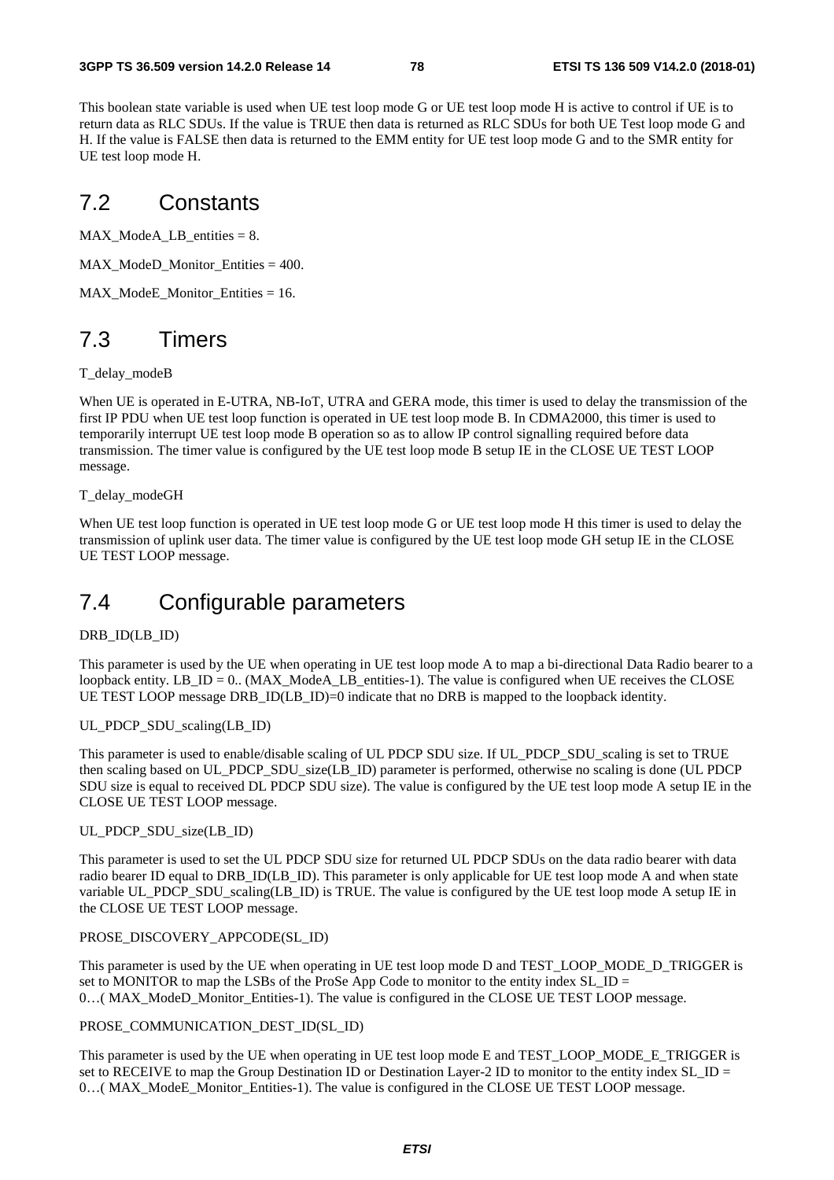This boolean state variable is used when UE test loop mode G or UE test loop mode H is active to control if UE is to return data as RLC SDUs. If the value is TRUE then data is returned as RLC SDUs for both UE Test loop mode G and H. If the value is FALSE then data is returned to the EMM entity for UE test loop mode G and to the SMR entity for UE test loop mode H.

## 7.2 Constants

MAX_ModeA_LB_entities = 8.

MAX_ModeD_Monitor_Entities = 400.

MAX_ModeE_Monitor_Entities = 16.

## 7.3 Timers

T_delay_modeB

When UE is operated in E-UTRA, NB-IoT, UTRA and GERA mode, this timer is used to delay the transmission of the first IP PDU when UE test loop function is operated in UE test loop mode B. In CDMA2000, this timer is used to temporarily interrupt UE test loop mode B operation so as to allow IP control signalling required before data transmission. The timer value is configured by the UE test loop mode B setup IE in the CLOSE UE TEST LOOP message.

T_delay_modeGH

When UE test loop function is operated in UE test loop mode G or UE test loop mode H this timer is used to delay the transmission of uplink user data. The timer value is configured by the UE test loop mode GH setup IE in the CLOSE UE TEST LOOP message.

## 7.4 Configurable parameters

DRB_ID(LB_ID)

This parameter is used by the UE when operating in UE test loop mode A to map a bi-directional Data Radio bearer to a loopback entity. LB_ID = 0.. (MAX_ModeA_LB_entities-1). The value is configured when UE receives the CLOSE UE TEST LOOP message DRB_ID(LB_ID)=0 indicate that no DRB is mapped to the loopback identity.

UL_PDCP_SDU_scaling(LB_ID)

This parameter is used to enable/disable scaling of UL PDCP SDU size. If UL_PDCP_SDU_scaling is set to TRUE then scaling based on UL_PDCP_SDU_size(LB_ID) parameter is performed, otherwise no scaling is done (UL PDCP SDU size is equal to received DL PDCP SDU size). The value is configured by the UE test loop mode A setup IE in the CLOSE UE TEST LOOP message.

UL_PDCP_SDU_size(LB_ID)

This parameter is used to set the UL PDCP SDU size for returned UL PDCP SDUs on the data radio bearer with data radio bearer ID equal to DRB_ID(LB_ID). This parameter is only applicable for UE test loop mode A and when state variable UL_PDCP_SDU_scaling(LB_ID) is TRUE. The value is configured by the UE test loop mode A setup IE in the CLOSE UE TEST LOOP message.

PROSE_DISCOVERY_APPCODE(SL_ID)

This parameter is used by the UE when operating in UE test loop mode D and TEST_LOOP_MODE_D_TRIGGER is set to MONITOR to map the LSBs of the ProSe App Code to monitor to the entity index SL_ID = 0…( MAX_ModeD_Monitor_Entities-1). The value is configured in the CLOSE UE TEST LOOP message.

PROSE_COMMUNICATION_DEST_ID(SL_ID)

This parameter is used by the UE when operating in UE test loop mode E and TEST_LOOP_MODE_E_TRIGGER is set to RECEIVE to map the Group Destination ID or Destination Layer-2 ID to monitor to the entity index SL_ID = 0…( MAX_ModeE_Monitor_Entities-1). The value is configured in the CLOSE UE TEST LOOP message.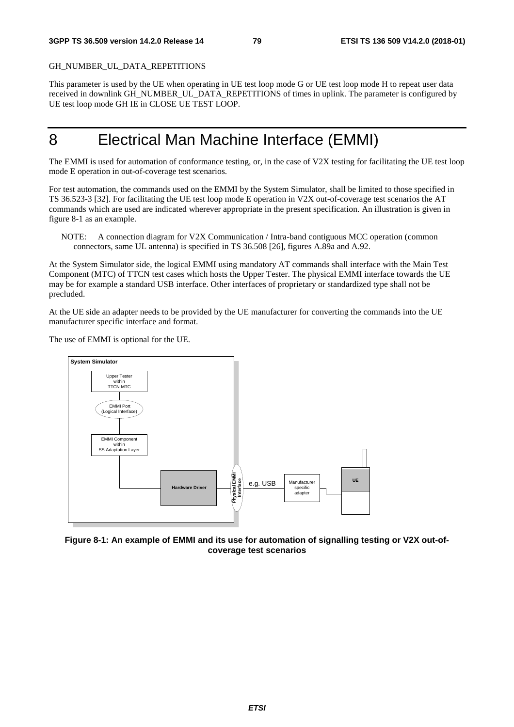GH_NUMBER_UL_DATA_REPETITIONS

This parameter is used by the UE when operating in UE test loop mode G or UE test loop mode H to repeat user data received in downlink GH_NUMBER_UL_DATA_REPETITIONS of times in uplink. The parameter is configured by UE test loop mode GH IE in CLOSE UE TEST LOOP.

# 8 Electrical Man Machine Interface (EMMI)

The EMMI is used for automation of conformance testing, or, in the case of V2X testing for facilitating the UE test loop mode E operation in out-of-coverage test scenarios.

For test automation, the commands used on the EMMI by the System Simulator, shall be limited to those specified in TS 36.523-3 [32]. For facilitating the UE test loop mode E operation in V2X out-of-coverage test scenarios the AT commands which are used are indicated wherever appropriate in the present specification. An illustration is given in figure 8-1 as an example.

NOTE: A connection diagram for V2X Communication / Intra-band contiguous MCC operation (common connectors, same UL antenna) is specified in TS 36.508 [26], figures A.89a and A.92.

At the System Simulator side, the logical EMMI using mandatory AT commands shall interface with the Main Test Component (MTC) of TTCN test cases which hosts the Upper Tester. The physical EMMI interface towards the UE may be for example a standard USB interface. Other interfaces of proprietary or standardized type shall not be precluded.

At the UE side an adapter needs to be provided by the UE manufacturer for converting the commands into the UE manufacturer specific interface and format.

The use of EMMI is optional for the UE.

System Simulator

Upper Tester within TTCN MTC

EMMI Port (Logical Interface)

EMMI Component within SS Adaptation Layer

Hardware Driver

Physical EMMI Interface

e.g. USB

Manufacturer specific adapter

UE

**Figure 8-1: An example of EMMI and its use for automation of signalling testing or V2X out-of-coverage test scenarios**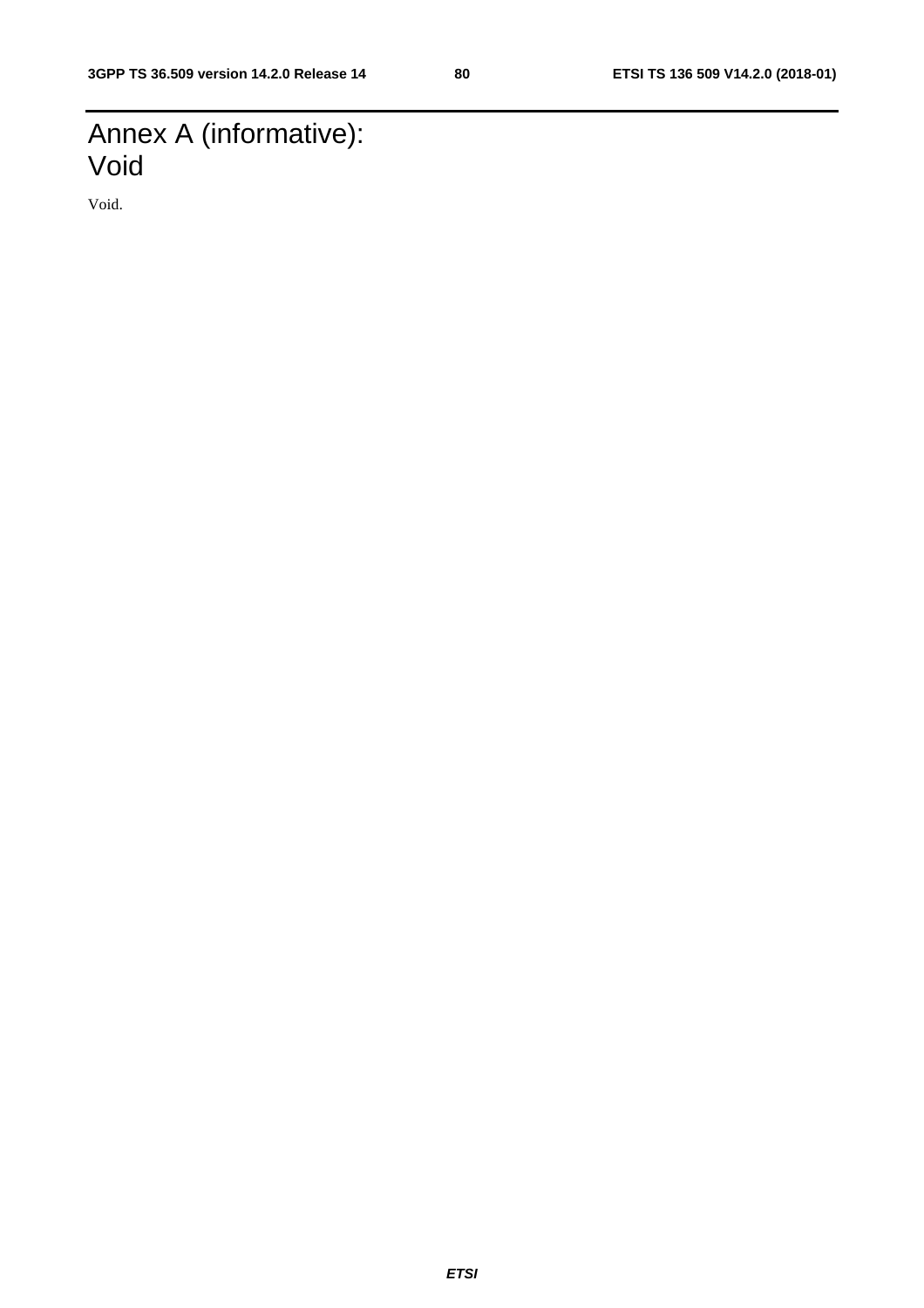# Annex A (informative): Void

Void.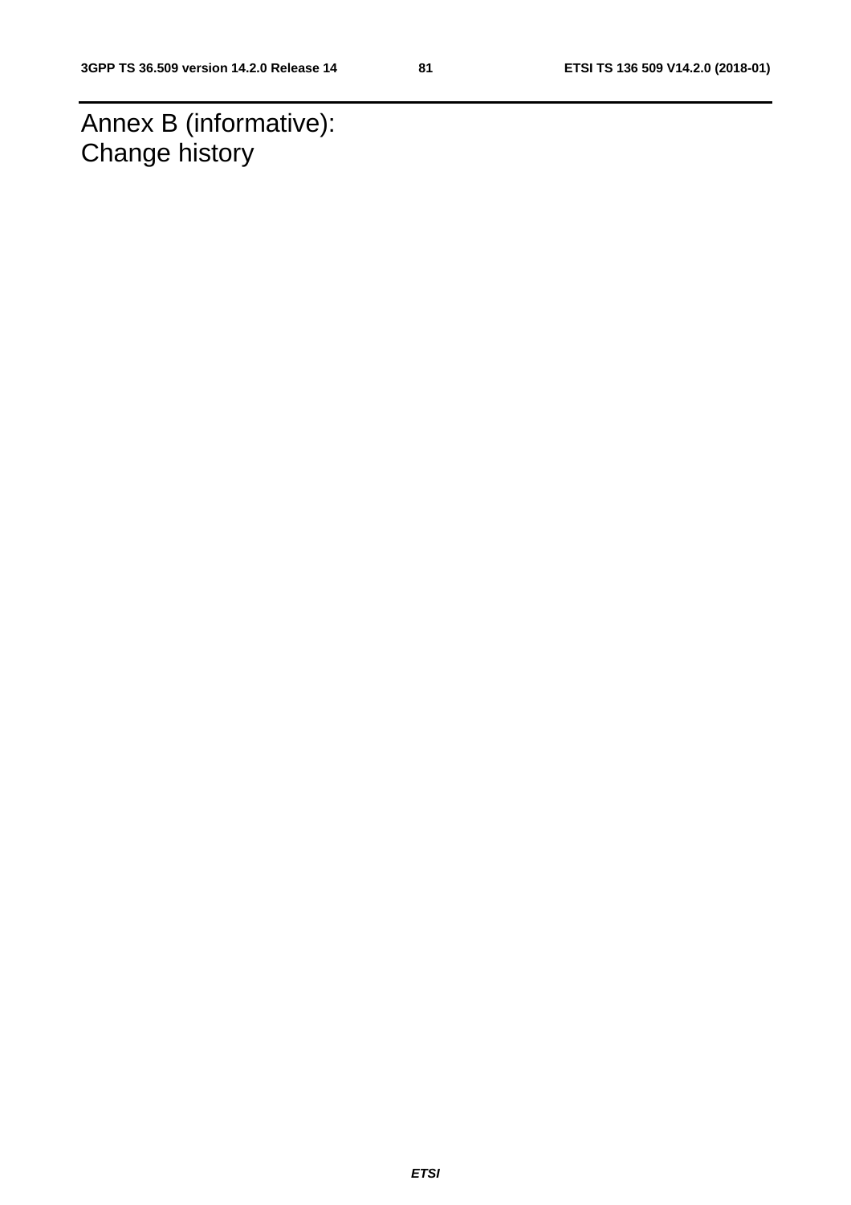# Annex B (informative): Change history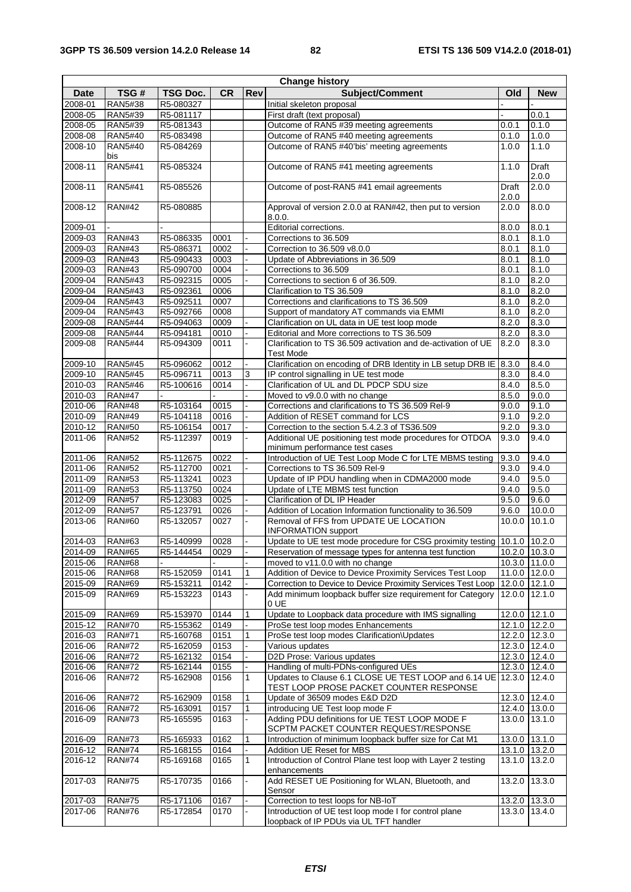| Change history | | | | | | | |
|---|---|---|---|---|---|---|---|
| **Date** | **TSG #** | **TSG Doc.** | **CR** | **Rev** | **Subject/Comment** | **Old** | **New** |
| 2008-01 | RAN5#38 | R5-080327 | | | Initial skeleton proposal | - | - |
| 2008-05 | RAN5#39 | R5-081117 | | | First draft (text proposal) | - | 0.0.1 |
| 2008-05 | RAN5#39 | R5-081343 | | | Outcome of RAN5 #39 meeting agreements | 0.0.1 | 0.1.0 |
| 2008-08 | RAN5#40 | R5-083498 | | | Outcome of RAN5 #40 meeting agreements | 0.1.0 | 1.0.0 |
| 2008-10 | RAN5#40 bis | R5-084269 | | | Outcome of RAN5 #40'bis' meeting agreements | 1.0.0 | 1.1.0 |
| 2008-11 | RAN5#41 | R5-085324 | | | Outcome of RAN5 #41 meeting agreements | 1.1.0 | Draft 2.0.0 |
| 2008-11 | RAN5#41 | R5-085526 | | | Outcome of post-RAN5 #41 email agreements | Draft 2.0.0 | 2.0.0 |
| 2008-12 | RAN#42 | R5-080885 | | | Approval of version 2.0.0 at RAN#42, then put to version 8.0.0. | 2.0.0 | 8.0.0 |
| 2009-01 | - | - | | | Editorial corrections. | 8.0.0 | 8.0.1 |
| 2009-03 | RAN#43 | R5-086335 | 0001 | - | Corrections to 36.509 | 8.0.1 | 8.1.0 |
| 2009-03 | RAN#43 | R5-086371 | 0002 | - | Correction to 36.509 v8.0.0 | 8.0.1 | 8.1.0 |
| 2009-03 | RAN#43 | R5-090433 | 0003 | - | Update of Abbreviations in 36.509 | 8.0.1 | 8.1.0 |
| 2009-03 | RAN#43 | R5-090700 | 0004 | - | Corrections to 36.509 | 8.0.1 | 8.1.0 |
| 2009-04 | RAN5#43 | R5-092315 | 0005 | - | Corrections to section 6 of 36.509. | 8.1.0 | 8.2.0 |
| 2009-04 | RAN5#43 | R5-092361 | 0006 | | Clarification to TS 36.509 | 8.1.0 | 8.2.0 |
| 2009-04 | RAN5#43 | R5-092511 | 0007 | | Corrections and clarifications to TS 36.509 | 8.1.0 | 8.2.0 |
| 2009-04 | RAN5#43 | R5-092766 | 0008 | | Support of mandatory AT commands via EMMI | 8.1.0 | 8.2.0 |
| 2009-08 | RAN5#44 | R5-094063 | 0009 | - | Clarification on UL data in UE test loop mode | 8.2.0 | 8.3.0 |
| 2009-08 | RAN5#44 | R5-094181 | 0010 | - | Editorial and More corrections to TS 36.509 | 8.2.0 | 8.3.0 |
| 2009-08 | RAN5#44 | R5-094309 | 0011 | - | Clarification to TS 36.509 activation and de-activation of UE Test Mode | 8.2.0 | 8.3.0 |
| 2009-10 | RAN5#45 | R5-096062 | 0012 | - | Clarification on encoding of DRB Identity in LB setup DRB IE | 8.3.0 | 8.4.0 |
| 2009-10 | RAN5#45 | R5-096711 | 0013 | 3 | IP control signalling in UE test mode | 8.3.0 | 8.4.0 |
| 2010-03 | RAN5#46 | R5-100616 | 0014 | - | Clarification of UL and DL PDCP SDU size | 8.4.0 | 8.5.0 |
| 2010-03 | RAN#47 | - | - | - | Moved to v9.0.0 with no change | 8.5.0 | 9.0.0 |
| 2010-06 | RAN#48 | R5-103164 | 0015 | - | Corrections and clarifications to TS 36.509 Rel-9 | 9.0.0 | 9.1.0 |
| 2010-09 | RAN#49 | R5-104118 | 0016 | - | Addition of RESET command for LCS | 9.1.0 | 9.2.0 |
| 2010-12 | RAN#50 | R5-106154 | 0017 | - | Correction to the section 5.4.2.3 of TS36.509 | 9.2.0 | 9.3.0 |
| 2011-06 | RAN#52 | R5-112397 | 0019 | - | Additional UE positioning test mode procedures for OTDOA minimum performance test cases | 9.3.0 | 9.4.0 |
| 2011-06 | RAN#52 | R5-112675 | 0022 | - | Introduction of UE Test Loop Mode C for LTE MBMS testing | 9.3.0 | 9.4.0 |
| 2011-06 | RAN#52 | R5-112700 | 0021 | - | Corrections to TS 36.509 Rel-9 | 9.3.0 | 9.4.0 |
| 2011-09 | RAN#53 | R5-113241 | 0023 | | Update of IP PDU handling when in CDMA2000 mode | 9.4.0 | 9.5.0 |
| 2011-09 | RAN#53 | R5-113750 | 0024 | | Update of LTE MBMS test function | 9.4.0 | 9.5.0 |
| 2012-09 | RAN#57 | R5-123083 | 0025 | - | Clarification of DL IP Header | 9.5.0 | 9.6.0 |
| 2012-09 | RAN#57 | R5-123791 | 0026 | - | Addition of Location Information functionality to 36.509 | 9.6.0 | 10.0.0 |
| 2013-06 | RAN#60 | R5-132057 | 0027 | - | Removal of FFS from UPDATE UE LOCATION INFORMATION support | 10.0.0 | 10.1.0 |
| 2014-03 | RAN#63 | R5-140999 | 0028 | - | Update to UE test mode procedure for CSG proximity testing | 10.1.0 | 10.2.0 |
| 2014-09 | RAN#65 | R5-144454 | 0029 | - | Reservation of message types for antenna test function | 10.2.0 | 10.3.0 |
| 2015-06 | RAN#68 | - | - | - | moved to v11.0.0 with no change | 10.3.0 | 11.0.0 |
| 2015-06 | RAN#68 | R5-152059 | 0141 | 1 | Addition of Device to Device Proximity Services Test Loop | 11.0.0 | 12.0.0 |
| 2015-09 | RAN#69 | R5-153211 | 0142 | - | Correction to Device to Device Proximity Services Test Loop | 12.0.0 | 12.1.0 |
| 2015-09 | RAN#69 | R5-153223 | 0143 | - | Add minimum loopback buffer size requirement for Category 0 UE | 12.0.0 | 12.1.0 |
| 2015-09 | RAN#69 | R5-153970 | 0144 | 1 | Update to Loopback data procedure with IMS signalling | 12.0.0 | 12.1.0 |
| 2015-12 | RAN#70 | R5-155362 | 0149 | - | ProSe test loop modes Enhancements | 12.1.0 | 12.2.0 |
| 2016-03 | RAN#71 | R5-160768 | 0151 | 1 | ProSe test loop modes Clarification\Updates | 12.2.0 | 12.3.0 |
| 2016-06 | RAN#72 | R5-162059 | 0153 | - | Various updates | 12.3.0 | 12.4.0 |
| 2016-06 | RAN#72 | R5-162132 | 0154 | - | D2D Prose: Various updates | 12.3.0 | 12.4.0 |
| 2016-06 | RAN#72 | R5-162144 | 0155 | - | Handling of multi-PDNs-configured UEs | 12.3.0 | 12.4.0 |
| 2016-06 | RAN#72 | R5-162908 | 0156 | 1 | Updates to Clause 6.1 CLOSE UE TEST LOOP and 6.14 UE TEST LOOP PROSE PACKET COUNTER RESPONSE | 12.3.0 | 12.4.0 |
| 2016-06 | RAN#72 | R5-162909 | 0158 | 1 | Update of 36509 modes E&D D2D | 12.3.0 | 12.4.0 |
| 2016-06 | RAN#72 | R5-163091 | 0157 | 1 | introducing UE Test loop mode F | 12.4.0 | 13.0.0 |
| 2016-09 | RAN#73 | R5-165595 | 0163 | - | Adding PDU definitions for UE TEST LOOP MODE F SCPTM PACKET COUNTER REQUEST/RESPONSE | 13.0.0 | 13.1.0 |
| 2016-09 | RAN#73 | R5-165933 | 0162 | 1 | Introduction of minimum loopback buffer size for Cat M1 | 13.0.0 | 13.1.0 |
| 2016-12 | RAN#74 | R5-168155 | 0164 | - | Addition UE Reset for MBS | 13.1.0 | 13.2.0 |
| 2016-12 | RAN#74 | R5-169168 | 0165 | 1 | Introduction of Control Plane test loop with Layer 2 testing enhancements | 13.1.0 | 13.2.0 |
| 2017-03 | RAN#75 | R5-170735 | 0166 | - | Add RESET UE Positioning for WLAN, Bluetooth, and Sensor | 13.2.0 | 13.3.0 |
| 2017-03 | RAN#75 | R5-171106 | 0167 | - | Correction to test loops for NB-IoT | 13.2.0 | 13.3.0 |
| 2017-06 | RAN#76 | R5-172854 | 0170 | - | Introduction of UE test loop mode I for control plane loopback of IP PDUs via UL TFT handler | 13.3.0 | 13.4.0 |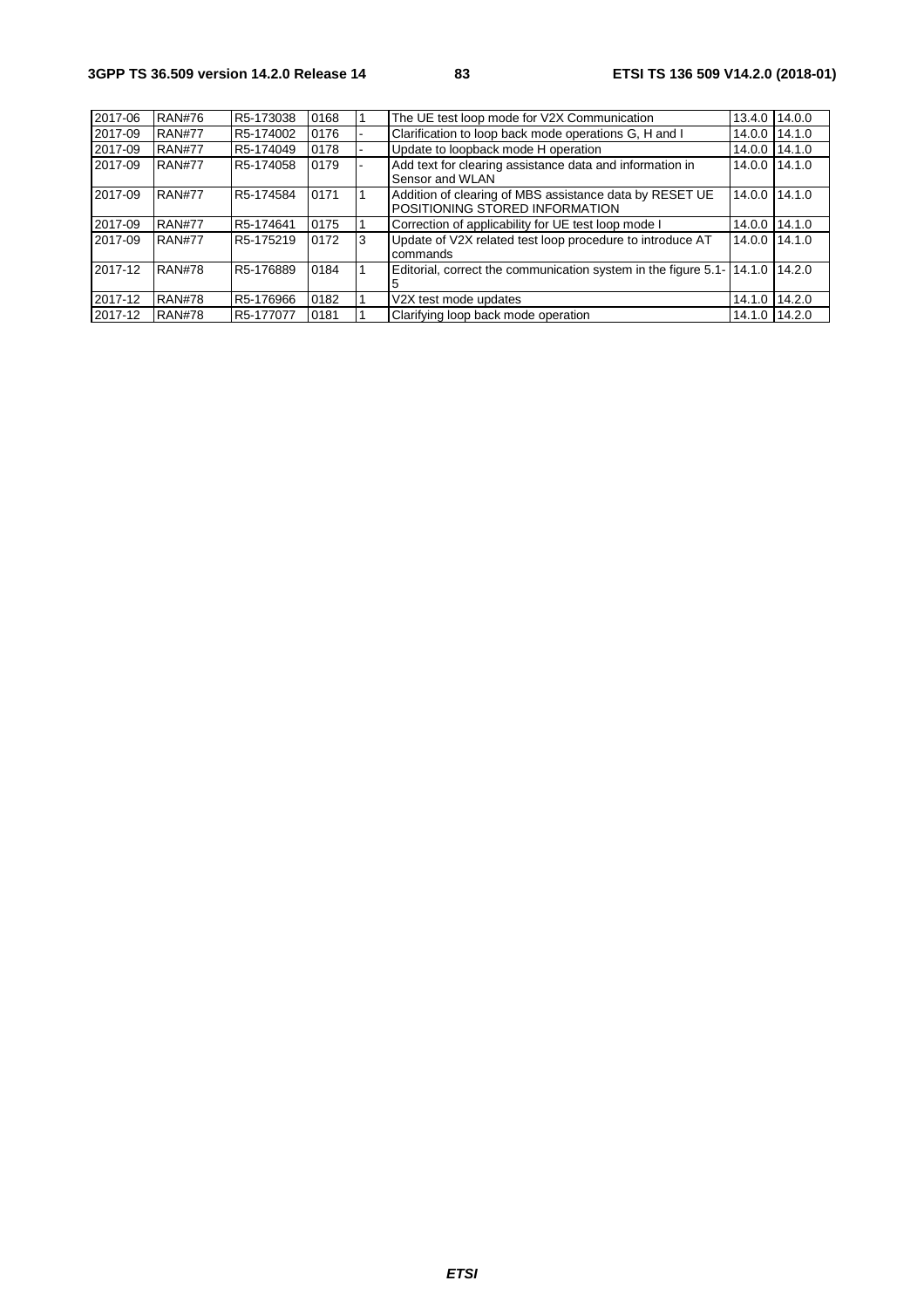| | | | | | | | |
|---|---|---|---|---|---|---|---|
| 2017-06 | RAN#76 | R5-173038 | 0168 | 1 | The UE test loop mode for V2X Communication | 13.4.0 | 14.0.0 |
| 2017-09 | RAN#77 | R5-174002 | 0176 | - | Clarification to loop back mode operations G, H and I | 14.0.0 | 14.1.0 |
| 2017-09 | RAN#77 | R5-174049 | 0178 | - | Update to loopback mode H operation | 14.0.0 | 14.1.0 |
| 2017-09 | RAN#77 | R5-174058 | 0179 | - | Add text for clearing assistance data and information in Sensor and WLAN | 14.0.0 | 14.1.0 |
| 2017-09 | RAN#77 | R5-174584 | 0171 | 1 | Addition of clearing of MBS assistance data by RESET UE POSITIONING STORED INFORMATION | 14.0.0 | 14.1.0 |
| 2017-09 | RAN#77 | R5-174641 | 0175 | 1 | Correction of applicability for UE test loop mode I | 14.0.0 | 14.1.0 |
| 2017-09 | RAN#77 | R5-175219 | 0172 | 3 | Update of V2X related test loop procedure to introduce AT commands | 14.0.0 | 14.1.0 |
| 2017-12 | RAN#78 | R5-176889 | 0184 | 1 | Editorial, correct the communication system in the figure 5.1-5 | 14.1.0 | 14.2.0 |
| 2017-12 | RAN#78 | R5-176966 | 0182 | 1 | V2X test mode updates | 14.1.0 | 14.2.0 |
| 2017-12 | RAN#78 | R5-177077 | 0181 | 1 | Clarifying loop back mode operation | 14.1.0 | 14.2.0 |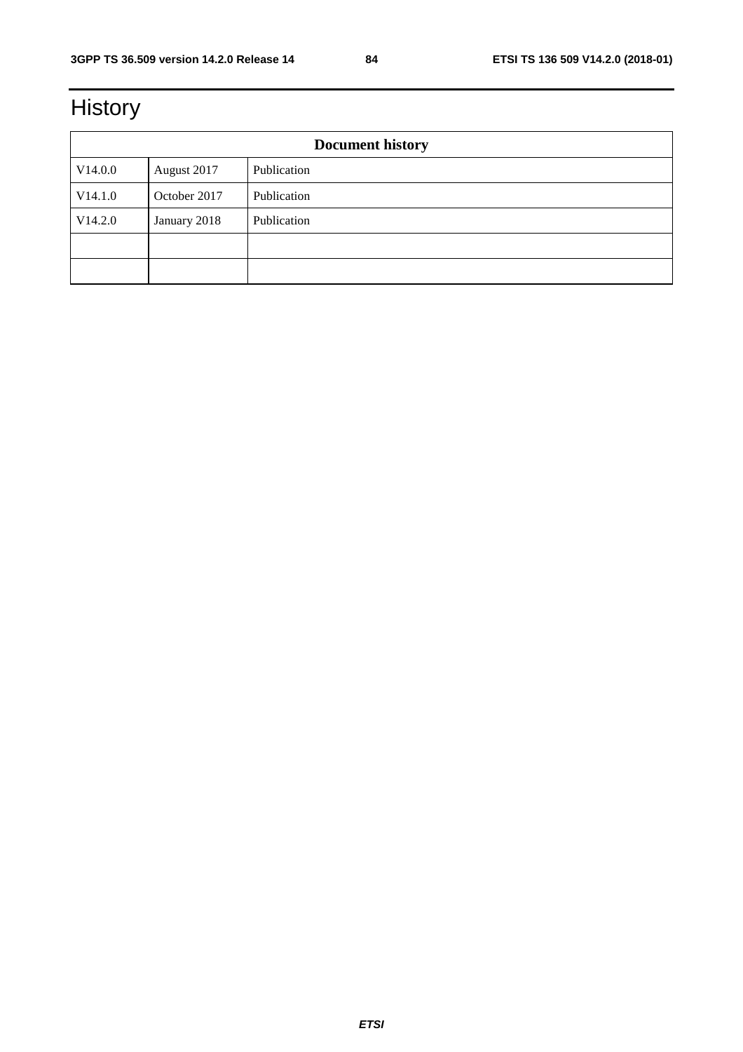# History

| Document history | | |
|---|---|---|
| V14.0.0 | August 2017 | Publication |
| V14.1.0 | October 2017 | Publication |
| V14.2.0 | January 2018 | Publication |
| | | |
| | | |